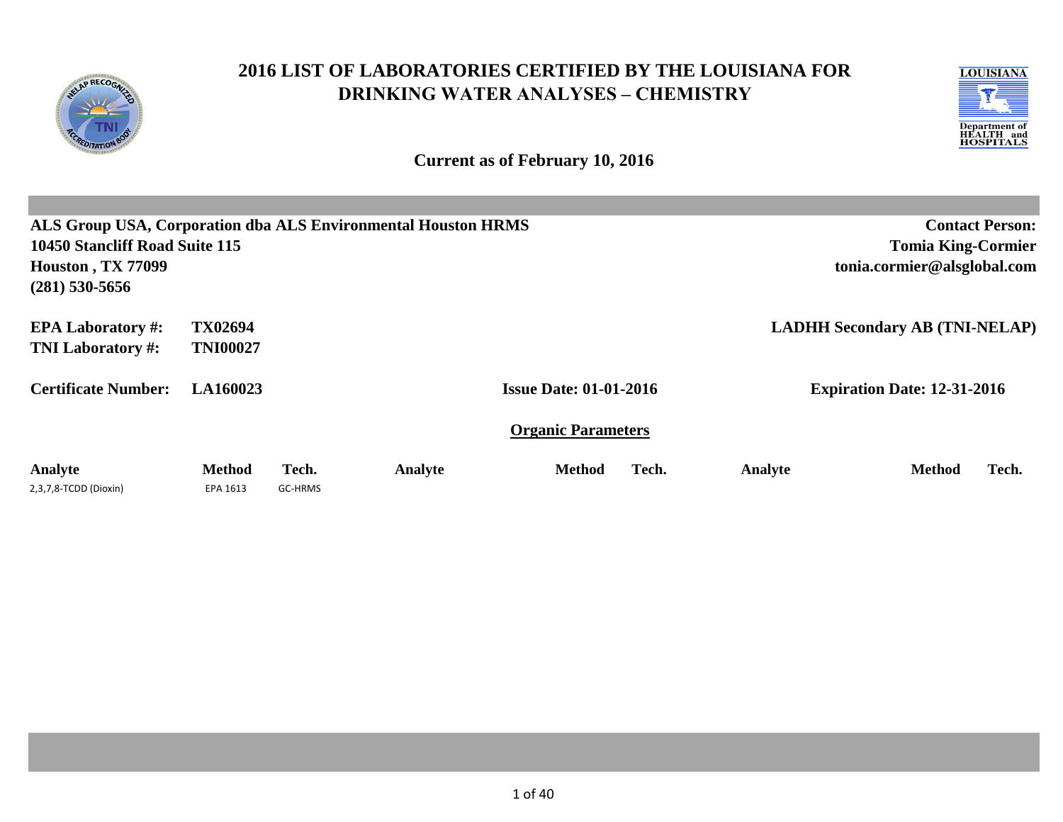# 2016 LIST OF LABORATORIES CERTIFIED BY THE LOUISIANA FOR DRINKING WATER ANALYSES – CHEMISTRY

**Current as of February 10, 2016**

**ALS Group USA, Corporation dba ALS Environmental Houston HRMS**
**10450 Stancliff Road Suite 115**
**Houston , TX 77099**
**(281) 530-5656**

**Contact Person:**
**Tomia King-Cormier**
**tonia.cormier@alsglobal.com**

**EPA Laboratory #:** TX02694
**TNI Laboratory #:** TNI00027

**LADHH Secondary AB (TNI-NELAP)**

**Certificate Number:** LA160023
**Issue Date: 01-01-2016**
**Expiration Date: 12-31-2016**

## Organic Parameters

| Analyte | Method | Tech. | Analyte | Method | Tech. | Analyte | Method | Tech. |
|---|---|---|---|---|---|---|---|---|
| 2,3,7,8-TCDD (Dioxin) | EPA 1613 | GC-HRMS | | | | | | |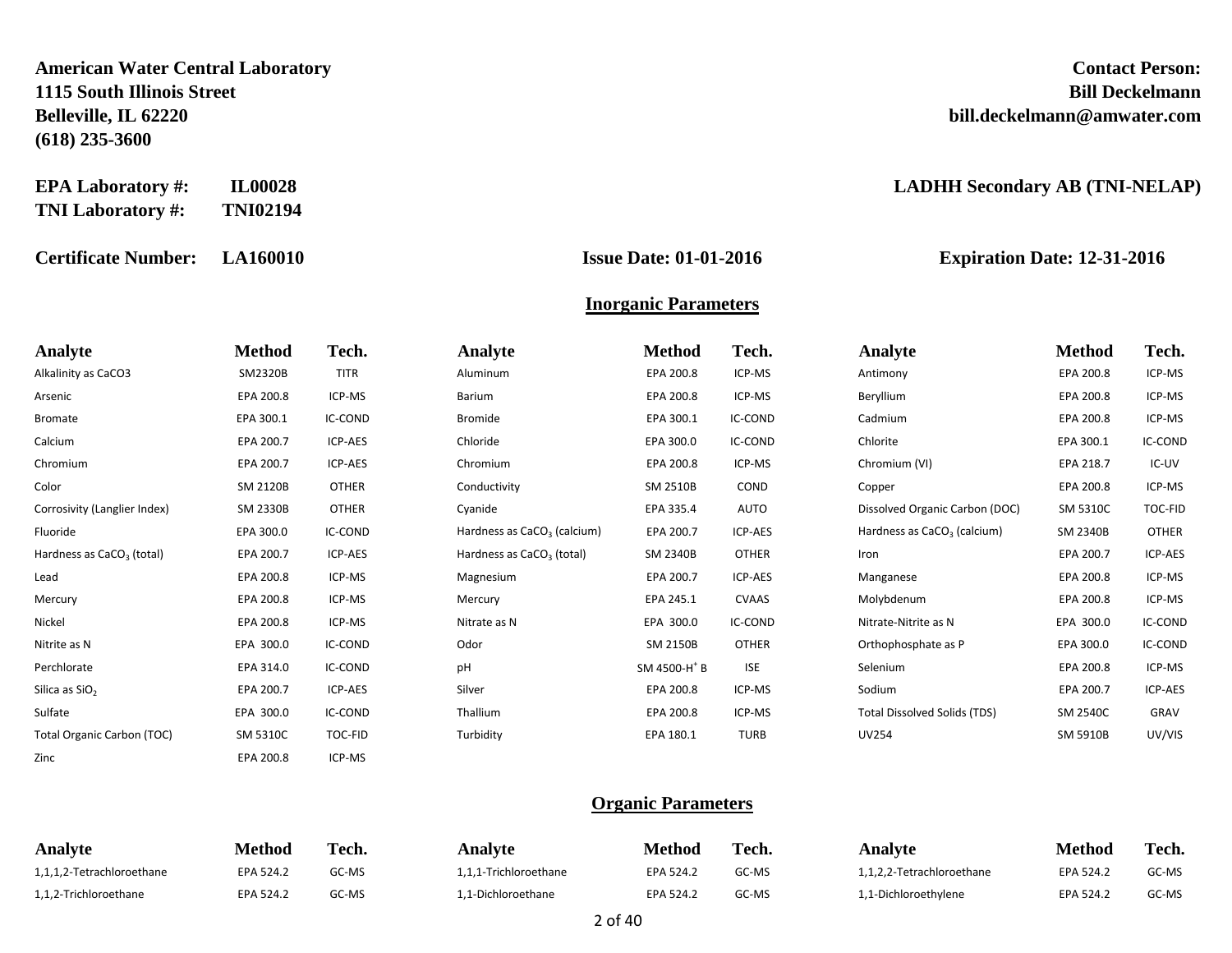**American Water Central Laboratory**
**1115 South Illinois Street**
**Belleville, IL 62220**
**(618) 235-3600**

**Contact Person:**
**Bill Deckelmann**
**bill.deckelmann@amwater.com**

**EPA Laboratory #:** **IL00028**
**TNI Laboratory #:** **TNI02194**

**LADHH Secondary AB (TNI-NELAP)**

**Certificate Number:** **LA160010** **Issue Date: 01-01-2016** **Expiration Date: 12-31-2016**

## Inorganic Parameters

| Analyte | Method | Tech. | Analyte | Method | Tech. | Analyte | Method | Tech. |
|---|---|---|---|---|---|---|---|---|
| Alkalinity as CaCO3 | SM2320B | TITR | Aluminum | EPA 200.8 | ICP-MS | Antimony | EPA 200.8 | ICP-MS |
| Arsenic | EPA 200.8 | ICP-MS | Barium | EPA 200.8 | ICP-MS | Beryllium | EPA 200.8 | ICP-MS |
| Bromate | EPA 300.1 | IC-COND | Bromide | EPA 300.1 | IC-COND | Cadmium | EPA 200.8 | ICP-MS |
| Calcium | EPA 200.7 | ICP-AES | Chloride | EPA 300.0 | IC-COND | Chlorite | EPA 300.1 | IC-COND |
| Chromium | EPA 200.7 | ICP-AES | Chromium | EPA 200.8 | ICP-MS | Chromium (VI) | EPA 218.7 | IC-UV |
| Color | SM 2120B | OTHER | Conductivity | SM 2510B | COND | Copper | EPA 200.8 | ICP-MS |
| Corrosivity (Langlier Index) | SM 2330B | OTHER | Cyanide | EPA 335.4 | AUTO | Dissolved Organic Carbon (DOC) | SM 5310C | TOC-FID |
| Fluoride | EPA 300.0 | IC-COND | Hardness as $CaCO_3$ (calcium) | EPA 200.7 | ICP-AES | Hardness as $CaCO_3$ (calcium) | SM 2340B | OTHER |
| Hardness as $CaCO_3$ (total) | EPA 200.7 | ICP-AES | Hardness as $CaCO_3$ (total) | SM 2340B | OTHER | Iron | EPA 200.7 | ICP-AES |
| Lead | EPA 200.8 | ICP-MS | Magnesium | EPA 200.7 | ICP-AES | Manganese | EPA 200.8 | ICP-MS |
| Mercury | EPA 200.8 | ICP-MS | Mercury | EPA 245.1 | CVAAS | Molybdenum | EPA 200.8 | ICP-MS |
| Nickel | EPA 200.8 | ICP-MS | Nitrate as N | EPA 300.0 | IC-COND | Nitrate-Nitrite as N | EPA 300.0 | IC-COND |
| Nitrite as N | EPA 300.0 | IC-COND | Odor | SM 2150B | OTHER | Orthophosphate as P | EPA 300.0 | IC-COND |
| Perchlorate | EPA 314.0 | IC-COND | pH | SM 4500-$H^+$ B | ISE | Selenium | EPA 200.8 | ICP-MS |
| Silica as $SiO_2$ | EPA 200.7 | ICP-AES | Silver | EPA 200.8 | ICP-MS | Sodium | EPA 200.7 | ICP-AES |
| Sulfate | EPA 300.0 | IC-COND | Thallium | EPA 200.8 | ICP-MS | Total Dissolved Solids (TDS) | SM 2540C | GRAV |
| Total Organic Carbon (TOC) | SM 5310C | TOC-FID | Turbidity | EPA 180.1 | TURB | UV254 | SM 5910B | UV/VIS |
| Zinc | EPA 200.8 | ICP-MS | | | | | | |

## Organic Parameters

| Analyte | Method | Tech. | Analyte | Method | Tech. | Analyte | Method | Tech. |
|---|---|---|---|---|---|---|---|---|
| 1,1,1,2-Tetrachloroethane | EPA 524.2 | GC-MS | 1,1,1-Trichloroethane | EPA 524.2 | GC-MS | 1,1,2,2-Tetrachloroethane | EPA 524.2 | GC-MS |
| 1,1,2-Trichloroethane | EPA 524.2 | GC-MS | 1,1-Dichloroethane | EPA 524.2 | GC-MS | 1,1-Dichloroethylene | EPA 524.2 | GC-MS |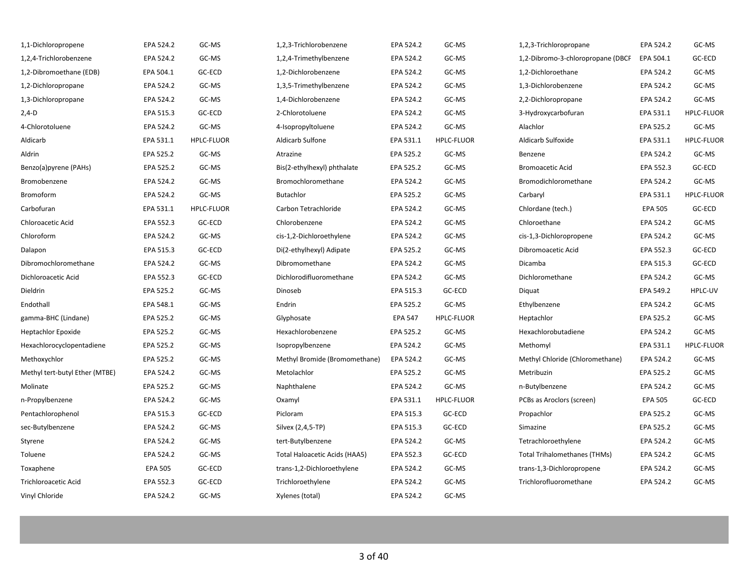| Analyte | Method | Technique | Analyte | Method | Technique | Analyte | Method | Technique |
|---|---|---|---|---|---|---|---|---|
| 1,1-Dichloropropene | EPA 524.2 | GC-MS | 1,2,3-Trichlorobenzene | EPA 524.2 | GC-MS | 1,2,3-Trichloropropane | EPA 524.2 | GC-MS |
| 1,2,4-Trichlorobenzene | EPA 524.2 | GC-MS | 1,2,4-Trimethylbenzene | EPA 524.2 | GC-MS | 1,2-Dibromo-3-chloropropane (DBCF | EPA 504.1 | GC-ECD |
| 1,2-Dibromoethane (EDB) | EPA 504.1 | GC-ECD | 1,2-Dichlorobenzene | EPA 524.2 | GC-MS | 1,2-Dichloroethane | EPA 524.2 | GC-MS |
| 1,2-Dichloropropane | EPA 524.2 | GC-MS | 1,3,5-Trimethylbenzene | EPA 524.2 | GC-MS | 1,3-Dichlorobenzene | EPA 524.2 | GC-MS |
| 1,3-Dichloropropane | EPA 524.2 | GC-MS | 1,4-Dichlorobenzene | EPA 524.2 | GC-MS | 2,2-Dichloropropane | EPA 524.2 | GC-MS |
| 2,4-D | EPA 515.3 | GC-ECD | 2-Chlorotoluene | EPA 524.2 | GC-MS | 3-Hydroxycarbofuran | EPA 531.1 | HPLC-FLUOR |
| 4-Chlorotoluene | EPA 524.2 | GC-MS | 4-Isopropyltoluene | EPA 524.2 | GC-MS | Alachlor | EPA 525.2 | GC-MS |
| Aldicarb | EPA 531.1 | HPLC-FLUOR | Aldicarb Sulfone | EPA 531.1 | HPLC-FLUOR | Aldicarb Sulfoxide | EPA 531.1 | HPLC-FLUOR |
| Aldrin | EPA 525.2 | GC-MS | Atrazine | EPA 525.2 | GC-MS | Benzene | EPA 524.2 | GC-MS |
| Benzo(a)pyrene (PAHs) | EPA 525.2 | GC-MS | Bis(2-ethylhexyl) phthalate | EPA 525.2 | GC-MS | Bromoacetic Acid | EPA 552.3 | GC-ECD |
| Bromobenzene | EPA 524.2 | GC-MS | Bromochloromethane | EPA 524.2 | GC-MS | Bromodichloromethane | EPA 524.2 | GC-MS |
| Bromoform | EPA 524.2 | GC-MS | Butachlor | EPA 525.2 | GC-MS | Carbaryl | EPA 531.1 | HPLC-FLUOR |
| Carbofuran | EPA 531.1 | HPLC-FLUOR | Carbon Tetrachloride | EPA 524.2 | GC-MS | Chlordane (tech.) | EPA 505 | GC-ECD |
| Chloroacetic Acid | EPA 552.3 | GC-ECD | Chlorobenzene | EPA 524.2 | GC-MS | Chloroethane | EPA 524.2 | GC-MS |
| Chloroform | EPA 524.2 | GC-MS | cis-1,2-Dichloroethylene | EPA 524.2 | GC-MS | cis-1,3-Dichloropropene | EPA 524.2 | GC-MS |
| Dalapon | EPA 515.3 | GC-ECD | Di(2-ethylhexyl) Adipate | EPA 525.2 | GC-MS | Dibromoacetic Acid | EPA 552.3 | GC-ECD |
| Dibromochloromethane | EPA 524.2 | GC-MS | Dibromomethane | EPA 524.2 | GC-MS | Dicamba | EPA 515.3 | GC-ECD |
| Dichloroacetic Acid | EPA 552.3 | GC-ECD | Dichlorodifluoromethane | EPA 524.2 | GC-MS | Dichloromethane | EPA 524.2 | GC-MS |
| Dieldrin | EPA 525.2 | GC-MS | Dinoseb | EPA 515.3 | GC-ECD | Diquat | EPA 549.2 | HPLC-UV |
| Endothall | EPA 548.1 | GC-MS | Endrin | EPA 525.2 | GC-MS | Ethylbenzene | EPA 524.2 | GC-MS |
| gamma-BHC (Lindane) | EPA 525.2 | GC-MS | Glyphosate | EPA 547 | HPLC-FLUOR | Heptachlor | EPA 525.2 | GC-MS |
| Heptachlor Epoxide | EPA 525.2 | GC-MS | Hexachlorobenzene | EPA 525.2 | GC-MS | Hexachlorobutadiene | EPA 524.2 | GC-MS |
| Hexachlorocyclopentadiene | EPA 525.2 | GC-MS | Isopropylbenzene | EPA 524.2 | GC-MS | Methomyl | EPA 531.1 | HPLC-FLUOR |
| Methoxychlor | EPA 525.2 | GC-MS | Methyl Bromide (Bromomethane) | EPA 524.2 | GC-MS | Methyl Chloride (Chloromethane) | EPA 524.2 | GC-MS |
| Methyl tert-butyl Ether (MTBE) | EPA 524.2 | GC-MS | Metolachlor | EPA 525.2 | GC-MS | Metribuzin | EPA 525.2 | GC-MS |
| Molinate | EPA 525.2 | GC-MS | Naphthalene | EPA 524.2 | GC-MS | n-Butylbenzene | EPA 524.2 | GC-MS |
| n-Propylbenzene | EPA 524.2 | GC-MS | Oxamyl | EPA 531.1 | HPLC-FLUOR | PCBs as Aroclors (screen) | EPA 505 | GC-ECD |
| Pentachlorophenol | EPA 515.3 | GC-ECD | Picloram | EPA 515.3 | GC-ECD | Propachlor | EPA 525.2 | GC-MS |
| sec-Butylbenzene | EPA 524.2 | GC-MS | Silvex (2,4,5-TP) | EPA 515.3 | GC-ECD | Simazine | EPA 525.2 | GC-MS |
| Styrene | EPA 524.2 | GC-MS | tert-Butylbenzene | EPA 524.2 | GC-MS | Tetrachloroethylene | EPA 524.2 | GC-MS |
| Toluene | EPA 524.2 | GC-MS | Total Haloacetic Acids (HAA5) | EPA 552.3 | GC-ECD | Total Trihalomethanes (THMs) | EPA 524.2 | GC-MS |
| Toxaphene | EPA 505 | GC-ECD | trans-1,2-Dichloroethylene | EPA 524.2 | GC-MS | trans-1,3-Dichloropropene | EPA 524.2 | GC-MS |
| Trichloroacetic Acid | EPA 552.3 | GC-ECD | Trichloroethylene | EPA 524.2 | GC-MS | Trichlorofluoromethane | EPA 524.2 | GC-MS |
| Vinyl Chloride | EPA 524.2 | GC-MS | Xylenes (total) | EPA 524.2 | GC-MS | | | |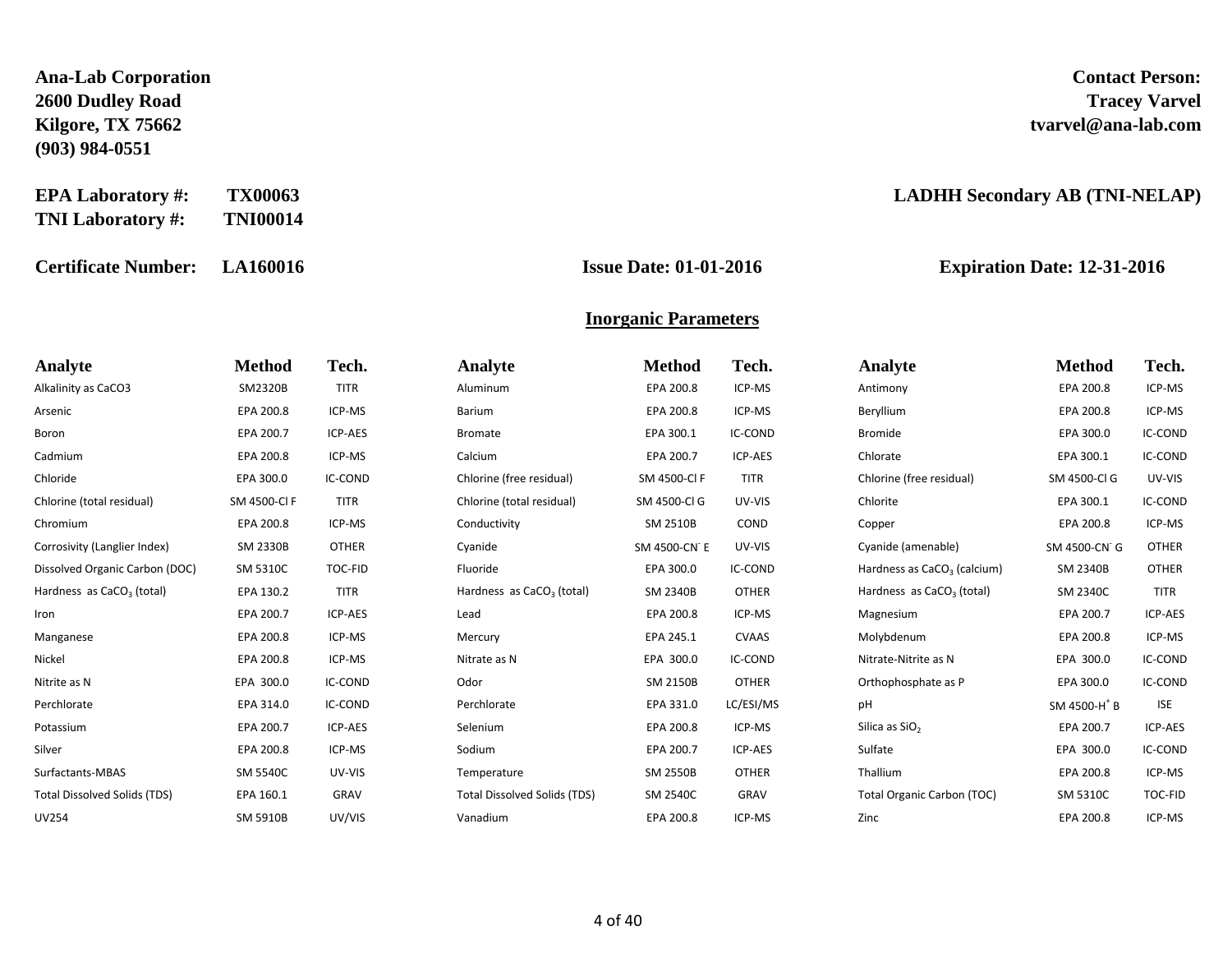**Ana-Lab Corporation**
**2600 Dudley Road**
**Kilgore, TX 75662**
**(903) 984-0551**

**Contact Person:**
**Tracey Varvel**
**tvarvel@ana-lab.com**

**EPA Laboratory #:** **TX00063**
**TNI Laboratory #:** **TNI00014**

**LADHH Secondary AB (TNI-NELAP)**

**Certificate Number:** **LA160016** **Issue Date: 01-01-2016** **Expiration Date: 12-31-2016**

## Inorganic Parameters

| Analyte | Method | Tech. | Analyte | Method | Tech. | Analyte | Method | Tech. |
|---|---|---|---|---|---|---|---|---|
| Alkalinity as CaCO3 | SM2320B | TITR | Aluminum | EPA 200.8 | ICP-MS | Antimony | EPA 200.8 | ICP-MS |
| Arsenic | EPA 200.8 | ICP-MS | Barium | EPA 200.8 | ICP-MS | Beryllium | EPA 200.8 | ICP-MS |
| Boron | EPA 200.7 | ICP-AES | Bromate | EPA 300.1 | IC-COND | Bromide | EPA 300.0 | IC-COND |
| Cadmium | EPA 200.8 | ICP-MS | Calcium | EPA 200.7 | ICP-AES | Chlorate | EPA 300.1 | IC-COND |
| Chloride | EPA 300.0 | IC-COND | Chlorine (free residual) | SM 4500-Cl F | TITR | Chlorine (free residual) | SM 4500-Cl G | UV-VIS |
| Chlorine (total residual) | SM 4500-Cl F | TITR | Chlorine (total residual) | SM 4500-Cl G | UV-VIS | Chlorite | EPA 300.1 | IC-COND |
| Chromium | EPA 200.8 | ICP-MS | Conductivity | SM 2510B | COND | Copper | EPA 200.8 | ICP-MS |
| Corrosivity (Langlier Index) | SM 2330B | OTHER | Cyanide | SM 4500-$CN^-$ E | UV-VIS | Cyanide (amenable) | SM 4500-$CN^-$ G | OTHER |
| Dissolved Organic Carbon (DOC) | SM 5310C | TOC-FID | Fluoride | EPA 300.0 | IC-COND | Hardness as $CaCO_3$ (calcium) | SM 2340B | OTHER |
| Hardness as $CaCO_3$ (total) | EPA 130.2 | TITR | Hardness as $CaCO_3$ (total) | SM 2340B | OTHER | Hardness as $CaCO_3$ (total) | SM 2340C | TITR |
| Iron | EPA 200.7 | ICP-AES | Lead | EPA 200.8 | ICP-MS | Magnesium | EPA 200.7 | ICP-AES |
| Manganese | EPA 200.8 | ICP-MS | Mercury | EPA 245.1 | CVAAS | Molybdenum | EPA 200.8 | ICP-MS |
| Nickel | EPA 200.8 | ICP-MS | Nitrate as N | EPA 300.0 | IC-COND | Nitrate-Nitrite as N | EPA 300.0 | IC-COND |
| Nitrite as N | EPA 300.0 | IC-COND | Odor | SM 2150B | OTHER | Orthophosphate as P | EPA 300.0 | IC-COND |
| Perchlorate | EPA 314.0 | IC-COND | Perchlorate | EPA 331.0 | LC/ESI/MS | pH | SM 4500-$H^+$ B | ISE |
| Potassium | EPA 200.7 | ICP-AES | Selenium | EPA 200.8 | ICP-MS | Silica as $SiO_2$ | EPA 200.7 | ICP-AES |
| Silver | EPA 200.8 | ICP-MS | Sodium | EPA 200.7 | ICP-AES | Sulfate | EPA 300.0 | IC-COND |
| Surfactants-MBAS | SM 5540C | UV-VIS | Temperature | SM 2550B | OTHER | Thallium | EPA 200.8 | ICP-MS |
| Total Dissolved Solids (TDS) | EPA 160.1 | GRAV | Total Dissolved Solids (TDS) | SM 2540C | GRAV | Total Organic Carbon (TOC) | SM 5310C | TOC-FID |
| UV254 | SM 5910B | UV/VIS | Vanadium | EPA 200.8 | ICP-MS | Zinc | EPA 200.8 | ICP-MS |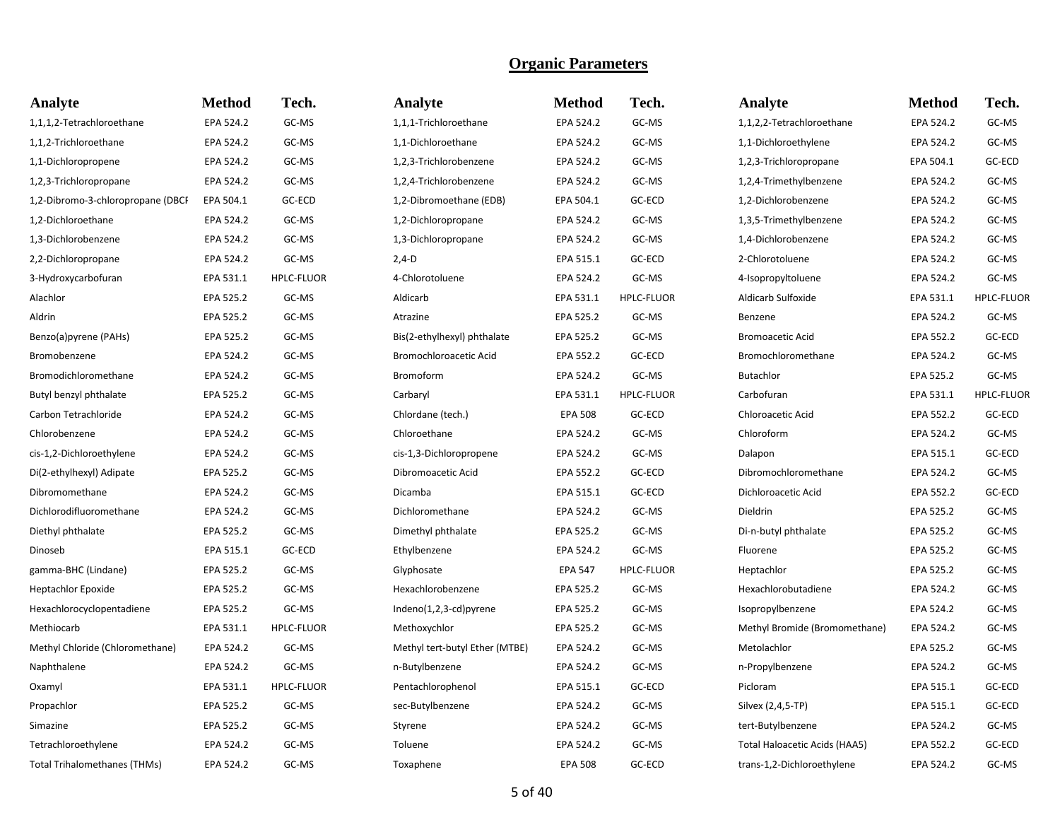## Organic Parameters

| Analyte | Method | Tech. | Analyte | Method | Tech. | Analyte | Method | Tech. |
|---|---|---|---|---|---|---|---|---|
| 1,1,1,2-Tetrachloroethane | EPA 524.2 | GC-MS | 1,1,1-Trichloroethane | EPA 524.2 | GC-MS | 1,1,2,2-Tetrachloroethane | EPA 524.2 | GC-MS |
| 1,1,2-Trichloroethane | EPA 524.2 | GC-MS | 1,1-Dichloroethane | EPA 524.2 | GC-MS | 1,1-Dichloroethylene | EPA 524.2 | GC-MS |
| 1,1-Dichloropropene | EPA 524.2 | GC-MS | 1,2,3-Trichlorobenzene | EPA 524.2 | GC-MS | 1,2,3-Trichloropropane | EPA 504.1 | GC-ECD |
| 1,2,3-Trichloropropane | EPA 524.2 | GC-MS | 1,2,4-Trichlorobenzene | EPA 524.2 | GC-MS | 1,2,4-Trimethylbenzene | EPA 524.2 | GC-MS |
| 1,2-Dibromo-3-chloropropane (DBCF | EPA 504.1 | GC-ECD | 1,2-Dibromoethane (EDB) | EPA 504.1 | GC-ECD | 1,2-Dichlorobenzene | EPA 524.2 | GC-MS |
| 1,2-Dichloroethane | EPA 524.2 | GC-MS | 1,2-Dichloropropane | EPA 524.2 | GC-MS | 1,3,5-Trimethylbenzene | EPA 524.2 | GC-MS |
| 1,3-Dichlorobenzene | EPA 524.2 | GC-MS | 1,3-Dichloropropane | EPA 524.2 | GC-MS | 1,4-Dichlorobenzene | EPA 524.2 | GC-MS |
| 2,2-Dichloropropane | EPA 524.2 | GC-MS | 2,4-D | EPA 515.1 | GC-ECD | 2-Chlorotoluene | EPA 524.2 | GC-MS |
| 3-Hydroxycarbofuran | EPA 531.1 | HPLC-FLUOR | 4-Chlorotoluene | EPA 524.2 | GC-MS | 4-Isopropyltoluene | EPA 524.2 | GC-MS |
| Alachlor | EPA 525.2 | GC-MS | Aldicarb | EPA 531.1 | HPLC-FLUOR | Aldicarb Sulfoxide | EPA 531.1 | HPLC-FLUOR |
| Aldrin | EPA 525.2 | GC-MS | Atrazine | EPA 525.2 | GC-MS | Benzene | EPA 524.2 | GC-MS |
| Benzo(a)pyrene (PAHs) | EPA 525.2 | GC-MS | Bis(2-ethylhexyl) phthalate | EPA 525.2 | GC-MS | Bromoacetic Acid | EPA 552.2 | GC-ECD |
| Bromobenzene | EPA 524.2 | GC-MS | Bromochloroacetic Acid | EPA 552.2 | GC-ECD | Bromochloromethane | EPA 524.2 | GC-MS |
| Bromodichloromethane | EPA 524.2 | GC-MS | Bromoform | EPA 524.2 | GC-MS | Butachlor | EPA 525.2 | GC-MS |
| Butyl benzyl phthalate | EPA 525.2 | GC-MS | Carbaryl | EPA 531.1 | HPLC-FLUOR | Carbofuran | EPA 531.1 | HPLC-FLUOR |
| Carbon Tetrachloride | EPA 524.2 | GC-MS | Chlordane (tech.) | EPA 508 | GC-ECD | Chloroacetic Acid | EPA 552.2 | GC-ECD |
| Chlorobenzene | EPA 524.2 | GC-MS | Chloroethane | EPA 524.2 | GC-MS | Chloroform | EPA 524.2 | GC-MS |
| cis-1,2-Dichloroethylene | EPA 524.2 | GC-MS | cis-1,3-Dichloropropene | EPA 524.2 | GC-MS | Dalapon | EPA 515.1 | GC-ECD |
| Di(2-ethylhexyl) Adipate | EPA 525.2 | GC-MS | Dibromoacetic Acid | EPA 552.2 | GC-ECD | Dibromochloromethane | EPA 524.2 | GC-MS |
| Dibromomethane | EPA 524.2 | GC-MS | Dicamba | EPA 515.1 | GC-ECD | Dichloroacetic Acid | EPA 552.2 | GC-ECD |
| Dichlorodifluoromethane | EPA 524.2 | GC-MS | Dichloromethane | EPA 524.2 | GC-MS | Dieldrin | EPA 525.2 | GC-MS |
| Diethyl phthalate | EPA 525.2 | GC-MS | Dimethyl phthalate | EPA 525.2 | GC-MS | Di-n-butyl phthalate | EPA 525.2 | GC-MS |
| Dinoseb | EPA 515.1 | GC-ECD | Ethylbenzene | EPA 524.2 | GC-MS | Fluorene | EPA 525.2 | GC-MS |
| gamma-BHC (Lindane) | EPA 525.2 | GC-MS | Glyphosate | EPA 547 | HPLC-FLUOR | Heptachlor | EPA 525.2 | GC-MS |
| Heptachlor Epoxide | EPA 525.2 | GC-MS | Hexachlorobenzene | EPA 525.2 | GC-MS | Hexachlorobutadiene | EPA 524.2 | GC-MS |
| Hexachlorocyclopentadiene | EPA 525.2 | GC-MS | Indeno(1,2,3-cd)pyrene | EPA 525.2 | GC-MS | Isopropylbenzene | EPA 524.2 | GC-MS |
| Methiocarb | EPA 531.1 | HPLC-FLUOR | Methoxychlor | EPA 525.2 | GC-MS | Methyl Bromide (Bromomethane) | EPA 524.2 | GC-MS |
| Methyl Chloride (Chloromethane) | EPA 524.2 | GC-MS | Methyl tert-butyl Ether (MTBE) | EPA 524.2 | GC-MS | Metolachlor | EPA 525.2 | GC-MS |
| Naphthalene | EPA 524.2 | GC-MS | n-Butylbenzene | EPA 524.2 | GC-MS | n-Propylbenzene | EPA 524.2 | GC-MS |
| Oxamyl | EPA 531.1 | HPLC-FLUOR | Pentachlorophenol | EPA 515.1 | GC-ECD | Picloram | EPA 515.1 | GC-ECD |
| Propachlor | EPA 525.2 | GC-MS | sec-Butylbenzene | EPA 524.2 | GC-MS | Silvex (2,4,5-TP) | EPA 515.1 | GC-ECD |
| Simazine | EPA 525.2 | GC-MS | Styrene | EPA 524.2 | GC-MS | tert-Butylbenzene | EPA 524.2 | GC-MS |
| Tetrachloroethylene | EPA 524.2 | GC-MS | Toluene | EPA 524.2 | GC-MS | Total Haloacetic Acids (HAA5) | EPA 552.2 | GC-ECD |
| Total Trihalomethanes (THMs) | EPA 524.2 | GC-MS | Toxaphene | EPA 508 | GC-ECD | trans-1,2-Dichloroethylene | EPA 524.2 | GC-MS |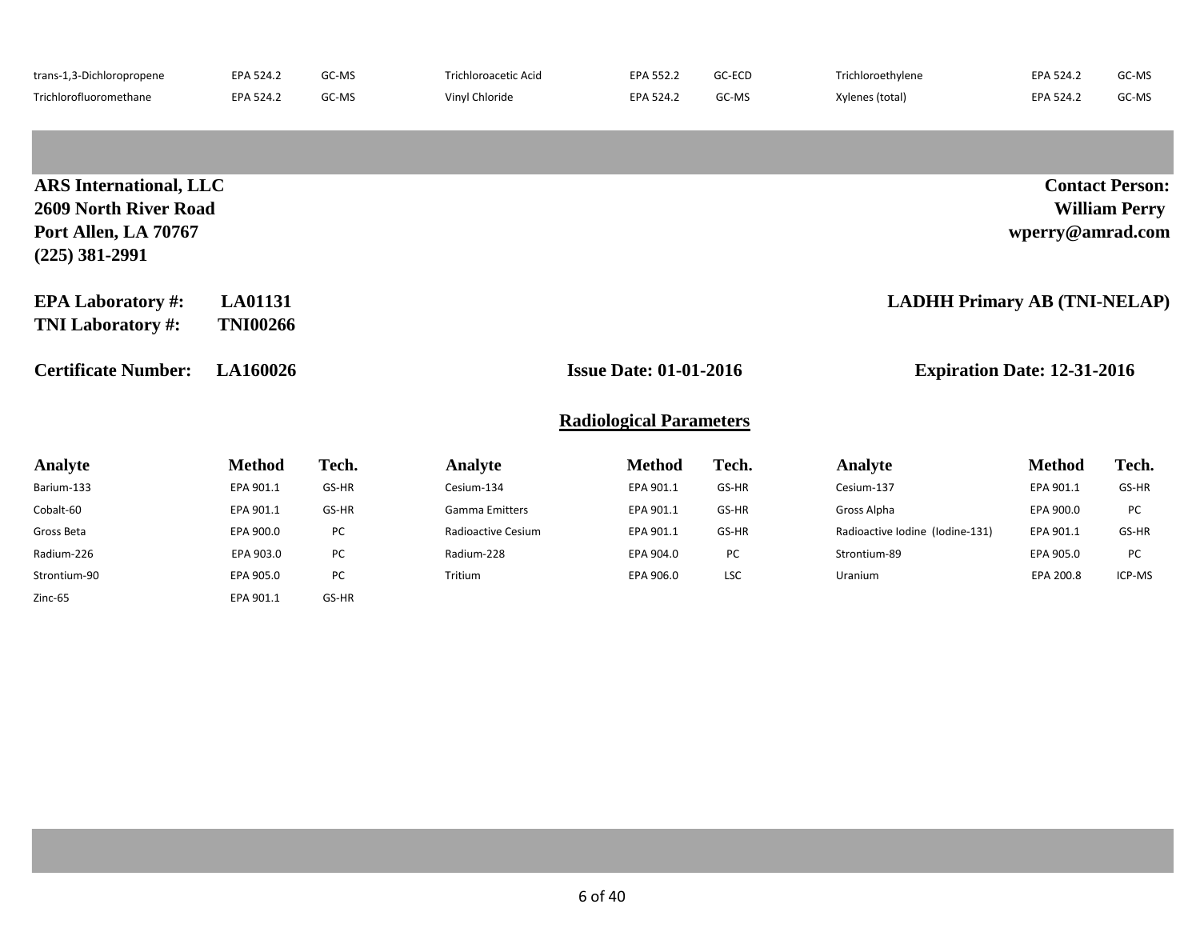| trans-1,3-Dichloropropene | EPA 524.2 | GC-MS | Trichloroacetic Acid | EPA 552.2 | GC-ECD | Trichloroethylene | EPA 524.2 | GC-MS |
|---|---|---|---|---|---|---|---|---|
| Trichlorofluoromethane | EPA 524.2 | GC-MS | Vinyl Chloride | EPA 524.2 | GC-MS | Xylenes (total) | EPA 524.2 | GC-MS |

**ARS International, LLC**
**2609 North River Road**
**Port Allen, LA 70767**
**(225) 381-2991**

**Contact Person:**
**William Perry**
**wperry@amrad.com**

**EPA Laboratory #:** **LA01131**
**TNI Laboratory #:** **TNI00266**

**LADHH Primary AB (TNI-NELAP)**

**Certificate Number:** **LA160026** **Issue Date: 01-01-2016** **Expiration Date: 12-31-2016**

## Radiological Parameters

| Analyte | Method | Tech. | Analyte | Method | Tech. | Analyte | Method | Tech. |
|---|---|---|---|---|---|---|---|---|
| Barium-133 | EPA 901.1 | GS-HR | Cesium-134 | EPA 901.1 | GS-HR | Cesium-137 | EPA 901.1 | GS-HR |
| Cobalt-60 | EPA 901.1 | GS-HR | Gamma Emitters | EPA 901.1 | GS-HR | Gross Alpha | EPA 900.0 | PC |
| Gross Beta | EPA 900.0 | PC | Radioactive Cesium | EPA 901.1 | GS-HR | Radioactive Iodine (Iodine-131) | EPA 901.1 | GS-HR |
| Radium-226 | EPA 903.0 | PC | Radium-228 | EPA 904.0 | PC | Strontium-89 | EPA 905.0 | PC |
| Strontium-90 | EPA 905.0 | PC | Tritium | EPA 906.0 | LSC | Uranium | EPA 200.8 | ICP-MS |
| Zinc-65 | EPA 901.1 | GS-HR | | | | | | |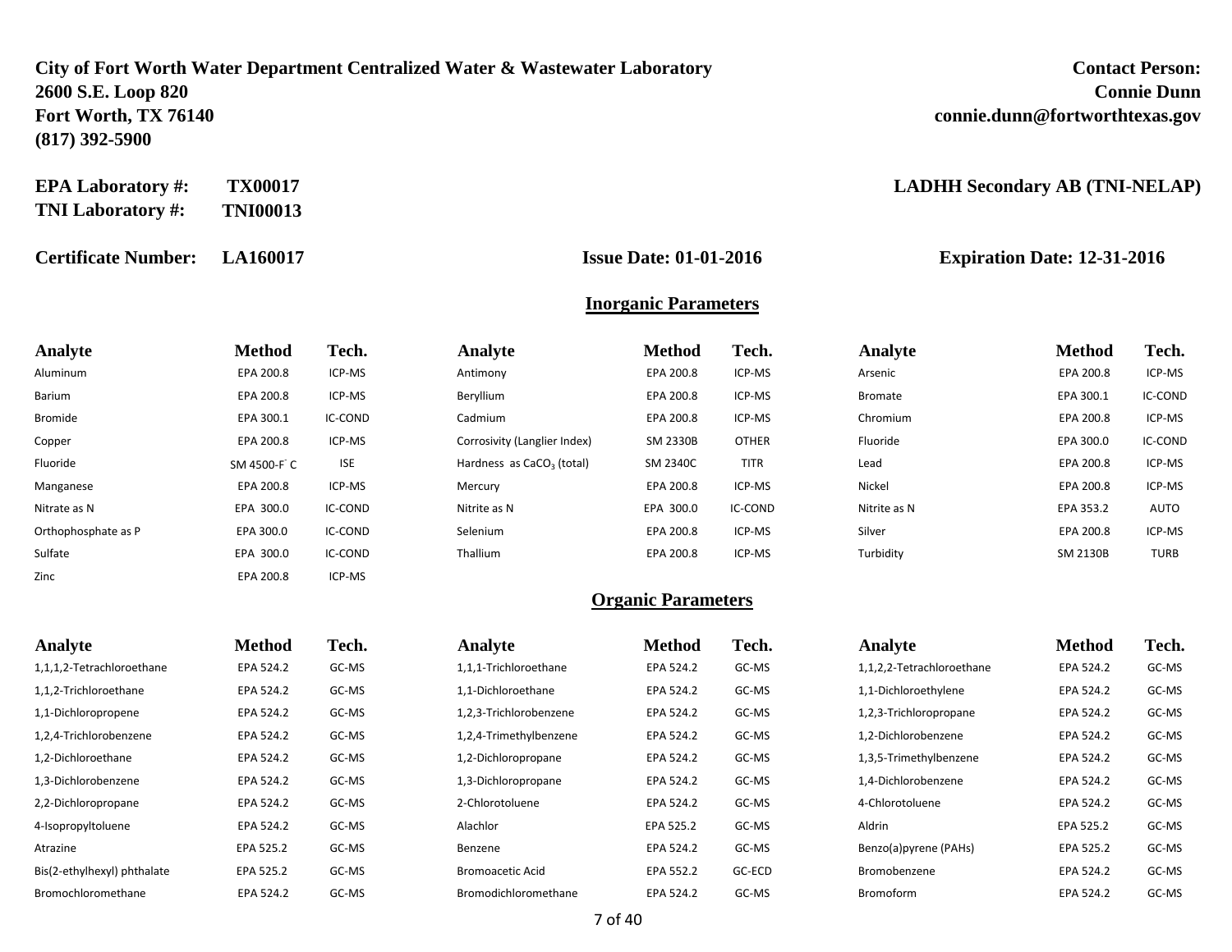**City of Fort Worth Water Department Centralized Water & Wastewater Laboratory**
**2600 S.E. Loop 820**
**Fort Worth, TX 76140**
**(817) 392-5900**

**Contact Person:**
**Connie Dunn**
**connie.dunn@fortworthtexas.gov**

**EPA Laboratory #:** **TX00017**
**TNI Laboratory #:** **TNI00013**

**LADHH Secondary AB (TNI-NELAP)**

**Certificate Number:** **LA160017** **Issue Date: 01-01-2016** **Expiration Date: 12-31-2016**

## Inorganic Parameters

| Analyte | Method | Tech. | Analyte | Method | Tech. | Analyte | Method | Tech. |
|---|---|---|---|---|---|---|---|---|
| Aluminum | EPA 200.8 | ICP-MS | Antimony | EPA 200.8 | ICP-MS | Arsenic | EPA 200.8 | ICP-MS |
| Barium | EPA 200.8 | ICP-MS | Beryllium | EPA 200.8 | ICP-MS | Bromate | EPA 300.1 | IC-COND |
| Bromide | EPA 300.1 | IC-COND | Cadmium | EPA 200.8 | ICP-MS | Chromium | EPA 200.8 | ICP-MS |
| Copper | EPA 200.8 | ICP-MS | Corrosivity (Langlier Index) | SM 2330B | OTHER | Fluoride | EPA 300.0 | IC-COND |
| Fluoride | SM 4500-F⁻ C | ISE | Hardness as $CaCO_3$ (total) | SM 2340C | TITR | Lead | EPA 200.8 | ICP-MS |
| Manganese | EPA 200.8 | ICP-MS | Mercury | EPA 200.8 | ICP-MS | Nickel | EPA 200.8 | ICP-MS |
| Nitrate as N | EPA 300.0 | IC-COND | Nitrite as N | EPA 300.0 | IC-COND | Nitrite as N | EPA 353.2 | AUTO |
| Orthophosphate as P | EPA 300.0 | IC-COND | Selenium | EPA 200.8 | ICP-MS | Silver | EPA 200.8 | ICP-MS |
| Sulfate | EPA 300.0 | IC-COND | Thallium | EPA 200.8 | ICP-MS | Turbidity | SM 2130B | TURB |
| Zinc | EPA 200.8 | ICP-MS | | | | | | |

## Organic Parameters

| Analyte | Method | Tech. | Analyte | Method | Tech. | Analyte | Method | Tech. |
|---|---|---|---|---|---|---|---|---|
| 1,1,1,2-Tetrachloroethane | EPA 524.2 | GC-MS | 1,1,1-Trichloroethane | EPA 524.2 | GC-MS | 1,1,2,2-Tetrachloroethane | EPA 524.2 | GC-MS |
| 1,1,2-Trichloroethane | EPA 524.2 | GC-MS | 1,1-Dichloroethane | EPA 524.2 | GC-MS | 1,1-Dichloroethylene | EPA 524.2 | GC-MS |
| 1,1-Dichloropropene | EPA 524.2 | GC-MS | 1,2,3-Trichlorobenzene | EPA 524.2 | GC-MS | 1,2,3-Trichloropropane | EPA 524.2 | GC-MS |
| 1,2,4-Trichlorobenzene | EPA 524.2 | GC-MS | 1,2,4-Trimethylbenzene | EPA 524.2 | GC-MS | 1,2-Dichlorobenzene | EPA 524.2 | GC-MS |
| 1,2-Dichloroethane | EPA 524.2 | GC-MS | 1,2-Dichloropropane | EPA 524.2 | GC-MS | 1,3,5-Trimethylbenzene | EPA 524.2 | GC-MS |
| 1,3-Dichlorobenzene | EPA 524.2 | GC-MS | 1,3-Dichloropropane | EPA 524.2 | GC-MS | 1,4-Dichlorobenzene | EPA 524.2 | GC-MS |
| 2,2-Dichloropropane | EPA 524.2 | GC-MS | 2-Chlorotoluene | EPA 524.2 | GC-MS | 4-Chlorotoluene | EPA 524.2 | GC-MS |
| 4-Isopropyltoluene | EPA 524.2 | GC-MS | Alachlor | EPA 525.2 | GC-MS | Aldrin | EPA 525.2 | GC-MS |
| Atrazine | EPA 525.2 | GC-MS | Benzene | EPA 524.2 | GC-MS | Benzo(a)pyrene (PAHs) | EPA 525.2 | GC-MS |
| Bis(2-ethylhexyl) phthalate | EPA 525.2 | GC-MS | Bromoacetic Acid | EPA 552.2 | GC-ECD | Bromobenzene | EPA 524.2 | GC-MS |
| Bromochloromethane | EPA 524.2 | GC-MS | Bromodichloromethane | EPA 524.2 | GC-MS | Bromoform | EPA 524.2 | GC-MS |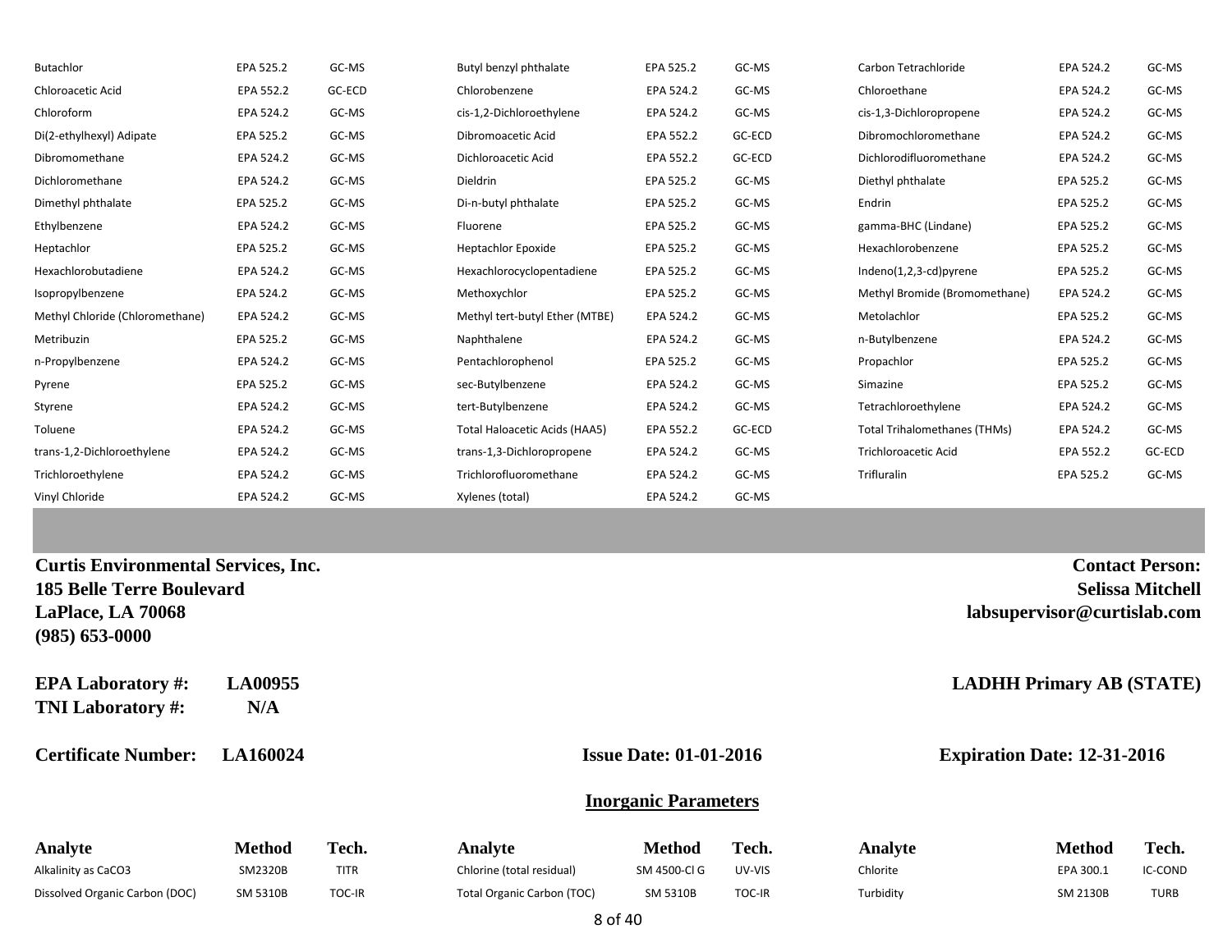| Analyte | Method | Tech. | Analyte | Method | Tech. | Analyte | Method | Tech. |
|---|---|---|---|---|---|---|---|---|
| Butachlor | EPA 525.2 | GC-MS | Butyl benzyl phthalate | EPA 525.2 | GC-MS | Carbon Tetrachloride | EPA 524.2 | GC-MS |
| Chloroacetic Acid | EPA 552.2 | GC-ECD | Chlorobenzene | EPA 524.2 | GC-MS | Chloroethane | EPA 524.2 | GC-MS |
| Chloroform | EPA 524.2 | GC-MS | cis-1,2-Dichloroethylene | EPA 524.2 | GC-MS | cis-1,3-Dichloropropene | EPA 524.2 | GC-MS |
| Di(2-ethylhexyl) Adipate | EPA 525.2 | GC-MS | Dibromoacetic Acid | EPA 552.2 | GC-ECD | Dibromochloromethane | EPA 524.2 | GC-MS |
| Dibromomethane | EPA 524.2 | GC-MS | Dichloroacetic Acid | EPA 552.2 | GC-ECD | Dichlorodifluoromethane | EPA 524.2 | GC-MS |
| Dichloromethane | EPA 524.2 | GC-MS | Dieldrin | EPA 525.2 | GC-MS | Diethyl phthalate | EPA 525.2 | GC-MS |
| Dimethyl phthalate | EPA 525.2 | GC-MS | Di-n-butyl phthalate | EPA 525.2 | GC-MS | Endrin | EPA 525.2 | GC-MS |
| Ethylbenzene | EPA 524.2 | GC-MS | Fluorene | EPA 525.2 | GC-MS | gamma-BHC (Lindane) | EPA 525.2 | GC-MS |
| Heptachlor | EPA 525.2 | GC-MS | Heptachlor Epoxide | EPA 525.2 | GC-MS | Hexachlorobenzene | EPA 525.2 | GC-MS |
| Hexachlorobutadiene | EPA 524.2 | GC-MS | Hexachlorocyclopentadiene | EPA 525.2 | GC-MS | Indeno(1,2,3-cd)pyrene | EPA 525.2 | GC-MS |
| Isopropylbenzene | EPA 524.2 | GC-MS | Methoxychlor | EPA 525.2 | GC-MS | Methyl Bromide (Bromomethane) | EPA 524.2 | GC-MS |
| Methyl Chloride (Chloromethane) | EPA 524.2 | GC-MS | Methyl tert-butyl Ether (MTBE) | EPA 524.2 | GC-MS | Metolachlor | EPA 525.2 | GC-MS |
| Metribuzin | EPA 525.2 | GC-MS | Naphthalene | EPA 524.2 | GC-MS | n-Butylbenzene | EPA 524.2 | GC-MS |
| n-Propylbenzene | EPA 524.2 | GC-MS | Pentachlorophenol | EPA 525.2 | GC-MS | Propachlor | EPA 525.2 | GC-MS |
| Pyrene | EPA 525.2 | GC-MS | sec-Butylbenzene | EPA 524.2 | GC-MS | Simazine | EPA 525.2 | GC-MS |
| Styrene | EPA 524.2 | GC-MS | tert-Butylbenzene | EPA 524.2 | GC-MS | Tetrachloroethylene | EPA 524.2 | GC-MS |
| Toluene | EPA 524.2 | GC-MS | Total Haloacetic Acids (HAA5) | EPA 552.2 | GC-ECD | Total Trihalomethanes (THMs) | EPA 524.2 | GC-MS |
| trans-1,2-Dichloroethylene | EPA 524.2 | GC-MS | trans-1,3-Dichloropropene | EPA 524.2 | GC-MS | Trichloroacetic Acid | EPA 552.2 | GC-ECD |
| Trichloroethylene | EPA 524.2 | GC-MS | Trichlorofluoromethane | EPA 524.2 | GC-MS | Trifluralin | EPA 525.2 | GC-MS |
| Vinyl Chloride | EPA 524.2 | GC-MS | Xylenes (total) | EPA 524.2 | GC-MS | | | |

**Curtis Environmental Services, Inc.**
**185 Belle Terre Boulevard**
**LaPlace, LA 70068**
**(985) 653-0000**

**Contact Person:**
**Selissa Mitchell**
**labsupervisor@curtislab.com**

**EPA Laboratory #:** **LA00955**
**TNI Laboratory #:** **N/A**

**LADHH Primary AB (STATE)**

**Certificate Number:** **LA160024** **Issue Date: 01-01-2016** **Expiration Date: 12-31-2016**

## Inorganic Parameters

| Analyte | Method | Tech. | Analyte | Method | Tech. | Analyte | Method | Tech. |
|---|---|---|---|---|---|---|---|---|
| Alkalinity as CaCO3 | SM2320B | TITR | Chlorine (total residual) | SM 4500-Cl G | UV-VIS | Chlorite | EPA 300.1 | IC-COND |
| Dissolved Organic Carbon (DOC) | SM 5310B | TOC-IR | Total Organic Carbon (TOC) | SM 5310B | TOC-IR | Turbidity | SM 2130B | TURB |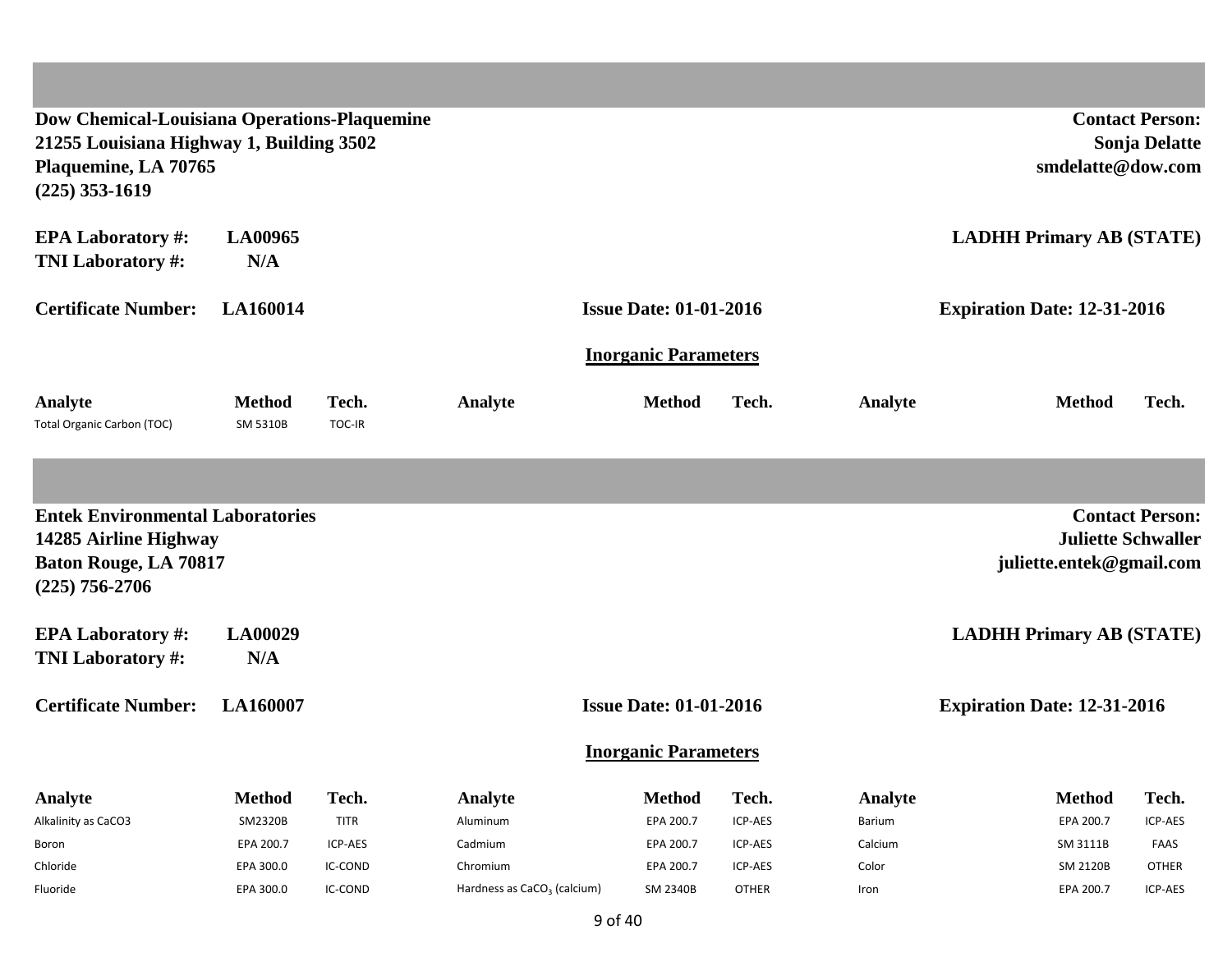**Dow Chemical-Louisiana Operations-Plaquemine**
**21255 Louisiana Highway 1, Building 3502**
**Plaquemine, LA 70765**
**(225) 353-1619**

**Contact Person:**
**Sonja Delatte**
**smdelatte@dow.com**

**EPA Laboratory #:** **LA00965**
**TNI Laboratory #:** **N/A**

**LADHH Primary AB (STATE)**

**Certificate Number:** **LA160014** **Issue Date: 01-01-2016** **Expiration Date: 12-31-2016**

**Inorganic Parameters**

| Analyte | Method | Tech. | Analyte | Method | Tech. | Analyte | Method | Tech. |
|---|---|---|---|---|---|---|---|---|
| Total Organic Carbon (TOC) | SM 5310B | TOC-IR | | | | | | |

**Entek Environmental Laboratories**
**14285 Airline Highway**
**Baton Rouge, LA 70817**
**(225) 756-2706**

**Contact Person:**
**Juliette Schwaller**
**juliette.entek@gmail.com**

**EPA Laboratory #:** **LA00029**
**TNI Laboratory #:** **N/A**

**LADHH Primary AB (STATE)**

**Certificate Number:** **LA160007** **Issue Date: 01-01-2016** **Expiration Date: 12-31-2016**

**Inorganic Parameters**

| Analyte | Method | Tech. | Analyte | Method | Tech. | Analyte | Method | Tech. |
|---|---|---|---|---|---|---|---|---|
| Alkalinity as CaCO3 | SM2320B | TITR | Aluminum | EPA 200.7 | ICP-AES | Barium | EPA 200.7 | ICP-AES |
| Boron | EPA 200.7 | ICP-AES | Cadmium | EPA 200.7 | ICP-AES | Calcium | SM 3111B | FAAS |
| Chloride | EPA 300.0 | IC-COND | Chromium | EPA 200.7 | ICP-AES | Color | SM 2120B | OTHER |
| Fluoride | EPA 300.0 | IC-COND | Hardness as $CaCO_3$ (calcium) | SM 2340B | OTHER | Iron | EPA 200.7 | ICP-AES |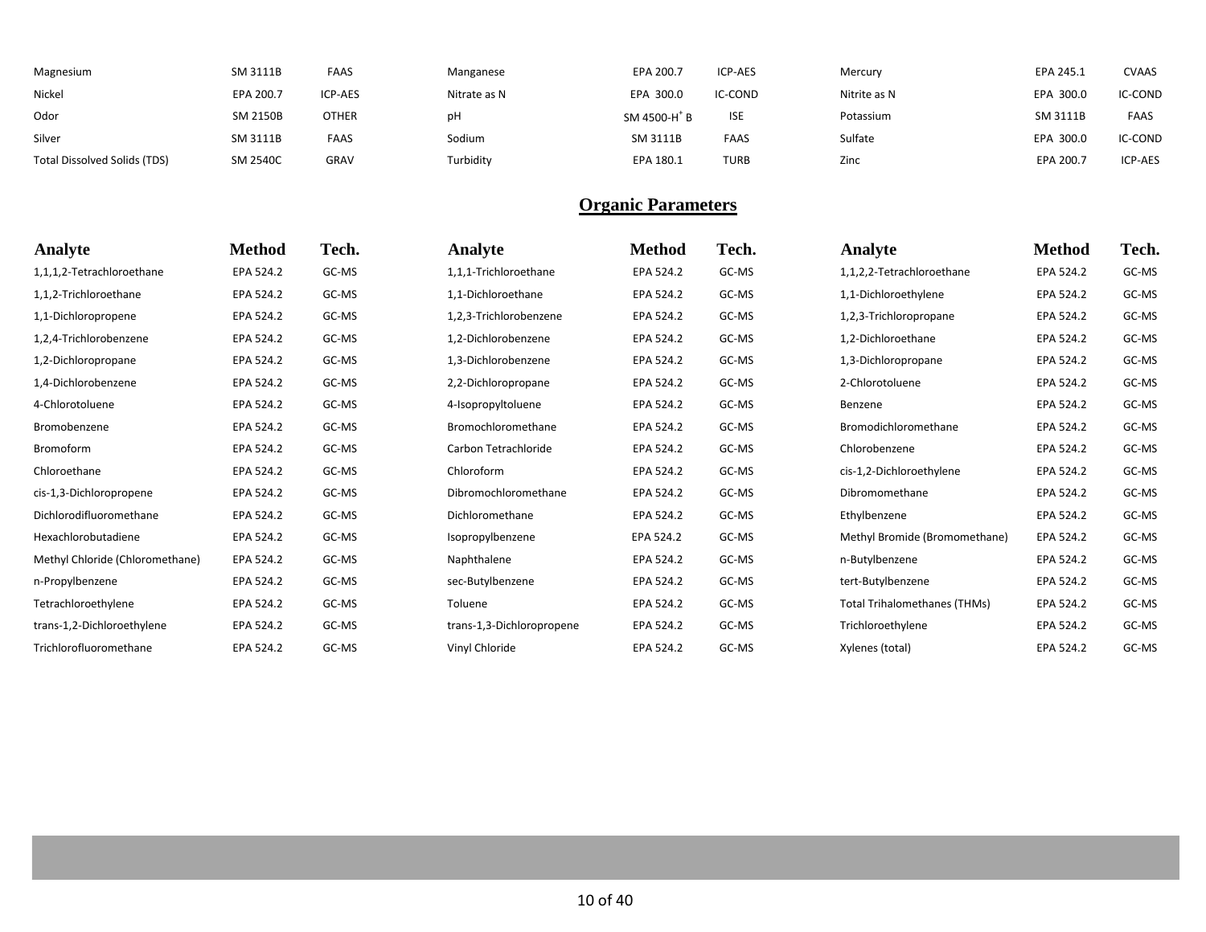| | | | | | | | | |
|---|---|---|---|---|---|---|---|---|
| Magnesium | SM 3111B | FAAS | Manganese | EPA 200.7 | ICP-AES | Mercury | EPA 245.1 | CVAAS |
| Nickel | EPA 200.7 | ICP-AES | Nitrate as N | EPA 300.0 | IC-COND | Nitrite as N | EPA 300.0 | IC-COND |
| Odor | SM 2150B | OTHER | pH | SM 4500-$H^+$ B | ISE | Potassium | SM 3111B | FAAS |
| Silver | SM 3111B | FAAS | Sodium | SM 3111B | FAAS | Sulfate | EPA 300.0 | IC-COND |
| Total Dissolved Solids (TDS) | SM 2540C | GRAV | Turbidity | EPA 180.1 | TURB | Zinc | EPA 200.7 | ICP-AES |

## Organic Parameters

| Analyte | Method | Tech. | Analyte | Method | Tech. | Analyte | Method | Tech. |
|---|---|---|---|---|---|---|---|---|
| 1,1,1,2-Tetrachloroethane | EPA 524.2 | GC-MS | 1,1,1-Trichloroethane | EPA 524.2 | GC-MS | 1,1,2,2-Tetrachloroethane | EPA 524.2 | GC-MS |
| 1,1,2-Trichloroethane | EPA 524.2 | GC-MS | 1,1-Dichloroethane | EPA 524.2 | GC-MS | 1,1-Dichloroethylene | EPA 524.2 | GC-MS |
| 1,1-Dichloropropene | EPA 524.2 | GC-MS | 1,2,3-Trichlorobenzene | EPA 524.2 | GC-MS | 1,2,3-Trichloropropane | EPA 524.2 | GC-MS |
| 1,2,4-Trichlorobenzene | EPA 524.2 | GC-MS | 1,2-Dichlorobenzene | EPA 524.2 | GC-MS | 1,2-Dichloroethane | EPA 524.2 | GC-MS |
| 1,2-Dichloropropane | EPA 524.2 | GC-MS | 1,3-Dichlorobenzene | EPA 524.2 | GC-MS | 1,3-Dichloropropane | EPA 524.2 | GC-MS |
| 1,4-Dichlorobenzene | EPA 524.2 | GC-MS | 2,2-Dichloropropane | EPA 524.2 | GC-MS | 2-Chlorotoluene | EPA 524.2 | GC-MS |
| 4-Chlorotoluene | EPA 524.2 | GC-MS | 4-Isopropyltoluene | EPA 524.2 | GC-MS | Benzene | EPA 524.2 | GC-MS |
| Bromobenzene | EPA 524.2 | GC-MS | Bromochloromethane | EPA 524.2 | GC-MS | Bromodichloromethane | EPA 524.2 | GC-MS |
| Bromoform | EPA 524.2 | GC-MS | Carbon Tetrachloride | EPA 524.2 | GC-MS | Chlorobenzene | EPA 524.2 | GC-MS |
| Chloroethane | EPA 524.2 | GC-MS | Chloroform | EPA 524.2 | GC-MS | cis-1,2-Dichloroethylene | EPA 524.2 | GC-MS |
| cis-1,3-Dichloropropene | EPA 524.2 | GC-MS | Dibromochloromethane | EPA 524.2 | GC-MS | Dibromomethane | EPA 524.2 | GC-MS |
| Dichlorodifluoromethane | EPA 524.2 | GC-MS | Dichloromethane | EPA 524.2 | GC-MS | Ethylbenzene | EPA 524.2 | GC-MS |
| Hexachlorobutadiene | EPA 524.2 | GC-MS | Isopropylbenzene | EPA 524.2 | GC-MS | Methyl Bromide (Bromomethane) | EPA 524.2 | GC-MS |
| Methyl Chloride (Chloromethane) | EPA 524.2 | GC-MS | Naphthalene | EPA 524.2 | GC-MS | n-Butylbenzene | EPA 524.2 | GC-MS |
| n-Propylbenzene | EPA 524.2 | GC-MS | sec-Butylbenzene | EPA 524.2 | GC-MS | tert-Butylbenzene | EPA 524.2 | GC-MS |
| Tetrachloroethylene | EPA 524.2 | GC-MS | Toluene | EPA 524.2 | GC-MS | Total Trihalomethanes (THMs) | EPA 524.2 | GC-MS |
| trans-1,2-Dichloroethylene | EPA 524.2 | GC-MS | trans-1,3-Dichloropropene | EPA 524.2 | GC-MS | Trichloroethylene | EPA 524.2 | GC-MS |
| Trichlorofluoromethane | EPA 524.2 | GC-MS | Vinyl Chloride | EPA 524.2 | GC-MS | Xylenes (total) | EPA 524.2 | GC-MS |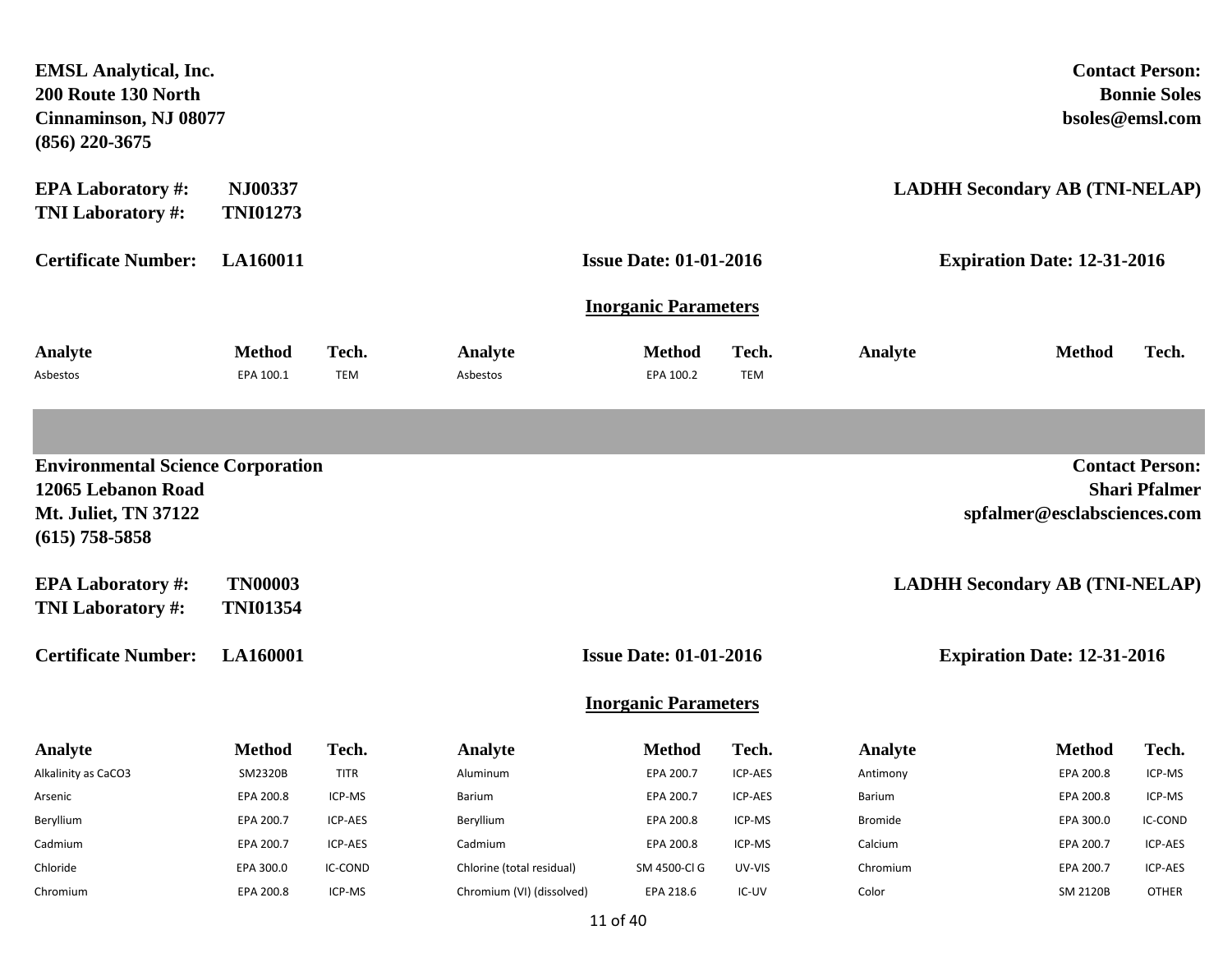**EMSL Analytical, Inc.**
**200 Route 130 North**
**Cinnaminson, NJ 08077**
**(856) 220-3675**

**Contact Person:**
**Bonnie Soles**
**bsoles@emsl.com**

**EPA Laboratory #:** **NJ00337**
**TNI Laboratory #:** **TNI01273**

**LADHH Secondary AB (TNI-NELAP)**

**Certificate Number:** **LA160011** **Issue Date: 01-01-2016** **Expiration Date: 12-31-2016**

**Inorganic Parameters**

| Analyte | Method | Tech. | Analyte | Method | Tech. | Analyte | Method | Tech. |
|---|---|---|---|---|---|---|---|---|
| Asbestos | EPA 100.1 | TEM | Asbestos | EPA 100.2 | TEM | | | |

**Environmental Science Corporation**
**12065 Lebanon Road**
**Mt. Juliet, TN 37122**
**(615) 758-5858**

**Contact Person:**
**Shari Pfalmer**
**spfalmer@esclabsciences.com**

**EPA Laboratory #:** **TN00003**
**TNI Laboratory #:** **TNI01354**

**LADHH Secondary AB (TNI-NELAP)**

**Certificate Number:** **LA160001** **Issue Date: 01-01-2016** **Expiration Date: 12-31-2016**

**Inorganic Parameters**

| Analyte | Method | Tech. | Analyte | Method | Tech. | Analyte | Method | Tech. |
|---|---|---|---|---|---|---|---|---|
| Alkalinity as CaCO3 | SM2320B | TITR | Aluminum | EPA 200.7 | ICP-AES | Antimony | EPA 200.8 | ICP-MS |
| Arsenic | EPA 200.8 | ICP-MS | Barium | EPA 200.7 | ICP-AES | Barium | EPA 200.8 | ICP-MS |
| Beryllium | EPA 200.7 | ICP-AES | Beryllium | EPA 200.8 | ICP-MS | Bromide | EPA 300.0 | IC-COND |
| Cadmium | EPA 200.7 | ICP-AES | Cadmium | EPA 200.8 | ICP-MS | Calcium | EPA 200.7 | ICP-AES |
| Chloride | EPA 300.0 | IC-COND | Chlorine (total residual) | SM 4500-Cl G | UV-VIS | Chromium | EPA 200.7 | ICP-AES |
| Chromium | EPA 200.8 | ICP-MS | Chromium (VI) (dissolved) | EPA 218.6 | IC-UV | Color | SM 2120B | OTHER |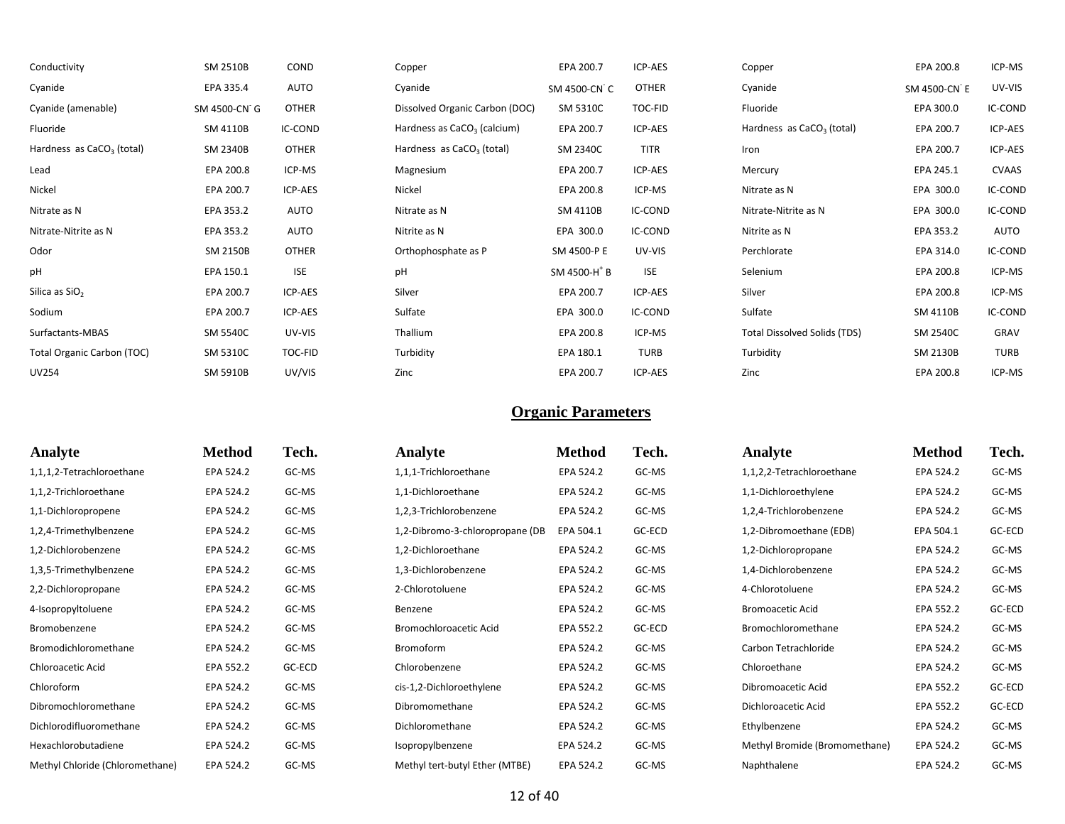| Analyte | Method | Tech. | Analyte | Method | Tech. | Analyte | Method | Tech. |
|---|---|---|---|---|---|---|---|---|
| Conductivity | SM 2510B | COND | Copper | EPA 200.7 | ICP-AES | Copper | EPA 200.8 | ICP-MS |
| Cyanide | EPA 335.4 | AUTO | Cyanide | SM 4500-$CN^-$ C | OTHER | Cyanide | SM 4500-$CN^-$ E | UV-VIS |
| Cyanide (amenable) | SM 4500-$CN^-$ G | OTHER | Dissolved Organic Carbon (DOC) | SM 5310C | TOC-FID | Fluoride | EPA 300.0 | IC-COND |
| Fluoride | SM 4110B | IC-COND | Hardness as $CaCO_3$ (calcium) | EPA 200.7 | ICP-AES | Hardness as $CaCO_3$ (total) | EPA 200.7 | ICP-AES |
| Hardness as $CaCO_3$ (total) | SM 2340B | OTHER | Hardness as $CaCO_3$ (total) | SM 2340C | TITR | Iron | EPA 200.7 | ICP-AES |
| Lead | EPA 200.8 | ICP-MS | Magnesium | EPA 200.7 | ICP-AES | Mercury | EPA 245.1 | CVAAS |
| Nickel | EPA 200.7 | ICP-AES | Nickel | EPA 200.8 | ICP-MS | Nitrate as N | EPA 300.0 | IC-COND |
| Nitrate as N | EPA 353.2 | AUTO | Nitrate as N | SM 4110B | IC-COND | Nitrate-Nitrite as N | EPA 300.0 | IC-COND |
| Nitrate-Nitrite as N | EPA 353.2 | AUTO | Nitrite as N | EPA 300.0 | IC-COND | Nitrite as N | EPA 353.2 | AUTO |
| Odor | SM 2150B | OTHER | Orthophosphate as P | SM 4500-P E | UV-VIS | Perchlorate | EPA 314.0 | IC-COND |
| pH | EPA 150.1 | ISE | pH | SM 4500-$H^+$ B | ISE | Selenium | EPA 200.8 | ICP-MS |
| Silica as $SiO_2$ | EPA 200.7 | ICP-AES | Silver | EPA 200.7 | ICP-AES | Silver | EPA 200.8 | ICP-MS |
| Sodium | EPA 200.7 | ICP-AES | Sulfate | EPA 300.0 | IC-COND | Sulfate | SM 4110B | IC-COND |
| Surfactants-MBAS | SM 5540C | UV-VIS | Thallium | EPA 200.8 | ICP-MS | Total Dissolved Solids (TDS) | SM 2540C | GRAV |
| Total Organic Carbon (TOC) | SM 5310C | TOC-FID | Turbidity | EPA 180.1 | TURB | Turbidity | SM 2130B | TURB |
| UV254 | SM 5910B | UV/VIS | Zinc | EPA 200.7 | ICP-AES | Zinc | EPA 200.8 | ICP-MS |

## Organic Parameters

| Analyte | Method | Tech. | Analyte | Method | Tech. | Analyte | Method | Tech. |
|---|---|---|---|---|---|---|---|---|
| 1,1,1,2-Tetrachloroethane | EPA 524.2 | GC-MS | 1,1,1-Trichloroethane | EPA 524.2 | GC-MS | 1,1,2,2-Tetrachloroethane | EPA 524.2 | GC-MS |
| 1,1,2-Trichloroethane | EPA 524.2 | GC-MS | 1,1-Dichloroethane | EPA 524.2 | GC-MS | 1,1-Dichloroethylene | EPA 524.2 | GC-MS |
| 1,1-Dichloropropene | EPA 524.2 | GC-MS | 1,2,3-Trichlorobenzene | EPA 524.2 | GC-MS | 1,2,4-Trichlorobenzene | EPA 524.2 | GC-MS |
| 1,2,4-Trimethylbenzene | EPA 524.2 | GC-MS | 1,2-Dibromo-3-chloropropane (DB | EPA 504.1 | GC-ECD | 1,2-Dibromoethane (EDB) | EPA 504.1 | GC-ECD |
| 1,2-Dichlorobenzene | EPA 524.2 | GC-MS | 1,2-Dichloroethane | EPA 524.2 | GC-MS | 1,2-Dichloropropane | EPA 524.2 | GC-MS |
| 1,3,5-Trimethylbenzene | EPA 524.2 | GC-MS | 1,3-Dichlorobenzene | EPA 524.2 | GC-MS | 1,4-Dichlorobenzene | EPA 524.2 | GC-MS |
| 2,2-Dichloropropane | EPA 524.2 | GC-MS | 2-Chlorotoluene | EPA 524.2 | GC-MS | 4-Chlorotoluene | EPA 524.2 | GC-MS |
| 4-Isopropyltoluene | EPA 524.2 | GC-MS | Benzene | EPA 524.2 | GC-MS | Bromoacetic Acid | EPA 552.2 | GC-ECD |
| Bromobenzene | EPA 524.2 | GC-MS | Bromochloroacetic Acid | EPA 552.2 | GC-ECD | Bromochloromethane | EPA 524.2 | GC-MS |
| Bromodichloromethane | EPA 524.2 | GC-MS | Bromoform | EPA 524.2 | GC-MS | Carbon Tetrachloride | EPA 524.2 | GC-MS |
| Chloroacetic Acid | EPA 552.2 | GC-ECD | Chlorobenzene | EPA 524.2 | GC-MS | Chloroethane | EPA 524.2 | GC-MS |
| Chloroform | EPA 524.2 | GC-MS | cis-1,2-Dichloroethylene | EPA 524.2 | GC-MS | Dibromoacetic Acid | EPA 552.2 | GC-ECD |
| Dibromochloromethane | EPA 524.2 | GC-MS | Dibromomethane | EPA 524.2 | GC-MS | Dichloroacetic Acid | EPA 552.2 | GC-ECD |
| Dichlorodifluoromethane | EPA 524.2 | GC-MS | Dichloromethane | EPA 524.2 | GC-MS | Ethylbenzene | EPA 524.2 | GC-MS |
| Hexachlorobutadiene | EPA 524.2 | GC-MS | Isopropylbenzene | EPA 524.2 | GC-MS | Methyl Bromide (Bromomethane) | EPA 524.2 | GC-MS |
| Methyl Chloride (Chloromethane) | EPA 524.2 | GC-MS | Methyl tert-butyl Ether (MTBE) | EPA 524.2 | GC-MS | Naphthalene | EPA 524.2 | GC-MS |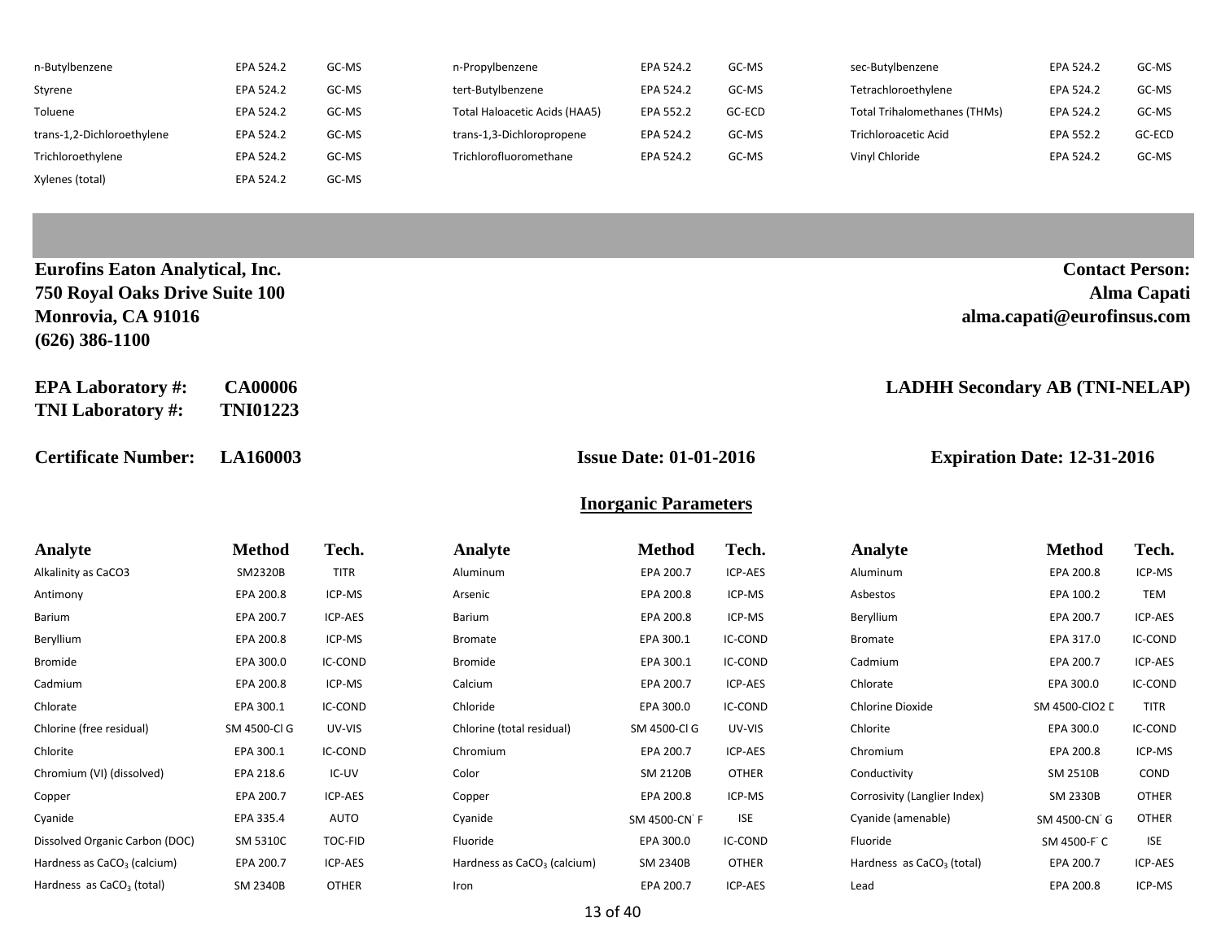| Analyte | Method | Tech. | Analyte | Method | Tech. | Analyte | Method | Tech. |
|---|---|---|---|---|---|---|---|---|
| n-Butylbenzene | EPA 524.2 | GC-MS | n-Propylbenzene | EPA 524.2 | GC-MS | sec-Butylbenzene | EPA 524.2 | GC-MS |
| Styrene | EPA 524.2 | GC-MS | tert-Butylbenzene | EPA 524.2 | GC-MS | Tetrachloroethylene | EPA 524.2 | GC-MS |
| Toluene | EPA 524.2 | GC-MS | Total Haloacetic Acids (HAA5) | EPA 552.2 | GC-ECD | Total Trihalomethanes (THMs) | EPA 524.2 | GC-MS |
| trans-1,2-Dichloroethylene | EPA 524.2 | GC-MS | trans-1,3-Dichloropropene | EPA 524.2 | GC-MS | Trichloroacetic Acid | EPA 552.2 | GC-ECD |
| Trichloroethylene | EPA 524.2 | GC-MS | Trichlorofluoromethane | EPA 524.2 | GC-MS | Vinyl Chloride | EPA 524.2 | GC-MS |
| Xylenes (total) | EPA 524.2 | GC-MS | | | | | | |

**Eurofins Eaton Analytical, Inc.**
**750 Royal Oaks Drive Suite 100**
**Monrovia, CA 91016**
**(626) 386-1100**

**Contact Person:**
**Alma Capati**
**alma.capati@eurofinsus.com**

**EPA Laboratory #: CA00006**
**TNI Laboratory #: TNI01223**

**LADHH Secondary AB (TNI-NELAP)**

**Certificate Number: LA160003** **Issue Date: 01-01-2016** **Expiration Date: 12-31-2016**

## Inorganic Parameters

| Analyte | Method | Tech. | Analyte | Method | Tech. | Analyte | Method | Tech. |
|---|---|---|---|---|---|---|---|---|
| Alkalinity as CaCO3 | SM2320B | TITR | Aluminum | EPA 200.7 | ICP-AES | Aluminum | EPA 200.8 | ICP-MS |
| Antimony | EPA 200.8 | ICP-MS | Arsenic | EPA 200.8 | ICP-MS | Asbestos | EPA 100.2 | TEM |
| Barium | EPA 200.7 | ICP-AES | Barium | EPA 200.8 | ICP-MS | Beryllium | EPA 200.7 | ICP-AES |
| Beryllium | EPA 200.8 | ICP-MS | Bromate | EPA 300.1 | IC-COND | Bromate | EPA 317.0 | IC-COND |
| Bromide | EPA 300.0 | IC-COND | Bromide | EPA 300.1 | IC-COND | Cadmium | EPA 200.7 | ICP-AES |
| Cadmium | EPA 200.8 | ICP-MS | Calcium | EPA 200.7 | ICP-AES | Chlorate | EPA 300.0 | IC-COND |
| Chlorate | EPA 300.1 | IC-COND | Chloride | EPA 300.0 | IC-COND | Chlorine Dioxide | SM 4500-ClO2 D | TITR |
| Chlorine (free residual) | SM 4500-Cl G | UV-VIS | Chlorine (total residual) | SM 4500-Cl G | UV-VIS | Chlorite | EPA 300.0 | IC-COND |
| Chlorite | EPA 300.1 | IC-COND | Chromium | EPA 200.7 | ICP-AES | Chromium | EPA 200.8 | ICP-MS |
| Chromium (VI) (dissolved) | EPA 218.6 | IC-UV | Color | SM 2120B | OTHER | Conductivity | SM 2510B | COND |
| Copper | EPA 200.7 | ICP-AES | Copper | EPA 200.8 | ICP-MS | Corrosivity (Langlier Index) | SM 2330B | OTHER |
| Cyanide | EPA 335.4 | AUTO | Cyanide | SM 4500-$CN^-$ F | ISE | Cyanide (amenable) | SM 4500-$CN^-$ G | OTHER |
| Dissolved Organic Carbon (DOC) | SM 5310C | TOC-FID | Fluoride | EPA 300.0 | IC-COND | Fluoride | SM 4500-$F^-$ C | ISE |
| Hardness as $CaCO_3$ (calcium) | EPA 200.7 | ICP-AES | Hardness as $CaCO_3$ (calcium) | SM 2340B | OTHER | Hardness as $CaCO_3$ (total) | EPA 200.7 | ICP-AES |
| Hardness as $CaCO_3$ (total) | SM 2340B | OTHER | Iron | EPA 200.7 | ICP-AES | Lead | EPA 200.8 | ICP-MS |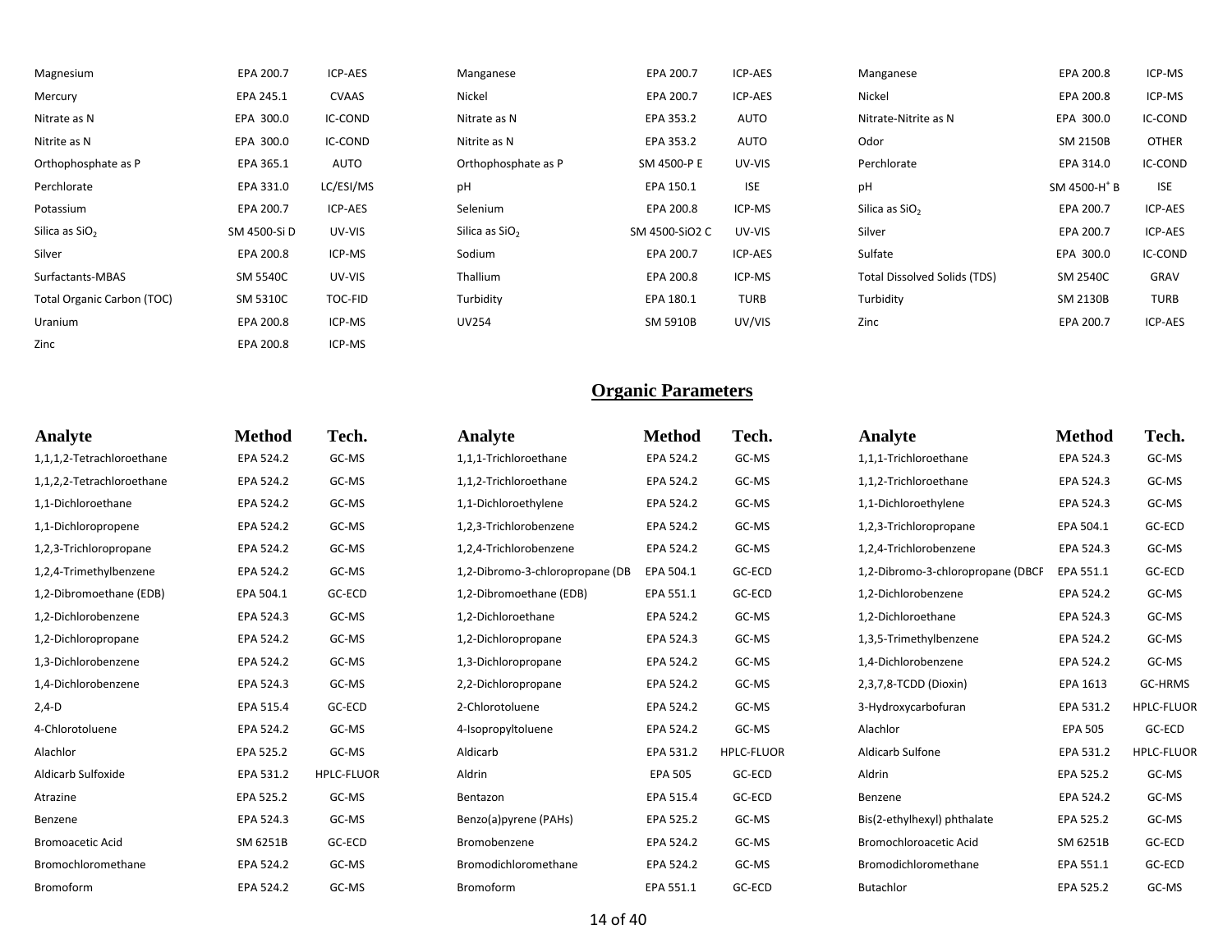| | | | | | | | | |
|---|---|---|---|---|---|---|---|---|
| Magnesium | EPA 200.7 | ICP-AES | Manganese | EPA 200.7 | ICP-AES | Manganese | EPA 200.8 | ICP-MS |
| Mercury | EPA 245.1 | CVAAS | Nickel | EPA 200.7 | ICP-AES | Nickel | EPA 200.8 | ICP-MS |
| Nitrate as N | EPA 300.0 | IC-COND | Nitrate as N | EPA 353.2 | AUTO | Nitrate-Nitrite as N | EPA 300.0 | IC-COND |
| Nitrite as N | EPA 300.0 | IC-COND | Nitrite as N | EPA 353.2 | AUTO | Odor | SM 2150B | OTHER |
| Orthophosphate as P | EPA 365.1 | AUTO | Orthophosphate as P | SM 4500-P E | UV-VIS | Perchlorate | EPA 314.0 | IC-COND |
| Perchlorate | EPA 331.0 | LC/ESI/MS | pH | EPA 150.1 | ISE | pH | SM 4500-$H^+$ B | ISE |
| Potassium | EPA 200.7 | ICP-AES | Selenium | EPA 200.8 | ICP-MS | Silica as $SiO_2$ | EPA 200.7 | ICP-AES |
| Silica as $SiO_2$ | SM 4500-Si D | UV-VIS | Silica as $SiO_2$ | SM 4500-SiO2 C | UV-VIS | Silver | EPA 200.7 | ICP-AES |
| Silver | EPA 200.8 | ICP-MS | Sodium | EPA 200.7 | ICP-AES | Sulfate | EPA 300.0 | IC-COND |
| Surfactants-MBAS | SM 5540C | UV-VIS | Thallium | EPA 200.8 | ICP-MS | Total Dissolved Solids (TDS) | SM 2540C | GRAV |
| Total Organic Carbon (TOC) | SM 5310C | TOC-FID | Turbidity | EPA 180.1 | TURB | Turbidity | SM 2130B | TURB |
| Uranium | EPA 200.8 | ICP-MS | UV254 | SM 5910B | UV/VIS | Zinc | EPA 200.7 | ICP-AES |
| Zinc | EPA 200.8 | ICP-MS | | | | | | |

## Organic Parameters

| Analyte | Method | Tech. | Analyte | Method | Tech. | Analyte | Method | Tech. |
|---|---|---|---|---|---|---|---|---|
| 1,1,1,2-Tetrachloroethane | EPA 524.2 | GC-MS | 1,1,1-Trichloroethane | EPA 524.2 | GC-MS | 1,1,1-Trichloroethane | EPA 524.3 | GC-MS |
| 1,1,2,2-Tetrachloroethane | EPA 524.2 | GC-MS | 1,1,2-Trichloroethane | EPA 524.2 | GC-MS | 1,1,2-Trichloroethane | EPA 524.3 | GC-MS |
| 1,1-Dichloroethane | EPA 524.2 | GC-MS | 1,1-Dichloroethylene | EPA 524.2 | GC-MS | 1,1-Dichloroethylene | EPA 524.3 | GC-MS |
| 1,1-Dichloropropene | EPA 524.2 | GC-MS | 1,2,3-Trichlorobenzene | EPA 524.2 | GC-MS | 1,2,3-Trichloropropane | EPA 504.1 | GC-ECD |
| 1,2,3-Trichloropropane | EPA 524.2 | GC-MS | 1,2,4-Trichlorobenzene | EPA 524.2 | GC-MS | 1,2,4-Trichlorobenzene | EPA 524.3 | GC-MS |
| 1,2,4-Trimethylbenzene | EPA 524.2 | GC-MS | 1,2-Dibromo-3-chloropropane (DB | EPA 504.1 | GC-ECD | 1,2-Dibromo-3-chloropropane (DBCF | EPA 551.1 | GC-ECD |
| 1,2-Dibromoethane (EDB) | EPA 504.1 | GC-ECD | 1,2-Dibromoethane (EDB) | EPA 551.1 | GC-ECD | 1,2-Dichlorobenzene | EPA 524.2 | GC-MS |
| 1,2-Dichlorobenzene | EPA 524.3 | GC-MS | 1,2-Dichloroethane | EPA 524.2 | GC-MS | 1,2-Dichloroethane | EPA 524.3 | GC-MS |
| 1,2-Dichloropropane | EPA 524.2 | GC-MS | 1,2-Dichloropropane | EPA 524.3 | GC-MS | 1,3,5-Trimethylbenzene | EPA 524.2 | GC-MS |
| 1,3-Dichlorobenzene | EPA 524.2 | GC-MS | 1,3-Dichloropropane | EPA 524.2 | GC-MS | 1,4-Dichlorobenzene | EPA 524.2 | GC-MS |
| 1,4-Dichlorobenzene | EPA 524.3 | GC-MS | 2,2-Dichloropropane | EPA 524.2 | GC-MS | 2,3,7,8-TCDD (Dioxin) | EPA 1613 | GC-HRMS |
| 2,4-D | EPA 515.4 | GC-ECD | 2-Chlorotoluene | EPA 524.2 | GC-MS | 3-Hydroxycarbofuran | EPA 531.2 | HPLC-FLUOR |
| 4-Chlorotoluene | EPA 524.2 | GC-MS | 4-Isopropyltoluene | EPA 524.2 | GC-MS | Alachlor | EPA 505 | GC-ECD |
| Alachlor | EPA 525.2 | GC-MS | Aldicarb | EPA 531.2 | HPLC-FLUOR | Aldicarb Sulfone | EPA 531.2 | HPLC-FLUOR |
| Aldicarb Sulfoxide | EPA 531.2 | HPLC-FLUOR | Aldrin | EPA 505 | GC-ECD | Aldrin | EPA 525.2 | GC-MS |
| Atrazine | EPA 525.2 | GC-MS | Bentazon | EPA 515.4 | GC-ECD | Benzene | EPA 524.2 | GC-MS |
| Benzene | EPA 524.3 | GC-MS | Benzo(a)pyrene (PAHs) | EPA 525.2 | GC-MS | Bis(2-ethylhexyl) phthalate | EPA 525.2 | GC-MS |
| Bromoacetic Acid | SM 6251B | GC-ECD | Bromobenzene | EPA 524.2 | GC-MS | Bromochloroacetic Acid | SM 6251B | GC-ECD |
| Bromochloromethane | EPA 524.2 | GC-MS | Bromodichloromethane | EPA 524.2 | GC-MS | Bromodichloromethane | EPA 551.1 | GC-ECD |
| Bromoform | EPA 524.2 | GC-MS | Bromoform | EPA 551.1 | GC-ECD | Butachlor | EPA 525.2 | GC-MS |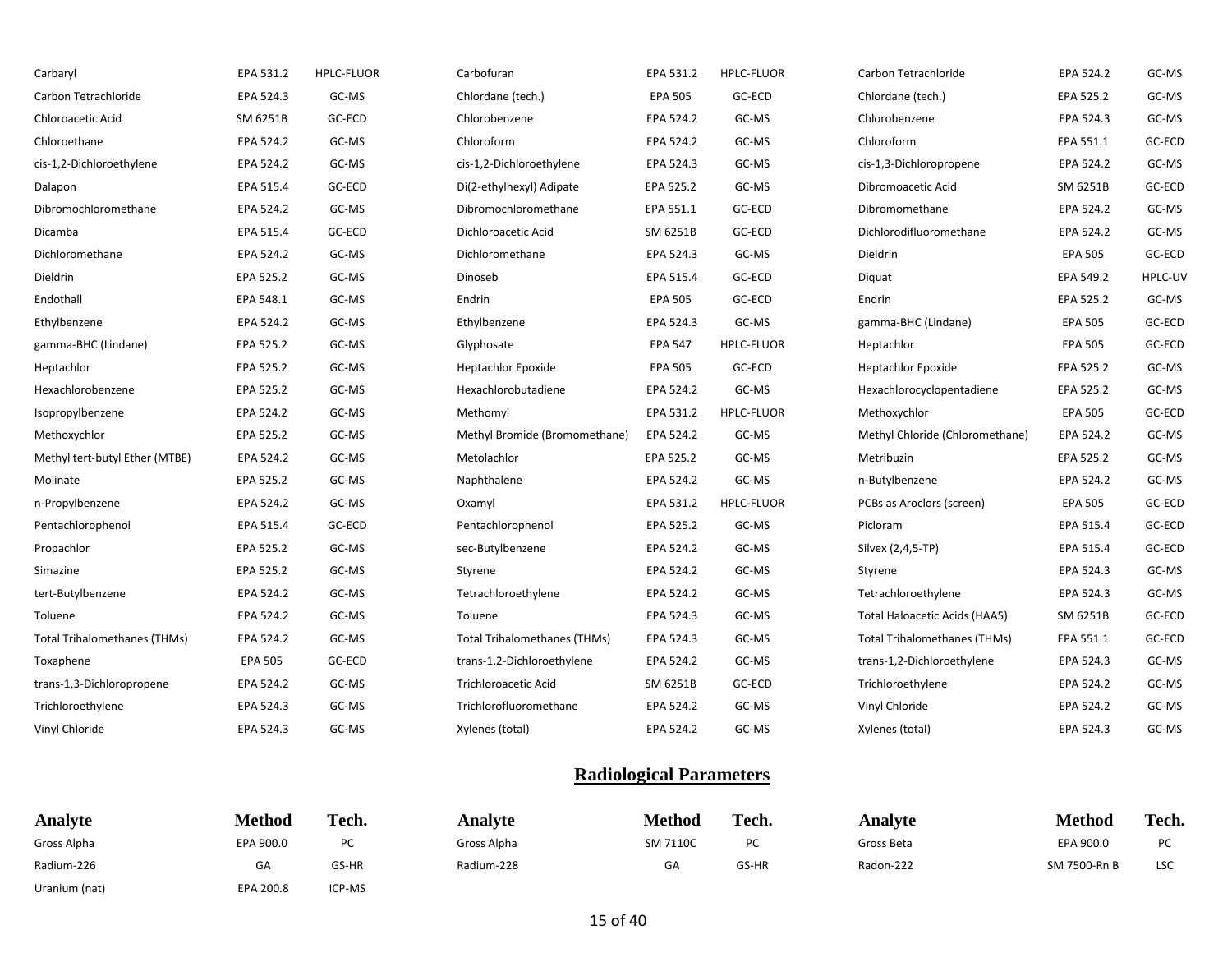| Analyte | Method | Tech. | Analyte | Method | Tech. | Analyte | Method | Tech. |
|---|---|---|---|---|---|---|---|---|
| Carbaryl | EPA 531.2 | HPLC-FLUOR | Carbofuran | EPA 531.2 | HPLC-FLUOR | Carbon Tetrachloride | EPA 524.2 | GC-MS |
| Carbon Tetrachloride | EPA 524.3 | GC-MS | Chlordane (tech.) | EPA 505 | GC-ECD | Chlordane (tech.) | EPA 525.2 | GC-MS |
| Chloroacetic Acid | SM 6251B | GC-ECD | Chlorobenzene | EPA 524.2 | GC-MS | Chlorobenzene | EPA 524.3 | GC-MS |
| Chloroethane | EPA 524.2 | GC-MS | Chloroform | EPA 524.2 | GC-MS | Chloroform | EPA 551.1 | GC-ECD |
| cis-1,2-Dichloroethylene | EPA 524.2 | GC-MS | cis-1,2-Dichloroethylene | EPA 524.3 | GC-MS | cis-1,3-Dichloropropene | EPA 524.2 | GC-MS |
| Dalapon | EPA 515.4 | GC-ECD | Di(2-ethylhexyl) Adipate | EPA 525.2 | GC-MS | Dibromoacetic Acid | SM 6251B | GC-ECD |
| Dibromochloromethane | EPA 524.2 | GC-MS | Dibromochloromethane | EPA 551.1 | GC-ECD | Dibromomethane | EPA 524.2 | GC-MS |
| Dicamba | EPA 515.4 | GC-ECD | Dichloroacetic Acid | SM 6251B | GC-ECD | Dichlorodifluoromethane | EPA 524.2 | GC-MS |
| Dichloromethane | EPA 524.2 | GC-MS | Dichloromethane | EPA 524.3 | GC-MS | Dieldrin | EPA 505 | GC-ECD |
| Dieldrin | EPA 525.2 | GC-MS | Dinoseb | EPA 515.4 | GC-ECD | Diquat | EPA 549.2 | HPLC-UV |
| Endothall | EPA 548.1 | GC-MS | Endrin | EPA 505 | GC-ECD | Endrin | EPA 525.2 | GC-MS |
| Ethylbenzene | EPA 524.2 | GC-MS | Ethylbenzene | EPA 524.3 | GC-MS | gamma-BHC (Lindane) | EPA 505 | GC-ECD |
| gamma-BHC (Lindane) | EPA 525.2 | GC-MS | Glyphosate | EPA 547 | HPLC-FLUOR | Heptachlor | EPA 505 | GC-ECD |
| Heptachlor | EPA 525.2 | GC-MS | Heptachlor Epoxide | EPA 505 | GC-ECD | Heptachlor Epoxide | EPA 525.2 | GC-MS |
| Hexachlorobenzene | EPA 525.2 | GC-MS | Hexachlorobutadiene | EPA 524.2 | GC-MS | Hexachlorocyclopentadiene | EPA 525.2 | GC-MS |
| Isopropylbenzene | EPA 524.2 | GC-MS | Methomyl | EPA 531.2 | HPLC-FLUOR | Methoxychlor | EPA 505 | GC-ECD |
| Methoxychlor | EPA 525.2 | GC-MS | Methyl Bromide (Bromomethane) | EPA 524.2 | GC-MS | Methyl Chloride (Chloromethane) | EPA 524.2 | GC-MS |
| Methyl tert-butyl Ether (MTBE) | EPA 524.2 | GC-MS | Metolachlor | EPA 525.2 | GC-MS | Metribuzin | EPA 525.2 | GC-MS |
| Molinate | EPA 525.2 | GC-MS | Naphthalene | EPA 524.2 | GC-MS | n-Butylbenzene | EPA 524.2 | GC-MS |
| n-Propylbenzene | EPA 524.2 | GC-MS | Oxamyl | EPA 531.2 | HPLC-FLUOR | PCBs as Aroclors (screen) | EPA 505 | GC-ECD |
| Pentachlorophenol | EPA 515.4 | GC-ECD | Pentachlorophenol | EPA 525.2 | GC-MS | Picloram | EPA 515.4 | GC-ECD |
| Propachlor | EPA 525.2 | GC-MS | sec-Butylbenzene | EPA 524.2 | GC-MS | Silvex (2,4,5-TP) | EPA 515.4 | GC-ECD |
| Simazine | EPA 525.2 | GC-MS | Styrene | EPA 524.2 | GC-MS | Styrene | EPA 524.3 | GC-MS |
| tert-Butylbenzene | EPA 524.2 | GC-MS | Tetrachloroethylene | EPA 524.2 | GC-MS | Tetrachloroethylene | EPA 524.3 | GC-MS |
| Toluene | EPA 524.2 | GC-MS | Toluene | EPA 524.3 | GC-MS | Total Haloacetic Acids (HAA5) | SM 6251B | GC-ECD |
| Total Trihalomethanes (THMs) | EPA 524.2 | GC-MS | Total Trihalomethanes (THMs) | EPA 524.3 | GC-MS | Total Trihalomethanes (THMs) | EPA 551.1 | GC-ECD |
| Toxaphene | EPA 505 | GC-ECD | trans-1,2-Dichloroethylene | EPA 524.2 | GC-MS | trans-1,2-Dichloroethylene | EPA 524.3 | GC-MS |
| trans-1,3-Dichloropropene | EPA 524.2 | GC-MS | Trichloroacetic Acid | SM 6251B | GC-ECD | Trichloroethylene | EPA 524.2 | GC-MS |
| Trichloroethylene | EPA 524.3 | GC-MS | Trichlorofluoromethane | EPA 524.2 | GC-MS | Vinyl Chloride | EPA 524.2 | GC-MS |
| Vinyl Chloride | EPA 524.3 | GC-MS | Xylenes (total) | EPA 524.2 | GC-MS | Xylenes (total) | EPA 524.3 | GC-MS |

## Radiological Parameters

| Analyte | Method | Tech. | Analyte | Method | Tech. | Analyte | Method | Tech. |
|---|---|---|---|---|---|---|---|---|
| Gross Alpha | EPA 900.0 | PC | Gross Alpha | SM 7110C | PC | Gross Beta | EPA 900.0 | PC |
| Radium-226 | GA | GS-HR | Radium-228 | GA | GS-HR | Radon-222 | SM 7500-Rn B | LSC |
| Uranium (nat) | EPA 200.8 | ICP-MS | | | | | | |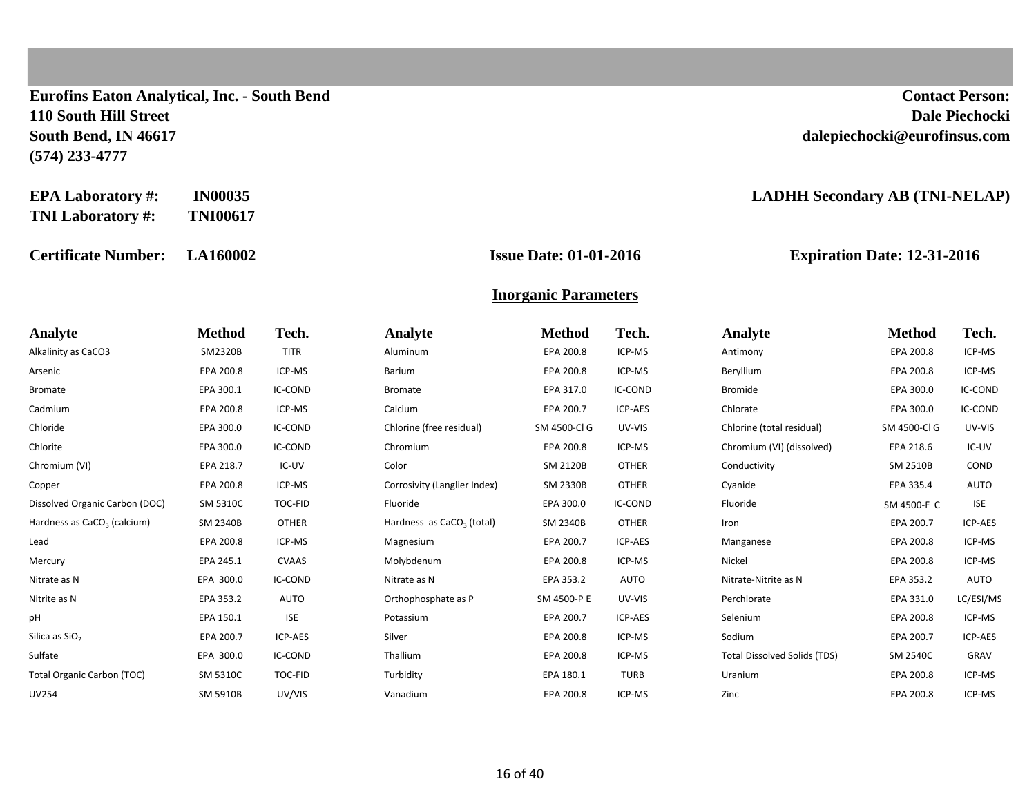**Eurofins Eaton Analytical, Inc. - South Bend**
**110 South Hill Street**
**South Bend, IN 46617**
**(574) 233-4777**

**Contact Person:**
**Dale Piechocki**
**dalepiechocki@eurofinsus.com**

**EPA Laboratory #:** **IN00035**
**TNI Laboratory #:** **TNI00617**

**LADHH Secondary AB (TNI-NELAP)**

**Certificate Number:** **LA160002** **Issue Date: 01-01-2016** **Expiration Date: 12-31-2016**

## Inorganic Parameters

| Analyte | Method | Tech. | Analyte | Method | Tech. | Analyte | Method | Tech. |
|---|---|---|---|---|---|---|---|---|
| Alkalinity as CaCO3 | SM2320B | TITR | Aluminum | EPA 200.8 | ICP-MS | Antimony | EPA 200.8 | ICP-MS |
| Arsenic | EPA 200.8 | ICP-MS | Barium | EPA 200.8 | ICP-MS | Beryllium | EPA 200.8 | ICP-MS |
| Bromate | EPA 300.1 | IC-COND | Bromate | EPA 317.0 | IC-COND | Bromide | EPA 300.0 | IC-COND |
| Cadmium | EPA 200.8 | ICP-MS | Calcium | EPA 200.7 | ICP-AES | Chlorate | EPA 300.0 | IC-COND |
| Chloride | EPA 300.0 | IC-COND | Chlorine (free residual) | SM 4500-Cl G | UV-VIS | Chlorine (total residual) | SM 4500-Cl G | UV-VIS |
| Chlorite | EPA 300.0 | IC-COND | Chromium | EPA 200.8 | ICP-MS | Chromium (VI) (dissolved) | EPA 218.6 | IC-UV |
| Chromium (VI) | EPA 218.7 | IC-UV | Color | SM 2120B | OTHER | Conductivity | SM 2510B | COND |
| Copper | EPA 200.8 | ICP-MS | Corrosivity (Langlier Index) | SM 2330B | OTHER | Cyanide | EPA 335.4 | AUTO |
| Dissolved Organic Carbon (DOC) | SM 5310C | TOC-FID | Fluoride | EPA 300.0 | IC-COND | Fluoride | SM 4500-$F^-$ C | ISE |
| Hardness as $CaCO_3$ (calcium) | SM 2340B | OTHER | Hardness as $CaCO_3$ (total) | SM 2340B | OTHER | Iron | EPA 200.7 | ICP-AES |
| Lead | EPA 200.8 | ICP-MS | Magnesium | EPA 200.7 | ICP-AES | Manganese | EPA 200.8 | ICP-MS |
| Mercury | EPA 245.1 | CVAAS | Molybdenum | EPA 200.8 | ICP-MS | Nickel | EPA 200.8 | ICP-MS |
| Nitrate as N | EPA 300.0 | IC-COND | Nitrate as N | EPA 353.2 | AUTO | Nitrate-Nitrite as N | EPA 353.2 | AUTO |
| Nitrite as N | EPA 353.2 | AUTO | Orthophosphate as P | SM 4500-P E | UV-VIS | Perchlorate | EPA 331.0 | LC/ESI/MS |
| pH | EPA 150.1 | ISE | Potassium | EPA 200.7 | ICP-AES | Selenium | EPA 200.8 | ICP-MS |
| Silica as $SiO_2$ | EPA 200.7 | ICP-AES | Silver | EPA 200.8 | ICP-MS | Sodium | EPA 200.7 | ICP-AES |
| Sulfate | EPA 300.0 | IC-COND | Thallium | EPA 200.8 | ICP-MS | Total Dissolved Solids (TDS) | SM 2540C | GRAV |
| Total Organic Carbon (TOC) | SM 5310C | TOC-FID | Turbidity | EPA 180.1 | TURB | Uranium | EPA 200.8 | ICP-MS |
| UV254 | SM 5910B | UV/VIS | Vanadium | EPA 200.8 | ICP-MS | Zinc | EPA 200.8 | ICP-MS |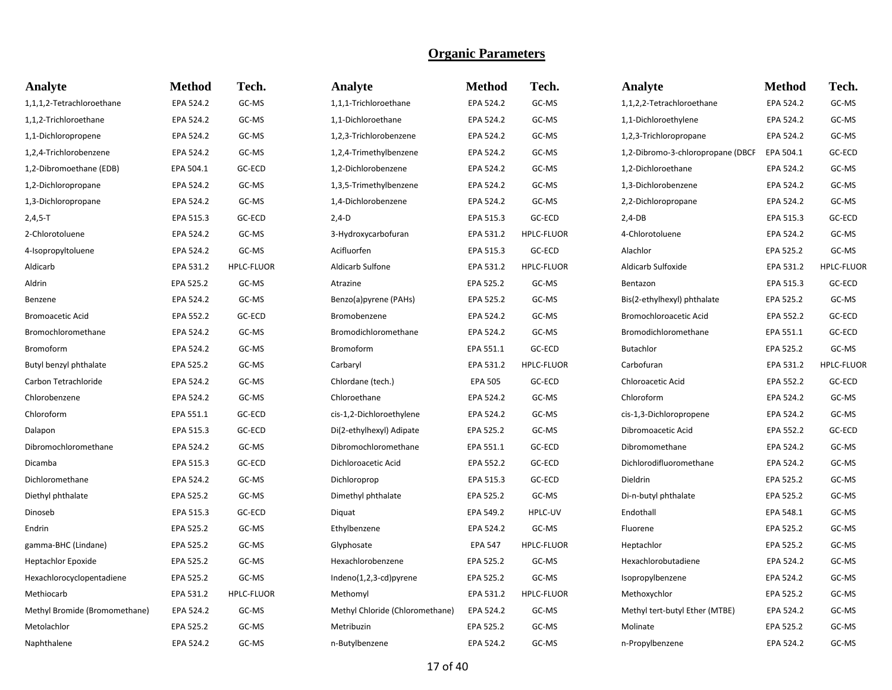# Organic Parameters

| Analyte | Method | Tech. | Analyte | Method | Tech. | Analyte | Method | Tech. |
|---|---|---|---|---|---|---|---|---|
| 1,1,1,2-Tetrachloroethane | EPA 524.2 | GC-MS | 1,1,1-Trichloroethane | EPA 524.2 | GC-MS | 1,1,2,2-Tetrachloroethane | EPA 524.2 | GC-MS |
| 1,1,2-Trichloroethane | EPA 524.2 | GC-MS | 1,1-Dichloroethane | EPA 524.2 | GC-MS | 1,1-Dichloroethylene | EPA 524.2 | GC-MS |
| 1,1-Dichloropropene | EPA 524.2 | GC-MS | 1,2,3-Trichlorobenzene | EPA 524.2 | GC-MS | 1,2,3-Trichloropropane | EPA 524.2 | GC-MS |
| 1,2,4-Trichlorobenzene | EPA 524.2 | GC-MS | 1,2,4-Trimethylbenzene | EPA 524.2 | GC-MS | 1,2-Dibromo-3-chloropropane (DBCP | EPA 504.1 | GC-ECD |
| 1,2-Dibromoethane (EDB) | EPA 504.1 | GC-ECD | 1,2-Dichlorobenzene | EPA 524.2 | GC-MS | 1,2-Dichloroethane | EPA 524.2 | GC-MS |
| 1,2-Dichloropropane | EPA 524.2 | GC-MS | 1,3,5-Trimethylbenzene | EPA 524.2 | GC-MS | 1,3-Dichlorobenzene | EPA 524.2 | GC-MS |
| 1,3-Dichloropropane | EPA 524.2 | GC-MS | 1,4-Dichlorobenzene | EPA 524.2 | GC-MS | 2,2-Dichloropropane | EPA 524.2 | GC-MS |
| 2,4,5-T | EPA 515.3 | GC-ECD | 2,4-D | EPA 515.3 | GC-ECD | 2,4-DB | EPA 515.3 | GC-ECD |
| 2-Chlorotoluene | EPA 524.2 | GC-MS | 3-Hydroxycarbofuran | EPA 531.2 | HPLC-FLUOR | 4-Chlorotoluene | EPA 524.2 | GC-MS |
| 4-Isopropyltoluene | EPA 524.2 | GC-MS | Acifluorfen | EPA 515.3 | GC-ECD | Alachlor | EPA 525.2 | GC-MS |
| Aldicarb | EPA 531.2 | HPLC-FLUOR | Aldicarb Sulfone | EPA 531.2 | HPLC-FLUOR | Aldicarb Sulfoxide | EPA 531.2 | HPLC-FLUOR |
| Aldrin | EPA 525.2 | GC-MS | Atrazine | EPA 525.2 | GC-MS | Bentazon | EPA 515.3 | GC-ECD |
| Benzene | EPA 524.2 | GC-MS | Benzo(a)pyrene (PAHs) | EPA 525.2 | GC-MS | Bis(2-ethylhexyl) phthalate | EPA 525.2 | GC-MS |
| Bromoacetic Acid | EPA 552.2 | GC-ECD | Bromobenzene | EPA 524.2 | GC-MS | Bromochloroacetic Acid | EPA 552.2 | GC-ECD |
| Bromochloromethane | EPA 524.2 | GC-MS | Bromodichloromethane | EPA 524.2 | GC-MS | Bromodichloromethane | EPA 551.1 | GC-ECD |
| Bromoform | EPA 524.2 | GC-MS | Bromoform | EPA 551.1 | GC-ECD | Butachlor | EPA 525.2 | GC-MS |
| Butyl benzyl phthalate | EPA 525.2 | GC-MS | Carbaryl | EPA 531.2 | HPLC-FLUOR | Carbofuran | EPA 531.2 | HPLC-FLUOR |
| Carbon Tetrachloride | EPA 524.2 | GC-MS | Chlordane (tech.) | EPA 505 | GC-ECD | Chloroacetic Acid | EPA 552.2 | GC-ECD |
| Chlorobenzene | EPA 524.2 | GC-MS | Chloroethane | EPA 524.2 | GC-MS | Chloroform | EPA 524.2 | GC-MS |
| Chloroform | EPA 551.1 | GC-ECD | cis-1,2-Dichloroethylene | EPA 524.2 | GC-MS | cis-1,3-Dichloropropene | EPA 524.2 | GC-MS |
| Dalapon | EPA 515.3 | GC-ECD | Di(2-ethylhexyl) Adipate | EPA 525.2 | GC-MS | Dibromoacetic Acid | EPA 552.2 | GC-ECD |
| Dibromochloromethane | EPA 524.2 | GC-MS | Dibromochloromethane | EPA 551.1 | GC-ECD | Dibromomethane | EPA 524.2 | GC-MS |
| Dicamba | EPA 515.3 | GC-ECD | Dichloroacetic Acid | EPA 552.2 | GC-ECD | Dichlorodifluoromethane | EPA 524.2 | GC-MS |
| Dichloromethane | EPA 524.2 | GC-MS | Dichloroprop | EPA 515.3 | GC-ECD | Dieldrin | EPA 525.2 | GC-MS |
| Diethyl phthalate | EPA 525.2 | GC-MS | Dimethyl phthalate | EPA 525.2 | GC-MS | Di-n-butyl phthalate | EPA 525.2 | GC-MS |
| Dinoseb | EPA 515.3 | GC-ECD | Diquat | EPA 549.2 | HPLC-UV | Endothall | EPA 548.1 | GC-MS |
| Endrin | EPA 525.2 | GC-MS | Ethylbenzene | EPA 524.2 | GC-MS | Fluorene | EPA 525.2 | GC-MS |
| gamma-BHC (Lindane) | EPA 525.2 | GC-MS | Glyphosate | EPA 547 | HPLC-FLUOR | Heptachlor | EPA 525.2 | GC-MS |
| Heptachlor Epoxide | EPA 525.2 | GC-MS | Hexachlorobenzene | EPA 525.2 | GC-MS | Hexachlorobutadiene | EPA 524.2 | GC-MS |
| Hexachlorocyclopentadiene | EPA 525.2 | GC-MS | Indeno(1,2,3-cd)pyrene | EPA 525.2 | GC-MS | Isopropylbenzene | EPA 524.2 | GC-MS |
| Methiocarb | EPA 531.2 | HPLC-FLUOR | Methomyl | EPA 531.2 | HPLC-FLUOR | Methoxychlor | EPA 525.2 | GC-MS |
| Methyl Bromide (Bromomethane) | EPA 524.2 | GC-MS | Methyl Chloride (Chloromethane) | EPA 524.2 | GC-MS | Methyl tert-butyl Ether (MTBE) | EPA 524.2 | GC-MS |
| Metolachlor | EPA 525.2 | GC-MS | Metribuzin | EPA 525.2 | GC-MS | Molinate | EPA 525.2 | GC-MS |
| Naphthalene | EPA 524.2 | GC-MS | n-Butylbenzene | EPA 524.2 | GC-MS | n-Propylbenzene | EPA 524.2 | GC-MS |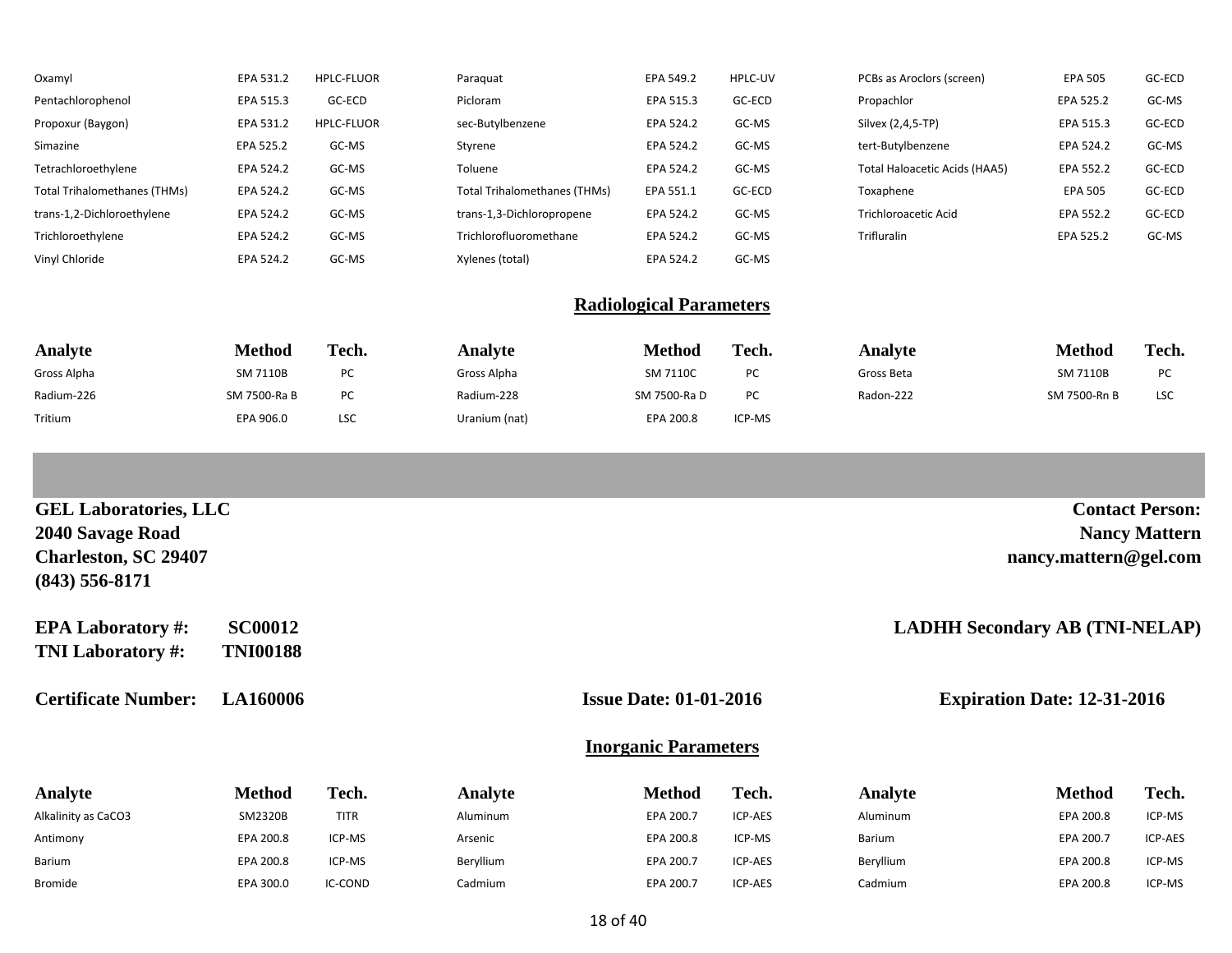| Analyte | Method | Tech. | Analyte | Method | Tech. | Analyte | Method | Tech. |
|---|---|---|---|---|---|---|---|---|
| Oxamyl | EPA 531.2 | HPLC-FLUOR | Paraquat | EPA 549.2 | HPLC-UV | PCBs as Aroclors (screen) | EPA 505 | GC-ECD |
| Pentachlorophenol | EPA 515.3 | GC-ECD | Picloram | EPA 515.3 | GC-ECD | Propachlor | EPA 525.2 | GC-MS |
| Propoxur (Baygon) | EPA 531.2 | HPLC-FLUOR | sec-Butylbenzene | EPA 524.2 | GC-MS | Silvex (2,4,5-TP) | EPA 515.3 | GC-ECD |
| Simazine | EPA 525.2 | GC-MS | Styrene | EPA 524.2 | GC-MS | tert-Butylbenzene | EPA 524.2 | GC-MS |
| Tetrachloroethylene | EPA 524.2 | GC-MS | Toluene | EPA 524.2 | GC-MS | Total Haloacetic Acids (HAA5) | EPA 552.2 | GC-ECD |
| Total Trihalomethanes (THMs) | EPA 524.2 | GC-MS | Total Trihalomethanes (THMs) | EPA 551.1 | GC-ECD | Toxaphene | EPA 505 | GC-ECD |
| trans-1,2-Dichloroethylene | EPA 524.2 | GC-MS | trans-1,3-Dichloropropene | EPA 524.2 | GC-MS | Trichloroacetic Acid | EPA 552.2 | GC-ECD |
| Trichloroethylene | EPA 524.2 | GC-MS | Trichlorofluoromethane | EPA 524.2 | GC-MS | Trifluralin | EPA 525.2 | GC-MS |
| Vinyl Chloride | EPA 524.2 | GC-MS | Xylenes (total) | EPA 524.2 | GC-MS | | | |

## Radiological Parameters

| Analyte | Method | Tech. | Analyte | Method | Tech. | Analyte | Method | Tech. |
|---|---|---|---|---|---|---|---|---|
| Gross Alpha | SM 7110B | PC | Gross Alpha | SM 7110C | PC | Gross Beta | SM 7110B | PC |
| Radium-226 | SM 7500-Ra B | PC | Radium-228 | SM 7500-Ra D | PC | Radon-222 | SM 7500-Rn B | LSC |
| Tritium | EPA 906.0 | LSC | Uranium (nat) | EPA 200.8 | ICP-MS | | | |

**GEL Laboratories, LLC**
**2040 Savage Road**
**Charleston, SC 29407**
**(843) 556-8171**

**Contact Person:**
**Nancy Mattern**
**nancy.mattern@gel.com**

**EPA Laboratory #:** **SC00012**
**TNI Laboratory #:** **TNI00188**

**LADHH Secondary AB (TNI-NELAP)**

**Certificate Number:** **LA160006** **Issue Date: 01-01-2016** **Expiration Date: 12-31-2016**

## Inorganic Parameters

| Analyte | Method | Tech. | Analyte | Method | Tech. | Analyte | Method | Tech. |
|---|---|---|---|---|---|---|---|---|
| Alkalinity as CaCO3 | SM2320B | TITR | Aluminum | EPA 200.7 | ICP-AES | Aluminum | EPA 200.8 | ICP-MS |
| Antimony | EPA 200.8 | ICP-MS | Arsenic | EPA 200.8 | ICP-MS | Barium | EPA 200.7 | ICP-AES |
| Barium | EPA 200.8 | ICP-MS | Beryllium | EPA 200.7 | ICP-AES | Beryllium | EPA 200.8 | ICP-MS |
| Bromide | EPA 300.0 | IC-COND | Cadmium | EPA 200.7 | ICP-AES | Cadmium | EPA 200.8 | ICP-MS |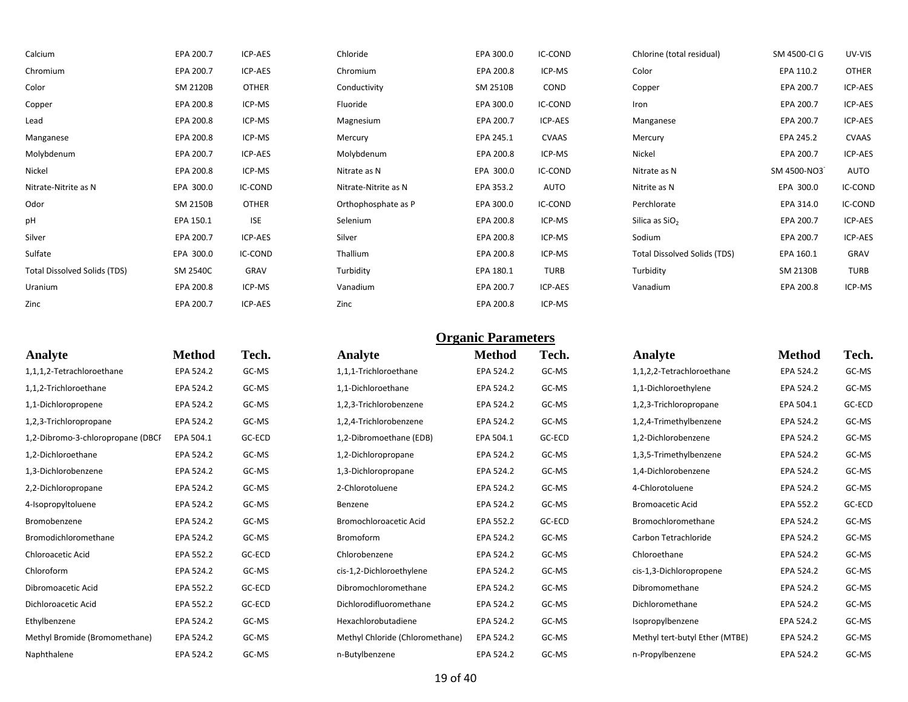| | | | | | | | | |
|---|---|---|---|---|---|---|---|---|
| Calcium | EPA 200.7 | ICP-AES | Chloride | EPA 300.0 | IC-COND | Chlorine (total residual) | SM 4500-Cl G | UV-VIS |
| Chromium | EPA 200.7 | ICP-AES | Chromium | EPA 200.8 | ICP-MS | Color | EPA 110.2 | OTHER |
| Color | SM 2120B | OTHER | Conductivity | SM 2510B | COND | Copper | EPA 200.7 | ICP-AES |
| Copper | EPA 200.8 | ICP-MS | Fluoride | EPA 300.0 | IC-COND | Iron | EPA 200.7 | ICP-AES |
| Lead | EPA 200.8 | ICP-MS | Magnesium | EPA 200.7 | ICP-AES | Manganese | EPA 200.7 | ICP-AES |
| Manganese | EPA 200.8 | ICP-MS | Mercury | EPA 245.1 | CVAAS | Mercury | EPA 245.2 | CVAAS |
| Molybdenum | EPA 200.7 | ICP-AES | Molybdenum | EPA 200.8 | ICP-MS | Nickel | EPA 200.7 | ICP-AES |
| Nickel | EPA 200.8 | ICP-MS | Nitrate as N | EPA 300.0 | IC-COND | Nitrate as N | SM 4500-$NO_3^-$ | AUTO |
| Nitrate-Nitrite as N | EPA 300.0 | IC-COND | Nitrate-Nitrite as N | EPA 353.2 | AUTO | Nitrite as N | EPA 300.0 | IC-COND |
| Odor | SM 2150B | OTHER | Orthophosphate as P | EPA 300.0 | IC-COND | Perchlorate | EPA 314.0 | IC-COND |
| pH | EPA 150.1 | ISE | Selenium | EPA 200.8 | ICP-MS | Silica as $SiO_2$ | EPA 200.7 | ICP-AES |
| Silver | EPA 200.7 | ICP-AES | Silver | EPA 200.8 | ICP-MS | Sodium | EPA 200.7 | ICP-AES |
| Sulfate | EPA 300.0 | IC-COND | Thallium | EPA 200.8 | ICP-MS | Total Dissolved Solids (TDS) | EPA 160.1 | GRAV |
| Total Dissolved Solids (TDS) | SM 2540C | GRAV | Turbidity | EPA 180.1 | TURB | Turbidity | SM 2130B | TURB |
| Uranium | EPA 200.8 | ICP-MS | Vanadium | EPA 200.7 | ICP-AES | Vanadium | EPA 200.8 | ICP-MS |
| Zinc | EPA 200.7 | ICP-AES | Zinc | EPA 200.8 | ICP-MS | | | |

## Organic Parameters

| Analyte | Method | Tech. | Analyte | Method | Tech. | Analyte | Method | Tech. |
|---|---|---|---|---|---|---|---|---|
| 1,1,1,2-Tetrachloroethane | EPA 524.2 | GC-MS | 1,1,1-Trichloroethane | EPA 524.2 | GC-MS | 1,1,2,2-Tetrachloroethane | EPA 524.2 | GC-MS |
| 1,1,2-Trichloroethane | EPA 524.2 | GC-MS | 1,1-Dichloroethane | EPA 524.2 | GC-MS | 1,1-Dichloroethylene | EPA 524.2 | GC-MS |
| 1,1-Dichloropropene | EPA 524.2 | GC-MS | 1,2,3-Trichlorobenzene | EPA 524.2 | GC-MS | 1,2,3-Trichloropropane | EPA 504.1 | GC-ECD |
| 1,2,3-Trichloropropane | EPA 524.2 | GC-MS | 1,2,4-Trichlorobenzene | EPA 524.2 | GC-MS | 1,2,4-Trimethylbenzene | EPA 524.2 | GC-MS |
| 1,2-Dibromo-3-chloropropane (DBCF | EPA 504.1 | GC-ECD | 1,2-Dibromoethane (EDB) | EPA 504.1 | GC-ECD | 1,2-Dichlorobenzene | EPA 524.2 | GC-MS |
| 1,2-Dichloroethane | EPA 524.2 | GC-MS | 1,2-Dichloropropane | EPA 524.2 | GC-MS | 1,3,5-Trimethylbenzene | EPA 524.2 | GC-MS |
| 1,3-Dichlorobenzene | EPA 524.2 | GC-MS | 1,3-Dichloropropane | EPA 524.2 | GC-MS | 1,4-Dichlorobenzene | EPA 524.2 | GC-MS |
| 2,2-Dichloropropane | EPA 524.2 | GC-MS | 2-Chlorotoluene | EPA 524.2 | GC-MS | 4-Chlorotoluene | EPA 524.2 | GC-MS |
| 4-Isopropyltoluene | EPA 524.2 | GC-MS | Benzene | EPA 524.2 | GC-MS | Bromoacetic Acid | EPA 552.2 | GC-ECD |
| Bromobenzene | EPA 524.2 | GC-MS | Bromochloroacetic Acid | EPA 552.2 | GC-ECD | Bromochloromethane | EPA 524.2 | GC-MS |
| Bromodichloromethane | EPA 524.2 | GC-MS | Bromoform | EPA 524.2 | GC-MS | Carbon Tetrachloride | EPA 524.2 | GC-MS |
| Chloroacetic Acid | EPA 552.2 | GC-ECD | Chlorobenzene | EPA 524.2 | GC-MS | Chloroethane | EPA 524.2 | GC-MS |
| Chloroform | EPA 524.2 | GC-MS | cis-1,2-Dichloroethylene | EPA 524.2 | GC-MS | cis-1,3-Dichloropropene | EPA 524.2 | GC-MS |
| Dibromoacetic Acid | EPA 552.2 | GC-ECD | Dibromochloromethane | EPA 524.2 | GC-MS | Dibromomethane | EPA 524.2 | GC-MS |
| Dichloroacetic Acid | EPA 552.2 | GC-ECD | Dichlorodifluoromethane | EPA 524.2 | GC-MS | Dichloromethane | EPA 524.2 | GC-MS |
| Ethylbenzene | EPA 524.2 | GC-MS | Hexachlorobutadiene | EPA 524.2 | GC-MS | Isopropylbenzene | EPA 524.2 | GC-MS |
| Methyl Bromide (Bromomethane) | EPA 524.2 | GC-MS | Methyl Chloride (Chloromethane) | EPA 524.2 | GC-MS | Methyl tert-butyl Ether (MTBE) | EPA 524.2 | GC-MS |
| Naphthalene | EPA 524.2 | GC-MS | n-Butylbenzene | EPA 524.2 | GC-MS | n-Propylbenzene | EPA 524.2 | GC-MS |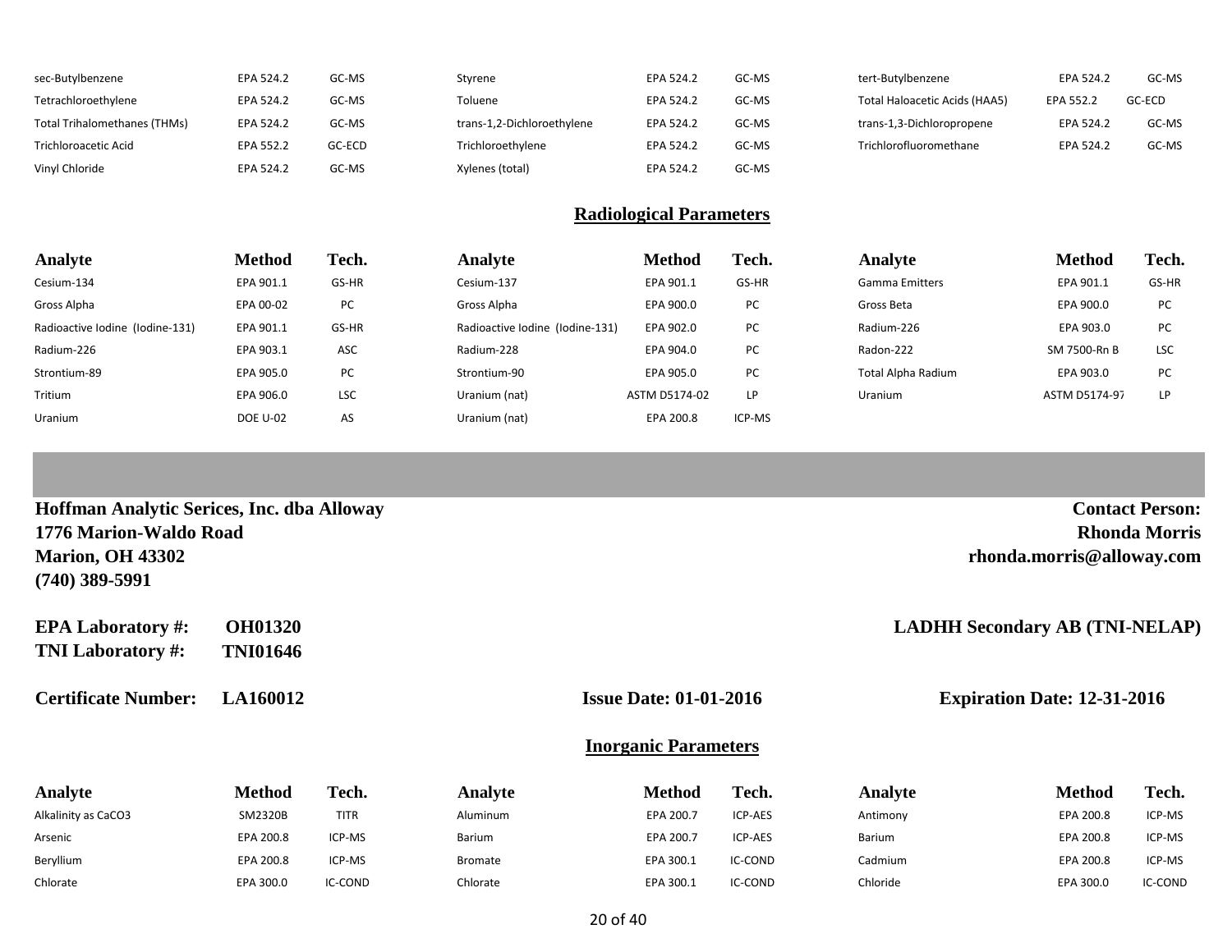| Analyte | Method | Tech. | Analyte | Method | Tech. | Analyte | Method | Tech. |
|---|---|---|---|---|---|---|---|---|
| sec-Butylbenzene | EPA 524.2 | GC-MS | Styrene | EPA 524.2 | GC-MS | tert-Butylbenzene | EPA 524.2 | GC-MS |
| Tetrachloroethylene | EPA 524.2 | GC-MS | Toluene | EPA 524.2 | GC-MS | Total Haloacetic Acids (HAA5) | EPA 552.2 | GC-ECD |
| Total Trihalomethanes (THMs) | EPA 524.2 | GC-MS | trans-1,2-Dichloroethylene | EPA 524.2 | GC-MS | trans-1,3-Dichloropropene | EPA 524.2 | GC-MS |
| Trichloroacetic Acid | EPA 552.2 | GC-ECD | Trichloroethylene | EPA 524.2 | GC-MS | Trichlorofluoromethane | EPA 524.2 | GC-MS |
| Vinyl Chloride | EPA 524.2 | GC-MS | Xylenes (total) | EPA 524.2 | GC-MS | | | |

## Radiological Parameters

| Analyte | Method | Tech. | Analyte | Method | Tech. | Analyte | Method | Tech. |
|---|---|---|---|---|---|---|---|---|
| Cesium-134 | EPA 901.1 | GS-HR | Cesium-137 | EPA 901.1 | GS-HR | Gamma Emitters | EPA 901.1 | GS-HR |
| Gross Alpha | EPA 00-02 | PC | Gross Alpha | EPA 900.0 | PC | Gross Beta | EPA 900.0 | PC |
| Radioactive Iodine (Iodine-131) | EPA 901.1 | GS-HR | Radioactive Iodine (Iodine-131) | EPA 902.0 | PC | Radium-226 | EPA 903.0 | PC |
| Radium-226 | EPA 903.1 | ASC | Radium-228 | EPA 904.0 | PC | Radon-222 | SM 7500-Rn B | LSC |
| Strontium-89 | EPA 905.0 | PC | Strontium-90 | EPA 905.0 | PC | Total Alpha Radium | EPA 903.0 | PC |
| Tritium | EPA 906.0 | LSC | Uranium (nat) | ASTM D5174-02 | LP | Uranium | ASTM D5174-97 | LP |
| Uranium | DOE U-02 | AS | Uranium (nat) | EPA 200.8 | ICP-MS | | | |

**Hoffman Analytic Serices, Inc. dba Alloway**
**1776 Marion-Waldo Road**
**Marion, OH 43302**
**(740) 389-5991**

**Contact Person:**
**Rhonda Morris**
**rhonda.morris@alloway.com**

**EPA Laboratory #:** **OH01320**
**TNI Laboratory #:** **TNI01646**

**LADHH Secondary AB (TNI-NELAP)**

**Certificate Number:** **LA160012** **Issue Date: 01-01-2016** **Expiration Date: 12-31-2016**

## Inorganic Parameters

| Analyte | Method | Tech. | Analyte | Method | Tech. | Analyte | Method | Tech. |
|---|---|---|---|---|---|---|---|---|
| Alkalinity as CaCO3 | SM2320B | TITR | Aluminum | EPA 200.7 | ICP-AES | Antimony | EPA 200.8 | ICP-MS |
| Arsenic | EPA 200.8 | ICP-MS | Barium | EPA 200.7 | ICP-AES | Barium | EPA 200.8 | ICP-MS |
| Beryllium | EPA 200.8 | ICP-MS | Bromate | EPA 300.1 | IC-COND | Cadmium | EPA 200.8 | ICP-MS |
| Chlorate | EPA 300.0 | IC-COND | Chlorate | EPA 300.1 | IC-COND | Chloride | EPA 300.0 | IC-COND |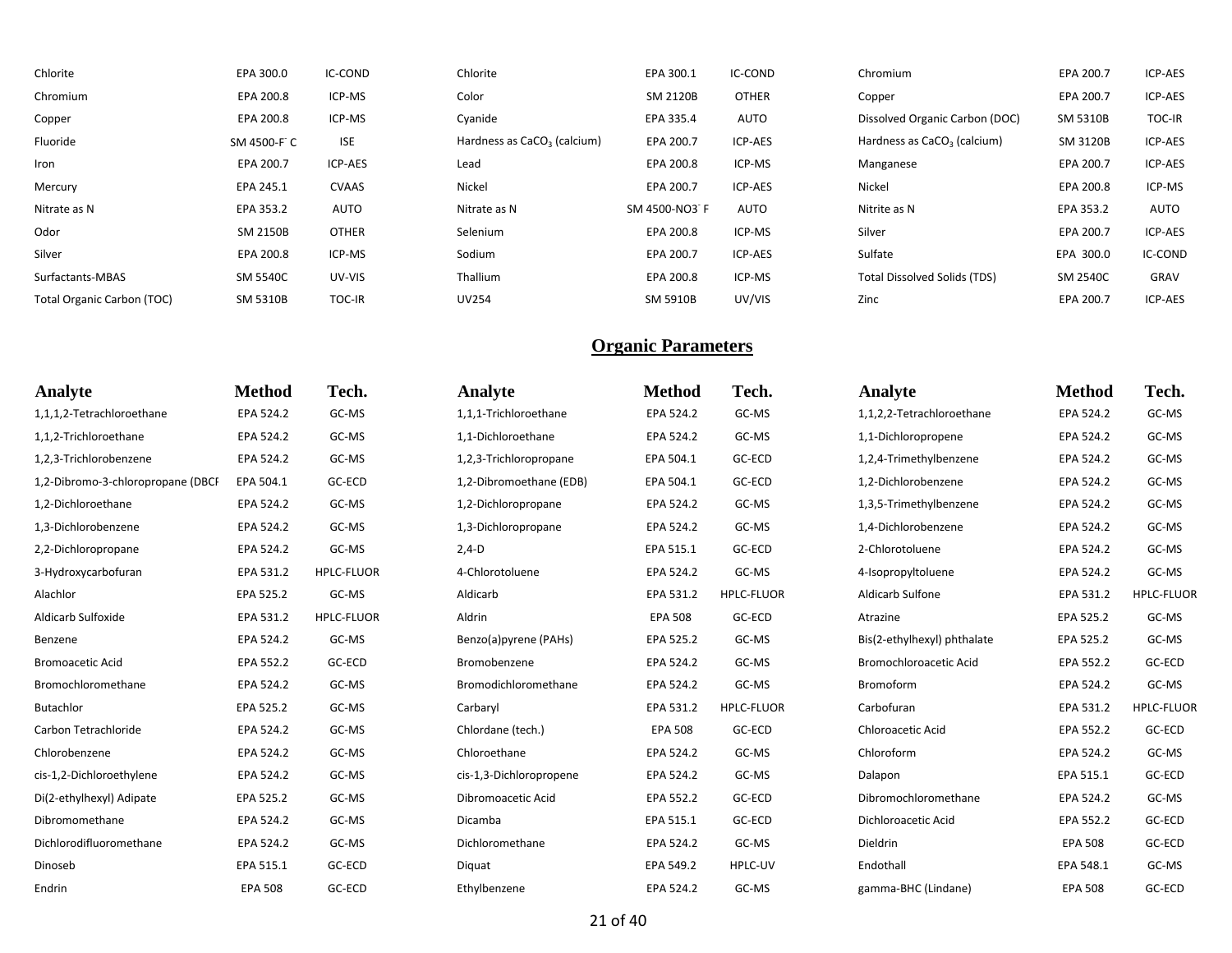| Analyte | Method | Tech. | Analyte | Method | Tech. | Analyte | Method | Tech. |
|---|---|---|---|---|---|---|---|---|
| Chlorite | EPA 300.0 | IC-COND | Chlorite | EPA 300.1 | IC-COND | Chromium | EPA 200.7 | ICP-AES |
| Chromium | EPA 200.8 | ICP-MS | Color | SM 2120B | OTHER | Copper | EPA 200.7 | ICP-AES |
| Copper | EPA 200.8 | ICP-MS | Cyanide | EPA 335.4 | AUTO | Dissolved Organic Carbon (DOC) | SM 5310B | TOC-IR |
| Fluoride | SM 4500-$F^-$ C | ISE | Hardness as $CaCO_3$ (calcium) | EPA 200.7 | ICP-AES | Hardness as $CaCO_3$ (calcium) | SM 3120B | ICP-AES |
| Iron | EPA 200.7 | ICP-AES | Lead | EPA 200.8 | ICP-MS | Manganese | EPA 200.7 | ICP-AES |
| Mercury | EPA 245.1 | CVAAS | Nickel | EPA 200.7 | ICP-AES | Nickel | EPA 200.8 | ICP-MS |
| Nitrate as N | EPA 353.2 | AUTO | Nitrate as N | SM 4500-$NO_3^-$ F | AUTO | Nitrite as N | EPA 353.2 | AUTO |
| Odor | SM 2150B | OTHER | Selenium | EPA 200.8 | ICP-MS | Silver | EPA 200.7 | ICP-AES |
| Silver | EPA 200.8 | ICP-MS | Sodium | EPA 200.7 | ICP-AES | Sulfate | EPA 300.0 | IC-COND |
| Surfactants-MBAS | SM 5540C | UV-VIS | Thallium | EPA 200.8 | ICP-MS | Total Dissolved Solids (TDS) | SM 2540C | GRAV |
| Total Organic Carbon (TOC) | SM 5310B | TOC-IR | UV254 | SM 5910B | UV/VIS | Zinc | EPA 200.7 | ICP-AES |

## Organic Parameters

| Analyte | Method | Tech. | Analyte | Method | Tech. | Analyte | Method | Tech. |
|---|---|---|---|---|---|---|---|---|
| 1,1,1,2-Tetrachloroethane | EPA 524.2 | GC-MS | 1,1,1-Trichloroethane | EPA 524.2 | GC-MS | 1,1,2,2-Tetrachloroethane | EPA 524.2 | GC-MS |
| 1,1,2-Trichloroethane | EPA 524.2 | GC-MS | 1,1-Dichloroethane | EPA 524.2 | GC-MS | 1,1-Dichloropropene | EPA 524.2 | GC-MS |
| 1,2,3-Trichlorobenzene | EPA 524.2 | GC-MS | 1,2,3-Trichloropropane | EPA 504.1 | GC-ECD | 1,2,4-Trimethylbenzene | EPA 524.2 | GC-MS |
| 1,2-Dibromo-3-chloropropane (DBCF | EPA 504.1 | GC-ECD | 1,2-Dibromoethane (EDB) | EPA 504.1 | GC-ECD | 1,2-Dichlorobenzene | EPA 524.2 | GC-MS |
| 1,2-Dichloroethane | EPA 524.2 | GC-MS | 1,2-Dichloropropane | EPA 524.2 | GC-MS | 1,3,5-Trimethylbenzene | EPA 524.2 | GC-MS |
| 1,3-Dichlorobenzene | EPA 524.2 | GC-MS | 1,3-Dichloropropane | EPA 524.2 | GC-MS | 1,4-Dichlorobenzene | EPA 524.2 | GC-MS |
| 2,2-Dichloropropane | EPA 524.2 | GC-MS | 2,4-D | EPA 515.1 | GC-ECD | 2-Chlorotoluene | EPA 524.2 | GC-MS |
| 3-Hydroxycarbofuran | EPA 531.2 | HPLC-FLUOR | 4-Chlorotoluene | EPA 524.2 | GC-MS | 4-Isopropyltoluene | EPA 524.2 | GC-MS |
| Alachlor | EPA 525.2 | GC-MS | Aldicarb | EPA 531.2 | HPLC-FLUOR | Aldicarb Sulfone | EPA 531.2 | HPLC-FLUOR |
| Aldicarb Sulfoxide | EPA 531.2 | HPLC-FLUOR | Aldrin | EPA 508 | GC-ECD | Atrazine | EPA 525.2 | GC-MS |
| Benzene | EPA 524.2 | GC-MS | Benzo(a)pyrene (PAHs) | EPA 525.2 | GC-MS | Bis(2-ethylhexyl) phthalate | EPA 525.2 | GC-MS |
| Bromoacetic Acid | EPA 552.2 | GC-ECD | Bromobenzene | EPA 524.2 | GC-MS | Bromochloroacetic Acid | EPA 552.2 | GC-ECD |
| Bromochloromethane | EPA 524.2 | GC-MS | Bromodichloromethane | EPA 524.2 | GC-MS | Bromoform | EPA 524.2 | GC-MS |
| Butachlor | EPA 525.2 | GC-MS | Carbaryl | EPA 531.2 | HPLC-FLUOR | Carbofuran | EPA 531.2 | HPLC-FLUOR |
| Carbon Tetrachloride | EPA 524.2 | GC-MS | Chlordane (tech.) | EPA 508 | GC-ECD | Chloroacetic Acid | EPA 552.2 | GC-ECD |
| Chlorobenzene | EPA 524.2 | GC-MS | Chloroethane | EPA 524.2 | GC-MS | Chloroform | EPA 524.2 | GC-MS |
| cis-1,2-Dichloroethylene | EPA 524.2 | GC-MS | cis-1,3-Dichloropropene | EPA 524.2 | GC-MS | Dalapon | EPA 515.1 | GC-ECD |
| Di(2-ethylhexyl) Adipate | EPA 525.2 | GC-MS | Dibromoacetic Acid | EPA 552.2 | GC-ECD | Dibromochloromethane | EPA 524.2 | GC-MS |
| Dibromomethane | EPA 524.2 | GC-MS | Dicamba | EPA 515.1 | GC-ECD | Dichloroacetic Acid | EPA 552.2 | GC-ECD |
| Dichlorodifluoromethane | EPA 524.2 | GC-MS | Dichloromethane | EPA 524.2 | GC-MS | Dieldrin | EPA 508 | GC-ECD |
| Dinoseb | EPA 515.1 | GC-ECD | Diquat | EPA 549.2 | HPLC-UV | Endothall | EPA 548.1 | GC-MS |
| Endrin | EPA 508 | GC-ECD | Ethylbenzene | EPA 524.2 | GC-MS | gamma-BHC (Lindane) | EPA 508 | GC-ECD |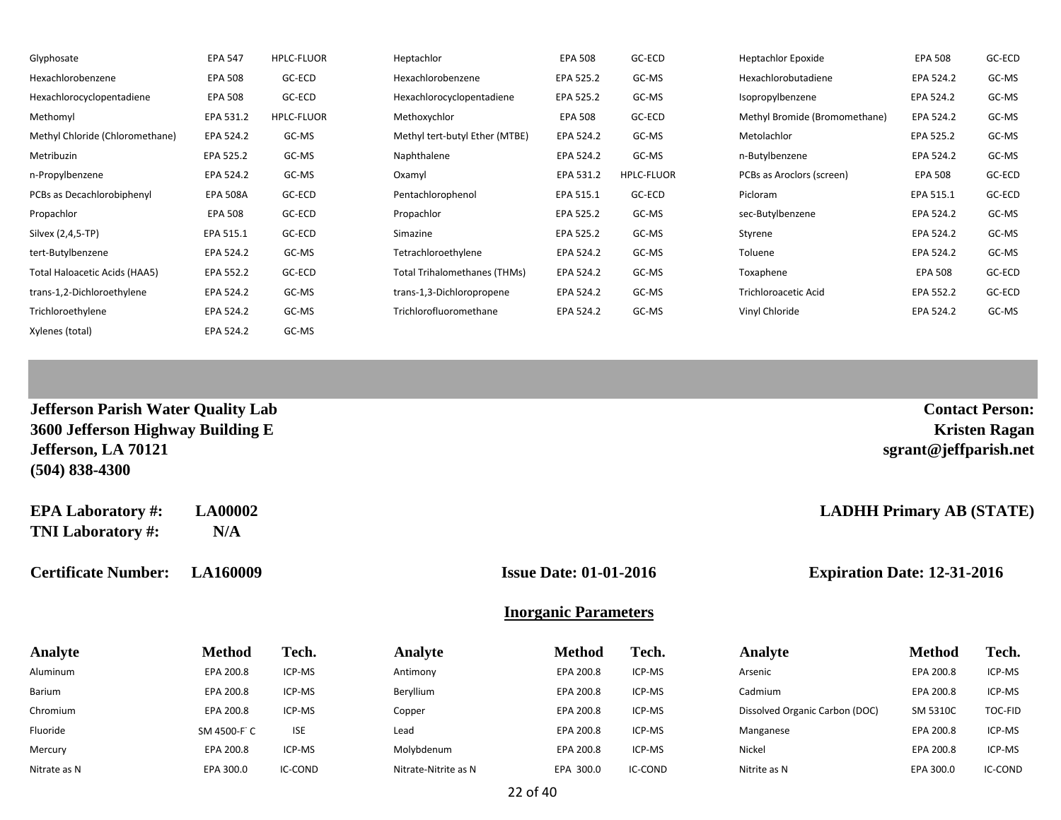| Analyte | Method | Tech. | Analyte | Method | Tech. | Analyte | Method | Tech. |
|---|---|---|---|---|---|---|---|---|
| Glyphosate | EPA 547 | HPLC-FLUOR | Heptachlor | EPA 508 | GC-ECD | Heptachlor Epoxide | EPA 508 | GC-ECD |
| Hexachlorobenzene | EPA 508 | GC-ECD | Hexachlorobenzene | EPA 525.2 | GC-MS | Hexachlorobutadiene | EPA 524.2 | GC-MS |
| Hexachlorocyclopentadiene | EPA 508 | GC-ECD | Hexachlorocyclopentadiene | EPA 525.2 | GC-MS | Isopropylbenzene | EPA 524.2 | GC-MS |
| Methomyl | EPA 531.2 | HPLC-FLUOR | Methoxychlor | EPA 508 | GC-ECD | Methyl Bromide (Bromomethane) | EPA 524.2 | GC-MS |
| Methyl Chloride (Chloromethane) | EPA 524.2 | GC-MS | Methyl tert-butyl Ether (MTBE) | EPA 524.2 | GC-MS | Metolachlor | EPA 525.2 | GC-MS |
| Metribuzin | EPA 525.2 | GC-MS | Naphthalene | EPA 524.2 | GC-MS | n-Butylbenzene | EPA 524.2 | GC-MS |
| n-Propylbenzene | EPA 524.2 | GC-MS | Oxamyl | EPA 531.2 | HPLC-FLUOR | PCBs as Aroclors (screen) | EPA 508 | GC-ECD |
| PCBs as Decachlorobiphenyl | EPA 508A | GC-ECD | Pentachlorophenol | EPA 515.1 | GC-ECD | Picloram | EPA 515.1 | GC-ECD |
| Propachlor | EPA 508 | GC-ECD | Propachlor | EPA 525.2 | GC-MS | sec-Butylbenzene | EPA 524.2 | GC-MS |
| Silvex (2,4,5-TP) | EPA 515.1 | GC-ECD | Simazine | EPA 525.2 | GC-MS | Styrene | EPA 524.2 | GC-MS |
| tert-Butylbenzene | EPA 524.2 | GC-MS | Tetrachloroethylene | EPA 524.2 | GC-MS | Toluene | EPA 524.2 | GC-MS |
| Total Haloacetic Acids (HAA5) | EPA 552.2 | GC-ECD | Total Trihalomethanes (THMs) | EPA 524.2 | GC-MS | Toxaphene | EPA 508 | GC-ECD |
| trans-1,2-Dichloroethylene | EPA 524.2 | GC-MS | trans-1,3-Dichloropropene | EPA 524.2 | GC-MS | Trichloroacetic Acid | EPA 552.2 | GC-ECD |
| Trichloroethylene | EPA 524.2 | GC-MS | Trichlorofluoromethane | EPA 524.2 | GC-MS | Vinyl Chloride | EPA 524.2 | GC-MS |
| Xylenes (total) | EPA 524.2 | GC-MS | | | | | | |

**Jefferson Parish Water Quality Lab**
**3600 Jefferson Highway Building E**
**Jefferson, LA 70121**
**(504) 838-4300**

**Contact Person:**
**Kristen Ragan**
**sgrant@jeffparish.net**

**EPA Laboratory #:** **LA00002**
**TNI Laboratory #:** **N/A**

**LADHH Primary AB (STATE)**

**Certificate Number:** **LA160009**　　**Issue Date: 01-01-2016**　　**Expiration Date: 12-31-2016**

## Inorganic Parameters

| Analyte | Method | Tech. | Analyte | Method | Tech. | Analyte | Method | Tech. |
|---|---|---|---|---|---|---|---|---|
| Aluminum | EPA 200.8 | ICP-MS | Antimony | EPA 200.8 | ICP-MS | Arsenic | EPA 200.8 | ICP-MS |
| Barium | EPA 200.8 | ICP-MS | Beryllium | EPA 200.8 | ICP-MS | Cadmium | EPA 200.8 | ICP-MS |
| Chromium | EPA 200.8 | ICP-MS | Copper | EPA 200.8 | ICP-MS | Dissolved Organic Carbon (DOC) | SM 5310C | TOC-FID |
| Fluoride | SM 4500-F⁻ C | ISE | Lead | EPA 200.8 | ICP-MS | Manganese | EPA 200.8 | ICP-MS |
| Mercury | EPA 200.8 | ICP-MS | Molybdenum | EPA 200.8 | ICP-MS | Nickel | EPA 200.8 | ICP-MS |
| Nitrate as N | EPA 300.0 | IC-COND | Nitrate-Nitrite as N | EPA 300.0 | IC-COND | Nitrite as N | EPA 300.0 | IC-COND |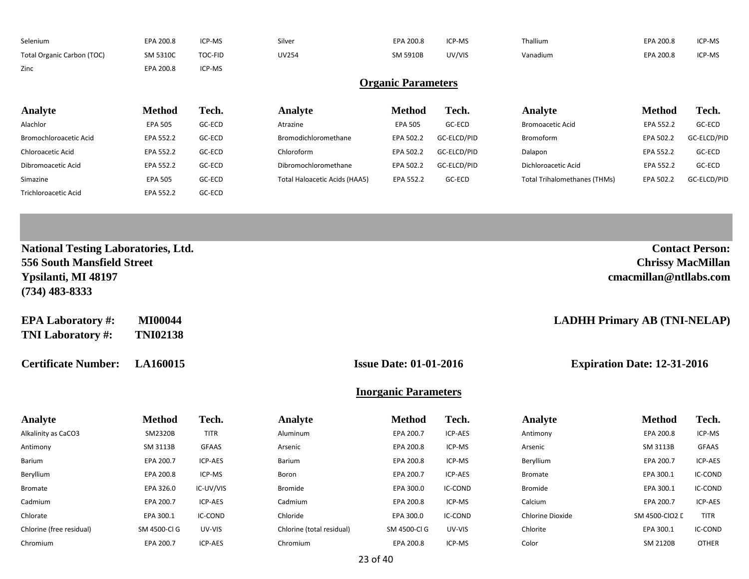| Analyte | Method | Tech. | Analyte | Method | Tech. | Analyte | Method | Tech. |
|---|---|---|---|---|---|---|---|---|
| Selenium | EPA 200.8 | ICP-MS | Silver | EPA 200.8 | ICP-MS | Thallium | EPA 200.8 | ICP-MS |
| Total Organic Carbon (TOC) | SM 5310C | TOC-FID | UV254 | SM 5910B | UV/VIS | Vanadium | EPA 200.8 | ICP-MS |
| Zinc | EPA 200.8 | ICP-MS | | | | | | |

## Organic Parameters

| Analyte | Method | Tech. | Analyte | Method | Tech. | Analyte | Method | Tech. |
|---|---|---|---|---|---|---|---|---|
| Alachlor | EPA 505 | GC-ECD | Atrazine | EPA 505 | GC-ECD | Bromoacetic Acid | EPA 552.2 | GC-ECD |
| Bromochloroacetic Acid | EPA 552.2 | GC-ECD | Bromodichloromethane | EPA 502.2 | GC-ELCD/PID | Bromoform | EPA 502.2 | GC-ELCD/PID |
| Chloroacetic Acid | EPA 552.2 | GC-ECD | Chloroform | EPA 502.2 | GC-ELCD/PID | Dalapon | EPA 552.2 | GC-ECD |
| Dibromoacetic Acid | EPA 552.2 | GC-ECD | Dibromochloromethane | EPA 502.2 | GC-ELCD/PID | Dichloroacetic Acid | EPA 552.2 | GC-ECD |
| Simazine | EPA 505 | GC-ECD | Total Haloacetic Acids (HAA5) | EPA 552.2 | GC-ECD | Total Trihalomethanes (THMs) | EPA 502.2 | GC-ELCD/PID |
| Trichloroacetic Acid | EPA 552.2 | GC-ECD | | | | | | |

**National Testing Laboratories, Ltd.**
**556 South Mansfield Street**
**Ypsilanti, MI 48197**
**(734) 483-8333**

**Contact Person:**
**Chrissy MacMillan**
**cmacmillan@ntllabs.com**

**EPA Laboratory #: MI00044**
**TNI Laboratory #: TNI02138**

**LADHH Primary AB (TNI-NELAP)**

**Certificate Number: LA160015** | **Issue Date: 01-01-2016** | **Expiration Date: 12-31-2016**

## Inorganic Parameters

| Analyte | Method | Tech. | Analyte | Method | Tech. | Analyte | Method | Tech. |
|---|---|---|---|---|---|---|---|---|
| Alkalinity as CaCO3 | SM2320B | TITR | Aluminum | EPA 200.7 | ICP-AES | Antimony | EPA 200.8 | ICP-MS |
| Antimony | SM 3113B | GFAAS | Arsenic | EPA 200.8 | ICP-MS | Arsenic | SM 3113B | GFAAS |
| Barium | EPA 200.7 | ICP-AES | Barium | EPA 200.8 | ICP-MS | Beryllium | EPA 200.7 | ICP-AES |
| Beryllium | EPA 200.8 | ICP-MS | Boron | EPA 200.7 | ICP-AES | Bromate | EPA 300.1 | IC-COND |
| Bromate | EPA 326.0 | IC-UV/VIS | Bromide | EPA 300.0 | IC-COND | Bromide | EPA 300.1 | IC-COND |
| Cadmium | EPA 200.7 | ICP-AES | Cadmium | EPA 200.8 | ICP-MS | Calcium | EPA 200.7 | ICP-AES |
| Chlorate | EPA 300.1 | IC-COND | Chloride | EPA 300.0 | IC-COND | Chlorine Dioxide | SM 4500-ClO2 D | TITR |
| Chlorine (free residual) | SM 4500-Cl G | UV-VIS | Chlorine (total residual) | SM 4500-Cl G | UV-VIS | Chlorite | EPA 300.1 | IC-COND |
| Chromium | EPA 200.7 | ICP-AES | Chromium | EPA 200.8 | ICP-MS | Color | SM 2120B | OTHER |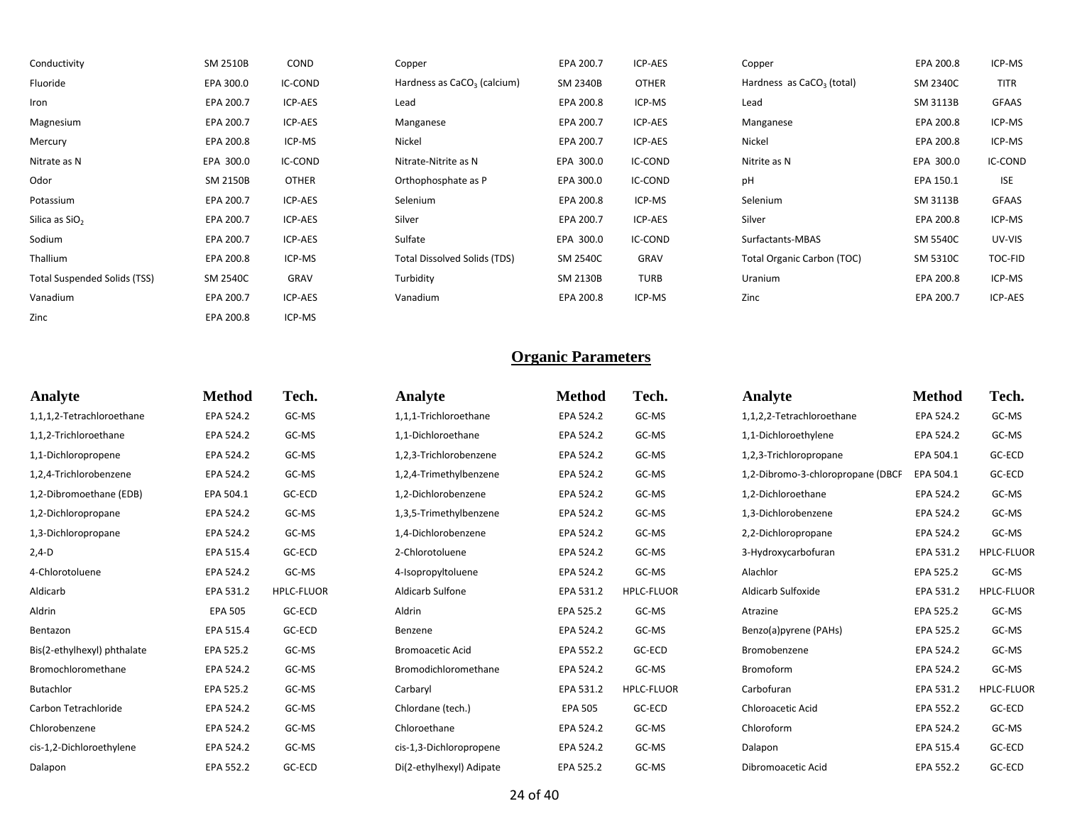| | | | | | | | | |
|---|---|---|---|---|---|---|---|---|
| Conductivity | SM 2510B | COND | Copper | EPA 200.7 | ICP-AES | Copper | EPA 200.8 | ICP-MS |
| Fluoride | EPA 300.0 | IC-COND | Hardness as $CaCO_3$ (calcium) | SM 2340B | OTHER | Hardness as $CaCO_3$ (total) | SM 2340C | TITR |
| Iron | EPA 200.7 | ICP-AES | Lead | EPA 200.8 | ICP-MS | Lead | SM 3113B | GFAAS |
| Magnesium | EPA 200.7 | ICP-AES | Manganese | EPA 200.7 | ICP-AES | Manganese | EPA 200.8 | ICP-MS |
| Mercury | EPA 200.8 | ICP-MS | Nickel | EPA 200.7 | ICP-AES | Nickel | EPA 200.8 | ICP-MS |
| Nitrate as N | EPA 300.0 | IC-COND | Nitrate-Nitrite as N | EPA 300.0 | IC-COND | Nitrite as N | EPA 300.0 | IC-COND |
| Odor | SM 2150B | OTHER | Orthophosphate as P | EPA 300.0 | IC-COND | pH | EPA 150.1 | ISE |
| Potassium | EPA 200.7 | ICP-AES | Selenium | EPA 200.8 | ICP-MS | Selenium | SM 3113B | GFAAS |
| Silica as $SiO_2$ | EPA 200.7 | ICP-AES | Silver | EPA 200.7 | ICP-AES | Silver | EPA 200.8 | ICP-MS |
| Sodium | EPA 200.7 | ICP-AES | Sulfate | EPA 300.0 | IC-COND | Surfactants-MBAS | SM 5540C | UV-VIS |
| Thallium | EPA 200.8 | ICP-MS | Total Dissolved Solids (TDS) | SM 2540C | GRAV | Total Organic Carbon (TOC) | SM 5310C | TOC-FID |
| Total Suspended Solids (TSS) | SM 2540C | GRAV | Turbidity | SM 2130B | TURB | Uranium | EPA 200.8 | ICP-MS |
| Vanadium | EPA 200.7 | ICP-AES | Vanadium | EPA 200.8 | ICP-MS | Zinc | EPA 200.7 | ICP-AES |
| Zinc | EPA 200.8 | ICP-MS | | | | | | |

## Organic Parameters

| Analyte | Method | Tech. | Analyte | Method | Tech. | Analyte | Method | Tech. |
|---|---|---|---|---|---|---|---|---|
| 1,1,1,2-Tetrachloroethane | EPA 524.2 | GC-MS | 1,1,1-Trichloroethane | EPA 524.2 | GC-MS | 1,1,2,2-Tetrachloroethane | EPA 524.2 | GC-MS |
| 1,1,2-Trichloroethane | EPA 524.2 | GC-MS | 1,1-Dichloroethane | EPA 524.2 | GC-MS | 1,1-Dichloroethylene | EPA 524.2 | GC-MS |
| 1,1-Dichloropropene | EPA 524.2 | GC-MS | 1,2,3-Trichlorobenzene | EPA 524.2 | GC-MS | 1,2,3-Trichloropropane | EPA 504.1 | GC-ECD |
| 1,2,4-Trichlorobenzene | EPA 524.2 | GC-MS | 1,2,4-Trimethylbenzene | EPA 524.2 | GC-MS | 1,2-Dibromo-3-chloropropane (DBCP | EPA 504.1 | GC-ECD |
| 1,2-Dibromoethane (EDB) | EPA 504.1 | GC-ECD | 1,2-Dichlorobenzene | EPA 524.2 | GC-MS | 1,2-Dichloroethane | EPA 524.2 | GC-MS |
| 1,2-Dichloropropane | EPA 524.2 | GC-MS | 1,3,5-Trimethylbenzene | EPA 524.2 | GC-MS | 1,3-Dichlorobenzene | EPA 524.2 | GC-MS |
| 1,3-Dichloropropane | EPA 524.2 | GC-MS | 1,4-Dichlorobenzene | EPA 524.2 | GC-MS | 2,2-Dichloropropane | EPA 524.2 | GC-MS |
| 2,4-D | EPA 515.4 | GC-ECD | 2-Chlorotoluene | EPA 524.2 | GC-MS | 3-Hydroxycarbofuran | EPA 531.2 | HPLC-FLUOR |
| 4-Chlorotoluene | EPA 524.2 | GC-MS | 4-Isopropyltoluene | EPA 524.2 | GC-MS | Alachlor | EPA 525.2 | GC-MS |
| Aldicarb | EPA 531.2 | HPLC-FLUOR | Aldicarb Sulfone | EPA 531.2 | HPLC-FLUOR | Aldicarb Sulfoxide | EPA 531.2 | HPLC-FLUOR |
| Aldrin | EPA 505 | GC-ECD | Aldrin | EPA 525.2 | GC-MS | Atrazine | EPA 525.2 | GC-MS |
| Bentazon | EPA 515.4 | GC-ECD | Benzene | EPA 524.2 | GC-MS | Benzo(a)pyrene (PAHs) | EPA 525.2 | GC-MS |
| Bis(2-ethylhexyl) phthalate | EPA 525.2 | GC-MS | Bromoacetic Acid | EPA 552.2 | GC-ECD | Bromobenzene | EPA 524.2 | GC-MS |
| Bromochloromethane | EPA 524.2 | GC-MS | Bromodichloromethane | EPA 524.2 | GC-MS | Bromoform | EPA 524.2 | GC-MS |
| Butachlor | EPA 525.2 | GC-MS | Carbaryl | EPA 531.2 | HPLC-FLUOR | Carbofuran | EPA 531.2 | HPLC-FLUOR |
| Carbon Tetrachloride | EPA 524.2 | GC-MS | Chlordane (tech.) | EPA 505 | GC-ECD | Chloroacetic Acid | EPA 552.2 | GC-ECD |
| Chlorobenzene | EPA 524.2 | GC-MS | Chloroethane | EPA 524.2 | GC-MS | Chloroform | EPA 524.2 | GC-MS |
| cis-1,2-Dichloroethylene | EPA 524.2 | GC-MS | cis-1,3-Dichloropropene | EPA 524.2 | GC-MS | Dalapon | EPA 515.4 | GC-ECD |
| Dalapon | EPA 552.2 | GC-ECD | Di(2-ethylhexyl) Adipate | EPA 525.2 | GC-MS | Dibromoacetic Acid | EPA 552.2 | GC-ECD |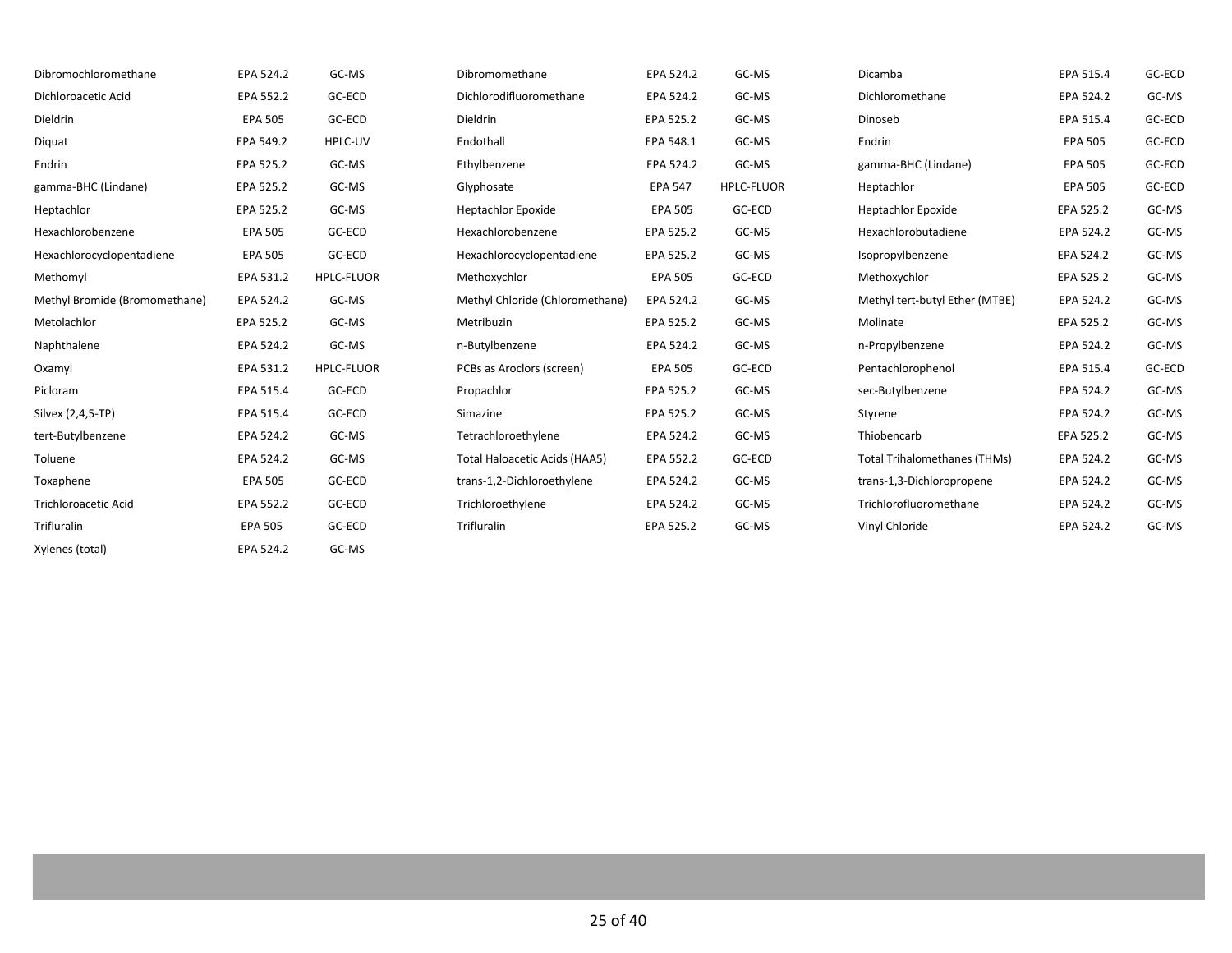| | | | | | | | | |
|---|---|---|---|---|---|---|---|---|
| Dibromochloromethane | EPA 524.2 | GC-MS | Dibromomethane | EPA 524.2 | GC-MS | Dicamba | EPA 515.4 | GC-ECD |
| Dichloroacetic Acid | EPA 552.2 | GC-ECD | Dichlorodifluoromethane | EPA 524.2 | GC-MS | Dichloromethane | EPA 524.2 | GC-MS |
| Dieldrin | EPA 505 | GC-ECD | Dieldrin | EPA 525.2 | GC-MS | Dinoseb | EPA 515.4 | GC-ECD |
| Diquat | EPA 549.2 | HPLC-UV | Endothall | EPA 548.1 | GC-MS | Endrin | EPA 505 | GC-ECD |
| Endrin | EPA 525.2 | GC-MS | Ethylbenzene | EPA 524.2 | GC-MS | gamma-BHC (Lindane) | EPA 505 | GC-ECD |
| gamma-BHC (Lindane) | EPA 525.2 | GC-MS | Glyphosate | EPA 547 | HPLC-FLUOR | Heptachlor | EPA 505 | GC-ECD |
| Heptachlor | EPA 525.2 | GC-MS | Heptachlor Epoxide | EPA 505 | GC-ECD | Heptachlor Epoxide | EPA 525.2 | GC-MS |
| Hexachlorobenzene | EPA 505 | GC-ECD | Hexachlorobenzene | EPA 525.2 | GC-MS | Hexachlorobutadiene | EPA 524.2 | GC-MS |
| Hexachlorocyclopentadiene | EPA 505 | GC-ECD | Hexachlorocyclopentadiene | EPA 525.2 | GC-MS | Isopropylbenzene | EPA 524.2 | GC-MS |
| Methomyl | EPA 531.2 | HPLC-FLUOR | Methoxychlor | EPA 505 | GC-ECD | Methoxychlor | EPA 525.2 | GC-MS |
| Methyl Bromide (Bromomethane) | EPA 524.2 | GC-MS | Methyl Chloride (Chloromethane) | EPA 524.2 | GC-MS | Methyl tert-butyl Ether (MTBE) | EPA 524.2 | GC-MS |
| Metolachlor | EPA 525.2 | GC-MS | Metribuzin | EPA 525.2 | GC-MS | Molinate | EPA 525.2 | GC-MS |
| Naphthalene | EPA 524.2 | GC-MS | n-Butylbenzene | EPA 524.2 | GC-MS | n-Propylbenzene | EPA 524.2 | GC-MS |
| Oxamyl | EPA 531.2 | HPLC-FLUOR | PCBs as Aroclors (screen) | EPA 505 | GC-ECD | Pentachlorophenol | EPA 515.4 | GC-ECD |
| Picloram | EPA 515.4 | GC-ECD | Propachlor | EPA 525.2 | GC-MS | sec-Butylbenzene | EPA 524.2 | GC-MS |
| Silvex (2,4,5-TP) | EPA 515.4 | GC-ECD | Simazine | EPA 525.2 | GC-MS | Styrene | EPA 524.2 | GC-MS |
| tert-Butylbenzene | EPA 524.2 | GC-MS | Tetrachloroethylene | EPA 524.2 | GC-MS | Thiobencarb | EPA 525.2 | GC-MS |
| Toluene | EPA 524.2 | GC-MS | Total Haloacetic Acids (HAA5) | EPA 552.2 | GC-ECD | Total Trihalomethanes (THMs) | EPA 524.2 | GC-MS |
| Toxaphene | EPA 505 | GC-ECD | trans-1,2-Dichloroethylene | EPA 524.2 | GC-MS | trans-1,3-Dichloropropene | EPA 524.2 | GC-MS |
| Trichloroacetic Acid | EPA 552.2 | GC-ECD | Trichloroethylene | EPA 524.2 | GC-MS | Trichlorofluoromethane | EPA 524.2 | GC-MS |
| Trifluralin | EPA 505 | GC-ECD | Trifluralin | EPA 525.2 | GC-MS | Vinyl Chloride | EPA 524.2 | GC-MS |
| Xylenes (total) | EPA 524.2 | GC-MS | | | | | | |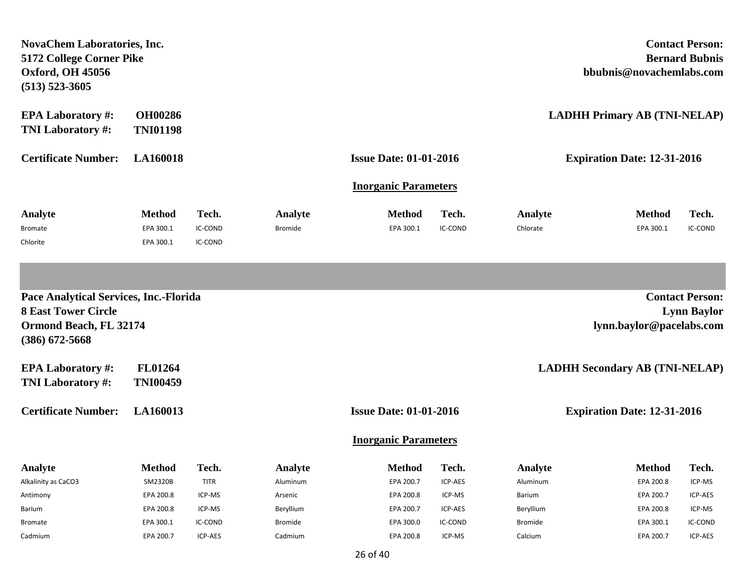**NovaChem Laboratories, Inc.**
**5172 College Corner Pike**
**Oxford, OH 45056**
**(513) 523-3605**

**Contact Person:**
**Bernard Bubnis**
**bbubnis@novachemlabs.com**

**EPA Laboratory #:** **OH00286**
**TNI Laboratory #:** **TNI01198**

**LADHH Primary AB (TNI-NELAP)**

**Certificate Number:** **LA160018** **Issue Date: 01-01-2016** **Expiration Date: 12-31-2016**

## Inorganic Parameters

| Analyte | Method | Tech. | Analyte | Method | Tech. | Analyte | Method | Tech. |
|---|---|---|---|---|---|---|---|---|
| Bromate | EPA 300.1 | IC-COND | Bromide | EPA 300.1 | IC-COND | Chlorate | EPA 300.1 | IC-COND |
| Chlorite | EPA 300.1 | IC-COND | | | | | | |

---

**Pace Analytical Services, Inc.-Florida**
**8 East Tower Circle**
**Ormond Beach, FL 32174**
**(386) 672-5668**

**Contact Person:**
**Lynn Baylor**
**lynn.baylor@pacelabs.com**

**EPA Laboratory #:** **FL01264**
**TNI Laboratory #:** **TNI00459**

**LADHH Secondary AB (TNI-NELAP)**

**Certificate Number:** **LA160013** **Issue Date: 01-01-2016** **Expiration Date: 12-31-2016**

## Inorganic Parameters

| Analyte | Method | Tech. | Analyte | Method | Tech. | Analyte | Method | Tech. |
|---|---|---|---|---|---|---|---|---|
| Alkalinity as CaCO3 | SM2320B | TITR | Aluminum | EPA 200.7 | ICP-AES | Aluminum | EPA 200.8 | ICP-MS |
| Antimony | EPA 200.8 | ICP-MS | Arsenic | EPA 200.8 | ICP-MS | Barium | EPA 200.7 | ICP-AES |
| Barium | EPA 200.8 | ICP-MS | Beryllium | EPA 200.7 | ICP-AES | Beryllium | EPA 200.8 | ICP-MS |
| Bromate | EPA 300.1 | IC-COND | Bromide | EPA 300.0 | IC-COND | Bromide | EPA 300.1 | IC-COND |
| Cadmium | EPA 200.7 | ICP-AES | Cadmium | EPA 200.8 | ICP-MS | Calcium | EPA 200.7 | ICP-AES |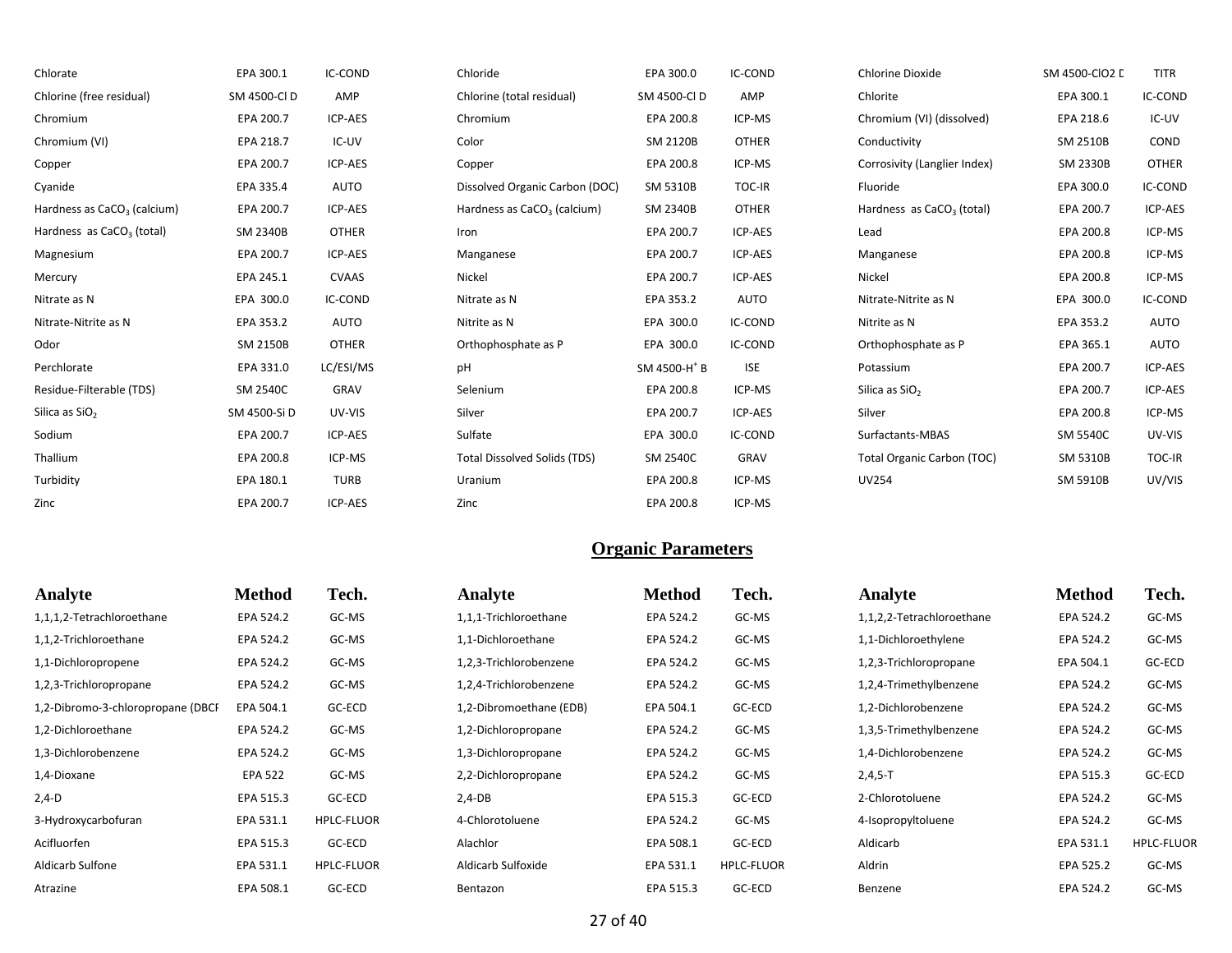| | | | | | | | | |
|---|---|---|---|---|---|---|---|---|
| Chlorate | EPA 300.1 | IC-COND | Chloride | EPA 300.0 | IC-COND | Chlorine Dioxide | SM 4500-ClO2 D | TITR |
| Chlorine (free residual) | SM 4500-Cl D | AMP | Chlorine (total residual) | SM 4500-Cl D | AMP | Chlorite | EPA 300.1 | IC-COND |
| Chromium | EPA 200.7 | ICP-AES | Chromium | EPA 200.8 | ICP-MS | Chromium (VI) (dissolved) | EPA 218.6 | IC-UV |
| Chromium (VI) | EPA 218.7 | IC-UV | Color | SM 2120B | OTHER | Conductivity | SM 2510B | COND |
| Copper | EPA 200.7 | ICP-AES | Copper | EPA 200.8 | ICP-MS | Corrosivity (Langlier Index) | SM 2330B | OTHER |
| Cyanide | EPA 335.4 | AUTO | Dissolved Organic Carbon (DOC) | SM 5310B | TOC-IR | Fluoride | EPA 300.0 | IC-COND |
| Hardness as $CaCO_3$ (calcium) | EPA 200.7 | ICP-AES | Hardness as $CaCO_3$ (calcium) | SM 2340B | OTHER | Hardness as $CaCO_3$ (total) | EPA 200.7 | ICP-AES |
| Hardness as $CaCO_3$ (total) | SM 2340B | OTHER | Iron | EPA 200.7 | ICP-AES | Lead | EPA 200.8 | ICP-MS |
| Magnesium | EPA 200.7 | ICP-AES | Manganese | EPA 200.7 | ICP-AES | Manganese | EPA 200.8 | ICP-MS |
| Mercury | EPA 245.1 | CVAAS | Nickel | EPA 200.7 | ICP-AES | Nickel | EPA 200.8 | ICP-MS |
| Nitrate as N | EPA 300.0 | IC-COND | Nitrate as N | EPA 353.2 | AUTO | Nitrate-Nitrite as N | EPA 300.0 | IC-COND |
| Nitrate-Nitrite as N | EPA 353.2 | AUTO | Nitrite as N | EPA 300.0 | IC-COND | Nitrite as N | EPA 353.2 | AUTO |
| Odor | SM 2150B | OTHER | Orthophosphate as P | EPA 300.0 | IC-COND | Orthophosphate as P | EPA 365.1 | AUTO |
| Perchlorate | EPA 331.0 | LC/ESI/MS | pH | SM 4500-$H^+$ B | ISE | Potassium | EPA 200.7 | ICP-AES |
| Residue-Filterable (TDS) | SM 2540C | GRAV | Selenium | EPA 200.8 | ICP-MS | Silica as $SiO_2$ | EPA 200.7 | ICP-AES |
| Silica as $SiO_2$ | SM 4500-Si D | UV-VIS | Silver | EPA 200.7 | ICP-AES | Silver | EPA 200.8 | ICP-MS |
| Sodium | EPA 200.7 | ICP-AES | Sulfate | EPA 300.0 | IC-COND | Surfactants-MBAS | SM 5540C | UV-VIS |
| Thallium | EPA 200.8 | ICP-MS | Total Dissolved Solids (TDS) | SM 2540C | GRAV | Total Organic Carbon (TOC) | SM 5310B | TOC-IR |
| Turbidity | EPA 180.1 | TURB | Uranium | EPA 200.8 | ICP-MS | UV254 | SM 5910B | UV/VIS |
| Zinc | EPA 200.7 | ICP-AES | Zinc | EPA 200.8 | ICP-MS | | | |

## Organic Parameters

| Analyte | Method | Tech. | Analyte | Method | Tech. | Analyte | Method | Tech. |
|---|---|---|---|---|---|---|---|---|
| 1,1,1,2-Tetrachloroethane | EPA 524.2 | GC-MS | 1,1,1-Trichloroethane | EPA 524.2 | GC-MS | 1,1,2,2-Tetrachloroethane | EPA 524.2 | GC-MS |
| 1,1,2-Trichloroethane | EPA 524.2 | GC-MS | 1,1-Dichloroethane | EPA 524.2 | GC-MS | 1,1-Dichloroethylene | EPA 524.2 | GC-MS |
| 1,1-Dichloropropene | EPA 524.2 | GC-MS | 1,2,3-Trichlorobenzene | EPA 524.2 | GC-MS | 1,2,3-Trichloropropane | EPA 504.1 | GC-ECD |
| 1,2,3-Trichloropropane | EPA 524.2 | GC-MS | 1,2,4-Trichlorobenzene | EPA 524.2 | GC-MS | 1,2,4-Trimethylbenzene | EPA 524.2 | GC-MS |
| 1,2-Dibromo-3-chloropropane (DBCP | EPA 504.1 | GC-ECD | 1,2-Dibromoethane (EDB) | EPA 504.1 | GC-ECD | 1,2-Dichlorobenzene | EPA 524.2 | GC-MS |
| 1,2-Dichloroethane | EPA 524.2 | GC-MS | 1,2-Dichloropropane | EPA 524.2 | GC-MS | 1,3,5-Trimethylbenzene | EPA 524.2 | GC-MS |
| 1,3-Dichlorobenzene | EPA 524.2 | GC-MS | 1,3-Dichloropropane | EPA 524.2 | GC-MS | 1,4-Dichlorobenzene | EPA 524.2 | GC-MS |
| 1,4-Dioxane | EPA 522 | GC-MS | 2,2-Dichloropropane | EPA 524.2 | GC-MS | 2,4,5-T | EPA 515.3 | GC-ECD |
| 2,4-D | EPA 515.3 | GC-ECD | 2,4-DB | EPA 515.3 | GC-ECD | 2-Chlorotoluene | EPA 524.2 | GC-MS |
| 3-Hydroxycarbofuran | EPA 531.1 | HPLC-FLUOR | 4-Chlorotoluene | EPA 524.2 | GC-MS | 4-Isopropyltoluene | EPA 524.2 | GC-MS |
| Acifluorfen | EPA 515.3 | GC-ECD | Alachlor | EPA 508.1 | GC-ECD | Aldicarb | EPA 531.1 | HPLC-FLUOR |
| Aldicarb Sulfone | EPA 531.1 | HPLC-FLUOR | Aldicarb Sulfoxide | EPA 531.1 | HPLC-FLUOR | Aldrin | EPA 525.2 | GC-MS |
| Atrazine | EPA 508.1 | GC-ECD | Bentazon | EPA 515.3 | GC-ECD | Benzene | EPA 524.2 | GC-MS |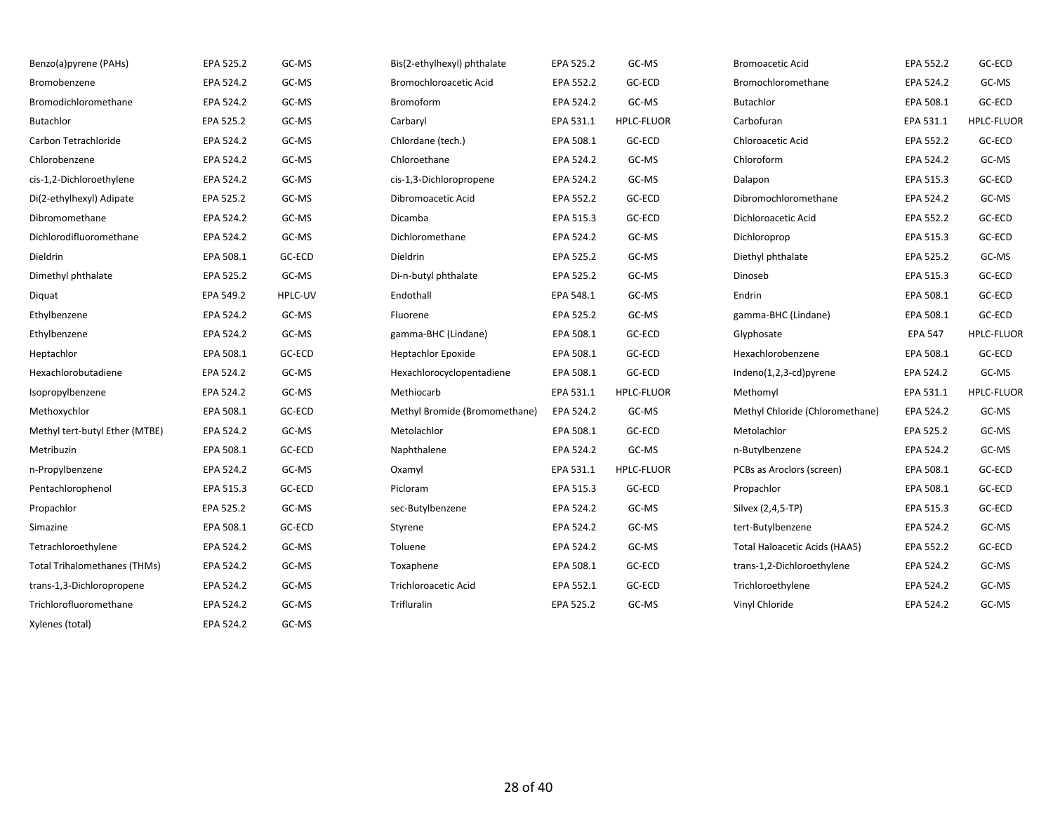| Analyte | Method | Technique | Analyte | Method | Technique | Analyte | Method | Technique |
|---|---|---|---|---|---|---|---|---|
| Benzo(a)pyrene (PAHs) | EPA 525.2 | GC-MS | Bis(2-ethylhexyl) phthalate | EPA 525.2 | GC-MS | Bromoacetic Acid | EPA 552.2 | GC-ECD |
| Bromobenzene | EPA 524.2 | GC-MS | Bromochloroacetic Acid | EPA 552.2 | GC-ECD | Bromochloromethane | EPA 524.2 | GC-MS |
| Bromodichloromethane | EPA 524.2 | GC-MS | Bromoform | EPA 524.2 | GC-MS | Butachlor | EPA 508.1 | GC-ECD |
| Butachlor | EPA 525.2 | GC-MS | Carbaryl | EPA 531.1 | HPLC-FLUOR | Carbofuran | EPA 531.1 | HPLC-FLUOR |
| Carbon Tetrachloride | EPA 524.2 | GC-MS | Chlordane (tech.) | EPA 508.1 | GC-ECD | Chloroacetic Acid | EPA 552.2 | GC-ECD |
| Chlorobenzene | EPA 524.2 | GC-MS | Chloroethane | EPA 524.2 | GC-MS | Chloroform | EPA 524.2 | GC-MS |
| cis-1,2-Dichloroethylene | EPA 524.2 | GC-MS | cis-1,3-Dichloropropene | EPA 524.2 | GC-MS | Dalapon | EPA 515.3 | GC-ECD |
| Di(2-ethylhexyl) Adipate | EPA 525.2 | GC-MS | Dibromoacetic Acid | EPA 552.2 | GC-ECD | Dibromochloromethane | EPA 524.2 | GC-MS |
| Dibromomethane | EPA 524.2 | GC-MS | Dicamba | EPA 515.3 | GC-ECD | Dichloroacetic Acid | EPA 552.2 | GC-ECD |
| Dichlorodifluoromethane | EPA 524.2 | GC-MS | Dichloromethane | EPA 524.2 | GC-MS | Dichloroprop | EPA 515.3 | GC-ECD |
| Dieldrin | EPA 508.1 | GC-ECD | Dieldrin | EPA 525.2 | GC-MS | Diethyl phthalate | EPA 525.2 | GC-MS |
| Dimethyl phthalate | EPA 525.2 | GC-MS | Di-n-butyl phthalate | EPA 525.2 | GC-MS | Dinoseb | EPA 515.3 | GC-ECD |
| Diquat | EPA 549.2 | HPLC-UV | Endothall | EPA 548.1 | GC-MS | Endrin | EPA 508.1 | GC-ECD |
| Ethylbenzene | EPA 524.2 | GC-MS | Fluorene | EPA 525.2 | GC-MS | gamma-BHC (Lindane) | EPA 508.1 | GC-ECD |
| Ethylbenzene | EPA 524.2 | GC-MS | gamma-BHC (Lindane) | EPA 508.1 | GC-ECD | Glyphosate | EPA 547 | HPLC-FLUOR |
| Heptachlor | EPA 508.1 | GC-ECD | Heptachlor Epoxide | EPA 508.1 | GC-ECD | Hexachlorobenzene | EPA 508.1 | GC-ECD |
| Hexachlorobutadiene | EPA 524.2 | GC-MS | Hexachlorocyclopentadiene | EPA 508.1 | GC-ECD | Indeno(1,2,3-cd)pyrene | EPA 524.2 | GC-MS |
| Isopropylbenzene | EPA 524.2 | GC-MS | Methiocarb | EPA 531.1 | HPLC-FLUOR | Methomyl | EPA 531.1 | HPLC-FLUOR |
| Methoxychlor | EPA 508.1 | GC-ECD | Methyl Bromide (Bromomethane) | EPA 524.2 | GC-MS | Methyl Chloride (Chloromethane) | EPA 524.2 | GC-MS |
| Methyl tert-butyl Ether (MTBE) | EPA 524.2 | GC-MS | Metolachlor | EPA 508.1 | GC-ECD | Metolachlor | EPA 525.2 | GC-MS |
| Metribuzin | EPA 508.1 | GC-ECD | Naphthalene | EPA 524.2 | GC-MS | n-Butylbenzene | EPA 524.2 | GC-MS |
| n-Propylbenzene | EPA 524.2 | GC-MS | Oxamyl | EPA 531.1 | HPLC-FLUOR | PCBs as Aroclors (screen) | EPA 508.1 | GC-ECD |
| Pentachlorophenol | EPA 515.3 | GC-ECD | Picloram | EPA 515.3 | GC-ECD | Propachlor | EPA 508.1 | GC-ECD |
| Propachlor | EPA 525.2 | GC-MS | sec-Butylbenzene | EPA 524.2 | GC-MS | Silvex (2,4,5-TP) | EPA 515.3 | GC-ECD |
| Simazine | EPA 508.1 | GC-ECD | Styrene | EPA 524.2 | GC-MS | tert-Butylbenzene | EPA 524.2 | GC-MS |
| Tetrachloroethylene | EPA 524.2 | GC-MS | Toluene | EPA 524.2 | GC-MS | Total Haloacetic Acids (HAA5) | EPA 552.2 | GC-ECD |
| Total Trihalomethanes (THMs) | EPA 524.2 | GC-MS | Toxaphene | EPA 508.1 | GC-ECD | trans-1,2-Dichloroethylene | EPA 524.2 | GC-MS |
| trans-1,3-Dichloropropene | EPA 524.2 | GC-MS | Trichloroacetic Acid | EPA 552.1 | GC-ECD | Trichloroethylene | EPA 524.2 | GC-MS |
| Trichlorofluoromethane | EPA 524.2 | GC-MS | Trifluralin | EPA 525.2 | GC-MS | Vinyl Chloride | EPA 524.2 | GC-MS |
| Xylenes (total) | EPA 524.2 | GC-MS | | | | | | |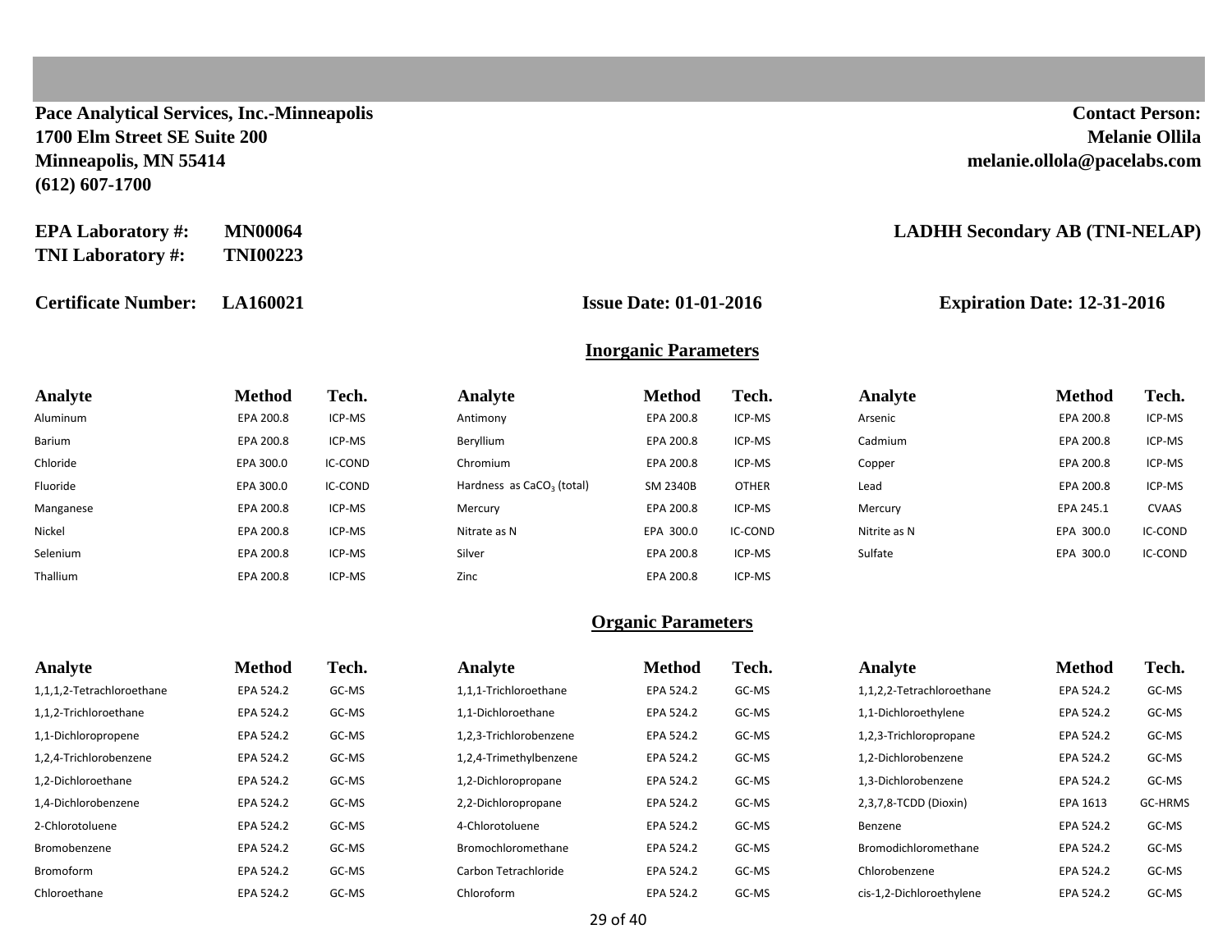**Pace Analytical Services, Inc.-Minneapolis**
**1700 Elm Street SE Suite 200**
**Minneapolis, MN 55414**
**(612) 607-1700**

**Contact Person:**
**Melanie Ollila**
**melanie.ollola@pacelabs.com**

**EPA Laboratory #:** **MN00064**
**TNI Laboratory #:** **TNI00223**

**LADHH Secondary AB (TNI-NELAP)**

**Certificate Number:** **LA160021** **Issue Date: 01-01-2016** **Expiration Date: 12-31-2016**

## Inorganic Parameters

| Analyte | Method | Tech. | Analyte | Method | Tech. | Analyte | Method | Tech. |
|---|---|---|---|---|---|---|---|---|
| Aluminum | EPA 200.8 | ICP-MS | Antimony | EPA 200.8 | ICP-MS | Arsenic | EPA 200.8 | ICP-MS |
| Barium | EPA 200.8 | ICP-MS | Beryllium | EPA 200.8 | ICP-MS | Cadmium | EPA 200.8 | ICP-MS |
| Chloride | EPA 300.0 | IC-COND | Chromium | EPA 200.8 | ICP-MS | Copper | EPA 200.8 | ICP-MS |
| Fluoride | EPA 300.0 | IC-COND | Hardness as $CaCO_3$ (total) | SM 2340B | OTHER | Lead | EPA 200.8 | ICP-MS |
| Manganese | EPA 200.8 | ICP-MS | Mercury | EPA 200.8 | ICP-MS | Mercury | EPA 245.1 | CVAAS |
| Nickel | EPA 200.8 | ICP-MS | Nitrate as N | EPA 300.0 | IC-COND | Nitrite as N | EPA 300.0 | IC-COND |
| Selenium | EPA 200.8 | ICP-MS | Silver | EPA 200.8 | ICP-MS | Sulfate | EPA 300.0 | IC-COND |
| Thallium | EPA 200.8 | ICP-MS | Zinc | EPA 200.8 | ICP-MS | | | |

## Organic Parameters

| Analyte | Method | Tech. | Analyte | Method | Tech. | Analyte | Method | Tech. |
|---|---|---|---|---|---|---|---|---|
| 1,1,1,2-Tetrachloroethane | EPA 524.2 | GC-MS | 1,1,1-Trichloroethane | EPA 524.2 | GC-MS | 1,1,2,2-Tetrachloroethane | EPA 524.2 | GC-MS |
| 1,1,2-Trichloroethane | EPA 524.2 | GC-MS | 1,1-Dichloroethane | EPA 524.2 | GC-MS | 1,1-Dichloroethylene | EPA 524.2 | GC-MS |
| 1,1-Dichloropropene | EPA 524.2 | GC-MS | 1,2,3-Trichlorobenzene | EPA 524.2 | GC-MS | 1,2,3-Trichloropropane | EPA 524.2 | GC-MS |
| 1,2,4-Trichlorobenzene | EPA 524.2 | GC-MS | 1,2,4-Trimethylbenzene | EPA 524.2 | GC-MS | 1,2-Dichlorobenzene | EPA 524.2 | GC-MS |
| 1,2-Dichloroethane | EPA 524.2 | GC-MS | 1,2-Dichloropropane | EPA 524.2 | GC-MS | 1,3-Dichlorobenzene | EPA 524.2 | GC-MS |
| 1,4-Dichlorobenzene | EPA 524.2 | GC-MS | 2,2-Dichloropropane | EPA 524.2 | GC-MS | 2,3,7,8-TCDD (Dioxin) | EPA 1613 | GC-HRMS |
| 2-Chlorotoluene | EPA 524.2 | GC-MS | 4-Chlorotoluene | EPA 524.2 | GC-MS | Benzene | EPA 524.2 | GC-MS |
| Bromobenzene | EPA 524.2 | GC-MS | Bromochloromethane | EPA 524.2 | GC-MS | Bromodichloromethane | EPA 524.2 | GC-MS |
| Bromoform | EPA 524.2 | GC-MS | Carbon Tetrachloride | EPA 524.2 | GC-MS | Chlorobenzene | EPA 524.2 | GC-MS |
| Chloroethane | EPA 524.2 | GC-MS | Chloroform | EPA 524.2 | GC-MS | cis-1,2-Dichloroethylene | EPA 524.2 | GC-MS |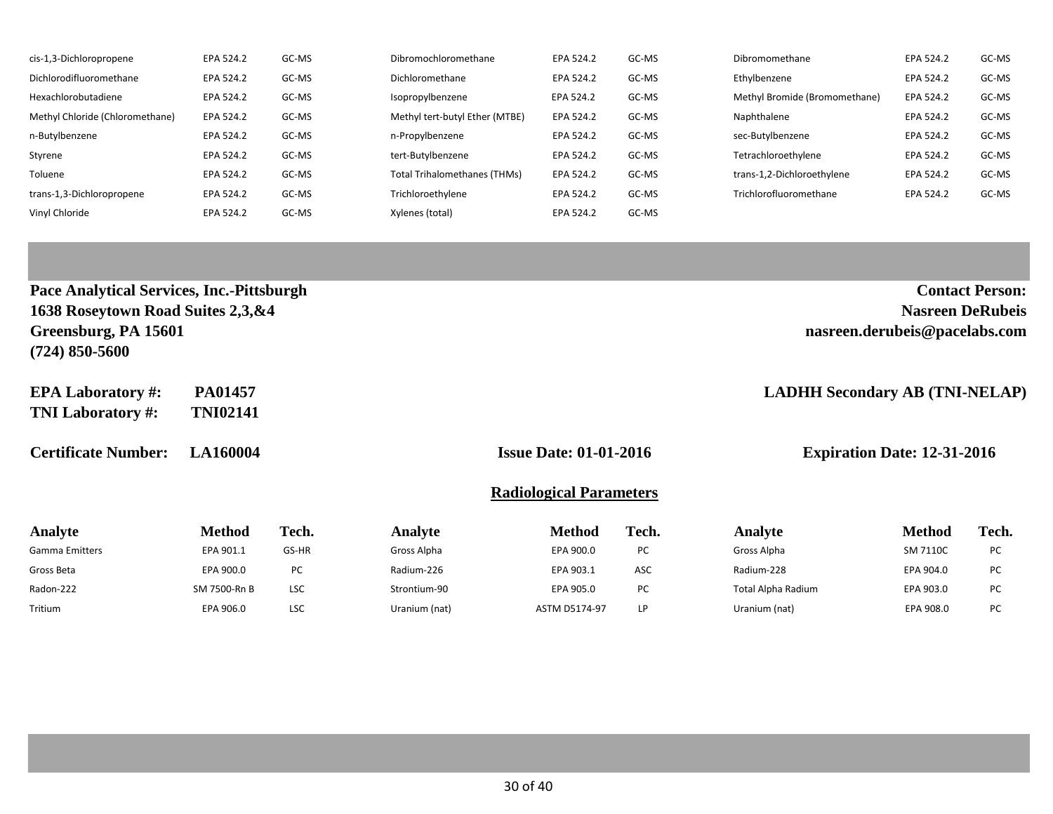| Analyte | Method | Tech. | Analyte | Method | Tech. | Analyte | Method | Tech. |
|---|---|---|---|---|---|---|---|---|
| cis-1,3-Dichloropropene | EPA 524.2 | GC-MS | Dibromochloromethane | EPA 524.2 | GC-MS | Dibromomethane | EPA 524.2 | GC-MS |
| Dichlorodifluoromethane | EPA 524.2 | GC-MS | Dichloromethane | EPA 524.2 | GC-MS | Ethylbenzene | EPA 524.2 | GC-MS |
| Hexachlorobutadiene | EPA 524.2 | GC-MS | Isopropylbenzene | EPA 524.2 | GC-MS | Methyl Bromide (Bromomethane) | EPA 524.2 | GC-MS |
| Methyl Chloride (Chloromethane) | EPA 524.2 | GC-MS | Methyl tert-butyl Ether (MTBE) | EPA 524.2 | GC-MS | Naphthalene | EPA 524.2 | GC-MS |
| n-Butylbenzene | EPA 524.2 | GC-MS | n-Propylbenzene | EPA 524.2 | GC-MS | sec-Butylbenzene | EPA 524.2 | GC-MS |
| Styrene | EPA 524.2 | GC-MS | tert-Butylbenzene | EPA 524.2 | GC-MS | Tetrachloroethylene | EPA 524.2 | GC-MS |
| Toluene | EPA 524.2 | GC-MS | Total Trihalomethanes (THMs) | EPA 524.2 | GC-MS | trans-1,2-Dichloroethylene | EPA 524.2 | GC-MS |
| trans-1,3-Dichloropropene | EPA 524.2 | GC-MS | Trichloroethylene | EPA 524.2 | GC-MS | Trichlorofluoromethane | EPA 524.2 | GC-MS |
| Vinyl Chloride | EPA 524.2 | GC-MS | Xylenes (total) | EPA 524.2 | GC-MS | | | |

**Pace Analytical Services, Inc.-Pittsburgh**
**1638 Roseytown Road Suites 2,3,&4**
**Greensburg, PA 15601**
**(724) 850-5600**

**Contact Person:**
**Nasreen DeRubeis**
**nasreen.derubeis@pacelabs.com**

**EPA Laboratory #:** **PA01457**
**TNI Laboratory #:** **TNI02141**

**LADHH Secondary AB (TNI-NELAP)**

**Certificate Number:** **LA160004** | **Issue Date: 01-01-2016** | **Expiration Date: 12-31-2016**

## Radiological Parameters

| Analyte | Method | Tech. | Analyte | Method | Tech. | Analyte | Method | Tech. |
|---|---|---|---|---|---|---|---|---|
| Gamma Emitters | EPA 901.1 | GS-HR | Gross Alpha | EPA 900.0 | PC | Gross Alpha | SM 7110C | PC |
| Gross Beta | EPA 900.0 | PC | Radium-226 | EPA 903.1 | ASC | Radium-228 | EPA 904.0 | PC |
| Radon-222 | SM 7500-Rn B | LSC | Strontium-90 | EPA 905.0 | PC | Total Alpha Radium | EPA 903.0 | PC |
| Tritium | EPA 906.0 | LSC | Uranium (nat) | ASTM D5174-97 | LP | Uranium (nat) | EPA 908.0 | PC |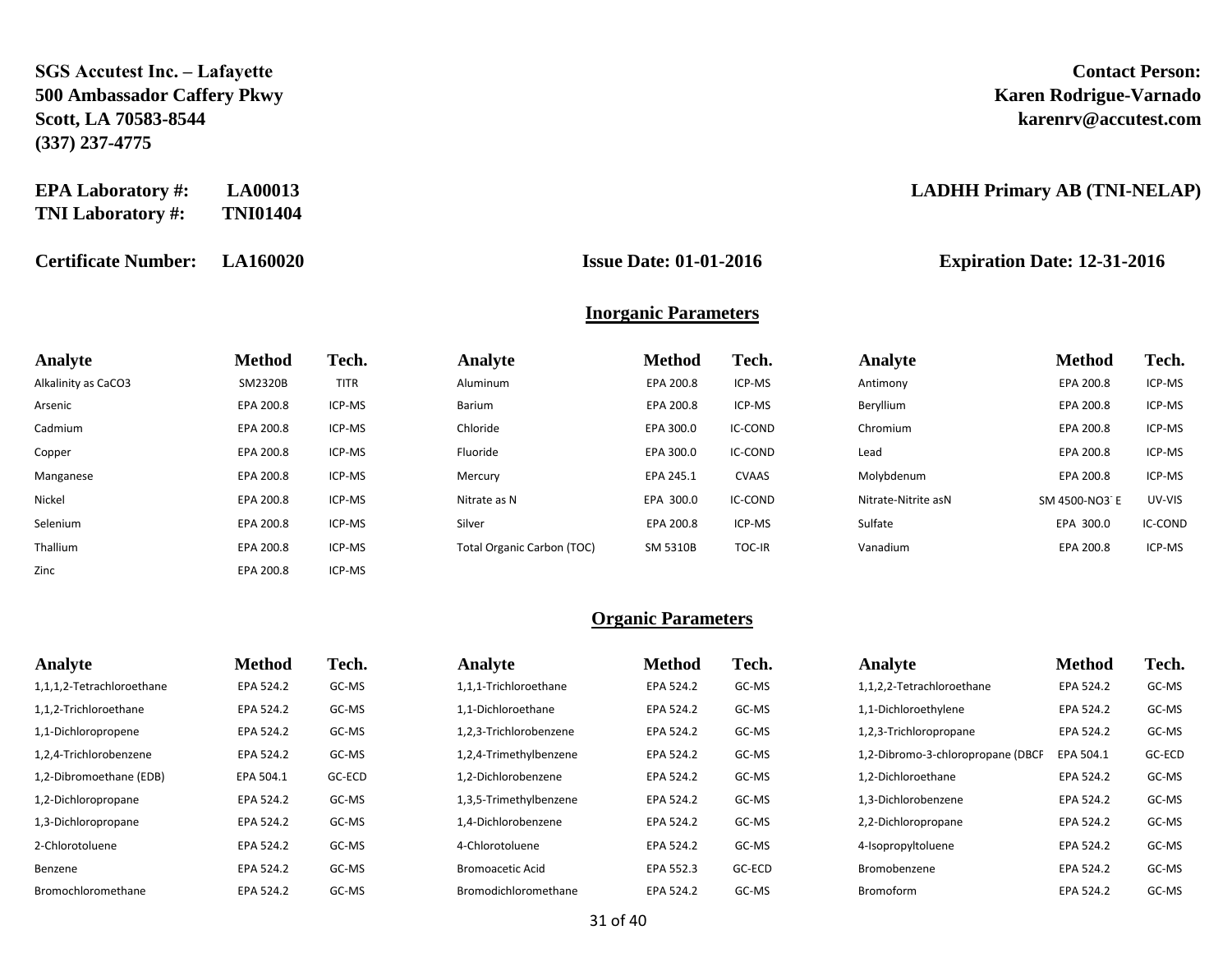**SGS Accutest Inc. – Lafayette**
**500 Ambassador Caffery Pkwy**
**Scott, LA 70583-8544**
**(337) 237-4775**

**Contact Person:**
**Karen Rodrigue-Varnado**
**karenrv@accutest.com**

**EPA Laboratory #:** **LA00013**
**TNI Laboratory #:** **TNI01404**

**LADHH Primary AB (TNI-NELAP)**

**Certificate Number:** **LA160020** **Issue Date: 01-01-2016** **Expiration Date: 12-31-2016**

## Inorganic Parameters

| Analyte | Method | Tech. | Analyte | Method | Tech. | Analyte | Method | Tech. |
|---|---|---|---|---|---|---|---|---|
| Alkalinity as CaCO3 | SM2320B | TITR | Aluminum | EPA 200.8 | ICP-MS | Antimony | EPA 200.8 | ICP-MS |
| Arsenic | EPA 200.8 | ICP-MS | Barium | EPA 200.8 | ICP-MS | Beryllium | EPA 200.8 | ICP-MS |
| Cadmium | EPA 200.8 | ICP-MS | Chloride | EPA 300.0 | IC-COND | Chromium | EPA 200.8 | ICP-MS |
| Copper | EPA 200.8 | ICP-MS | Fluoride | EPA 300.0 | IC-COND | Lead | EPA 200.8 | ICP-MS |
| Manganese | EPA 200.8 | ICP-MS | Mercury | EPA 245.1 | CVAAS | Molybdenum | EPA 200.8 | ICP-MS |
| Nickel | EPA 200.8 | ICP-MS | Nitrate as N | EPA 300.0 | IC-COND | Nitrate-Nitrite asN | SM 4500-NO3⁻ E | UV-VIS |
| Selenium | EPA 200.8 | ICP-MS | Silver | EPA 200.8 | ICP-MS | Sulfate | EPA 300.0 | IC-COND |
| Thallium | EPA 200.8 | ICP-MS | Total Organic Carbon (TOC) | SM 5310B | TOC-IR | Vanadium | EPA 200.8 | ICP-MS |
| Zinc | EPA 200.8 | ICP-MS | | | | | | |

## Organic Parameters

| Analyte | Method | Tech. | Analyte | Method | Tech. | Analyte | Method | Tech. |
|---|---|---|---|---|---|---|---|---|
| 1,1,1,2-Tetrachloroethane | EPA 524.2 | GC-MS | 1,1,1-Trichloroethane | EPA 524.2 | GC-MS | 1,1,2,2-Tetrachloroethane | EPA 524.2 | GC-MS |
| 1,1,2-Trichloroethane | EPA 524.2 | GC-MS | 1,1-Dichloroethane | EPA 524.2 | GC-MS | 1,1-Dichloroethylene | EPA 524.2 | GC-MS |
| 1,1-Dichloropropene | EPA 524.2 | GC-MS | 1,2,3-Trichlorobenzene | EPA 524.2 | GC-MS | 1,2,3-Trichloropropane | EPA 524.2 | GC-MS |
| 1,2,4-Trichlorobenzene | EPA 524.2 | GC-MS | 1,2,4-Trimethylbenzene | EPA 524.2 | GC-MS | 1,2-Dibromo-3-chloropropane (DBCF | EPA 504.1 | GC-ECD |
| 1,2-Dibromoethane (EDB) | EPA 504.1 | GC-ECD | 1,2-Dichlorobenzene | EPA 524.2 | GC-MS | 1,2-Dichloroethane | EPA 524.2 | GC-MS |
| 1,2-Dichloropropane | EPA 524.2 | GC-MS | 1,3,5-Trimethylbenzene | EPA 524.2 | GC-MS | 1,3-Dichlorobenzene | EPA 524.2 | GC-MS |
| 1,3-Dichloropropane | EPA 524.2 | GC-MS | 1,4-Dichlorobenzene | EPA 524.2 | GC-MS | 2,2-Dichloropropane | EPA 524.2 | GC-MS |
| 2-Chlorotoluene | EPA 524.2 | GC-MS | 4-Chlorotoluene | EPA 524.2 | GC-MS | 4-Isopropyltoluene | EPA 524.2 | GC-MS |
| Benzene | EPA 524.2 | GC-MS | Bromoacetic Acid | EPA 552.3 | GC-ECD | Bromobenzene | EPA 524.2 | GC-MS |
| Bromochloromethane | EPA 524.2 | GC-MS | Bromodichloromethane | EPA 524.2 | GC-MS | Bromoform | EPA 524.2 | GC-MS |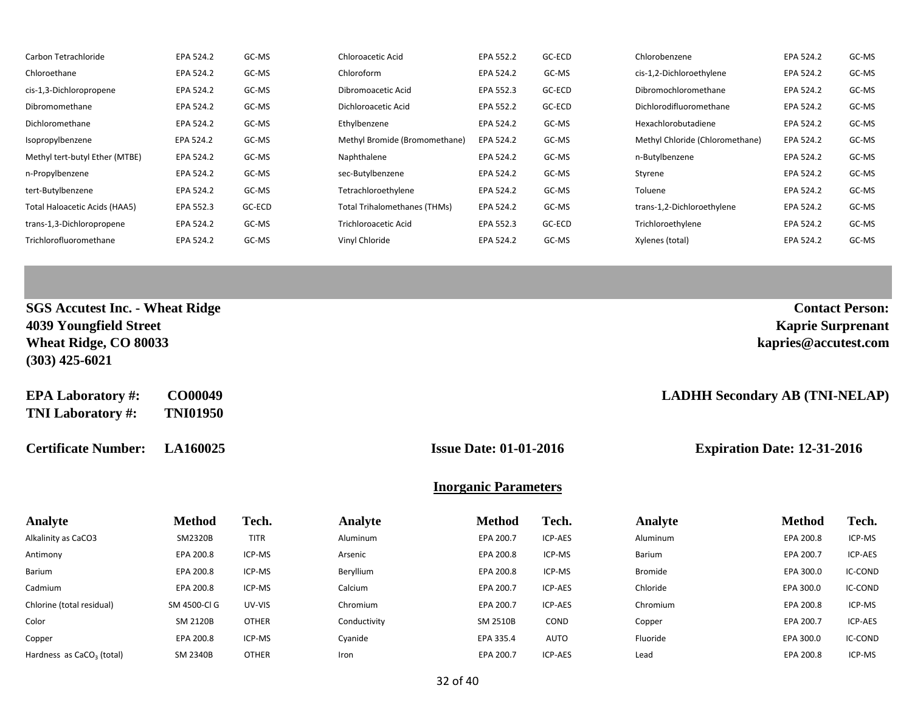| Analyte | Method | Tech. | Analyte | Method | Tech. | Analyte | Method | Tech. |
|---|---|---|---|---|---|---|---|---|
| Carbon Tetrachloride | EPA 524.2 | GC-MS | Chloroacetic Acid | EPA 552.2 | GC-ECD | Chlorobenzene | EPA 524.2 | GC-MS |
| Chloroethane | EPA 524.2 | GC-MS | Chloroform | EPA 524.2 | GC-MS | cis-1,2-Dichloroethylene | EPA 524.2 | GC-MS |
| cis-1,3-Dichloropropene | EPA 524.2 | GC-MS | Dibromoacetic Acid | EPA 552.3 | GC-ECD | Dibromochloromethane | EPA 524.2 | GC-MS |
| Dibromomethane | EPA 524.2 | GC-MS | Dichloroacetic Acid | EPA 552.2 | GC-ECD | Dichlorodifluoromethane | EPA 524.2 | GC-MS |
| Dichloromethane | EPA 524.2 | GC-MS | Ethylbenzene | EPA 524.2 | GC-MS | Hexachlorobutadiene | EPA 524.2 | GC-MS |
| Isopropylbenzene | EPA 524.2 | GC-MS | Methyl Bromide (Bromomethane) | EPA 524.2 | GC-MS | Methyl Chloride (Chloromethane) | EPA 524.2 | GC-MS |
| Methyl tert-butyl Ether (MTBE) | EPA 524.2 | GC-MS | Naphthalene | EPA 524.2 | GC-MS | n-Butylbenzene | EPA 524.2 | GC-MS |
| n-Propylbenzene | EPA 524.2 | GC-MS | sec-Butylbenzene | EPA 524.2 | GC-MS | Styrene | EPA 524.2 | GC-MS |
| tert-Butylbenzene | EPA 524.2 | GC-MS | Tetrachloroethylene | EPA 524.2 | GC-MS | Toluene | EPA 524.2 | GC-MS |
| Total Haloacetic Acids (HAA5) | EPA 552.3 | GC-ECD | Total Trihalomethanes (THMs) | EPA 524.2 | GC-MS | trans-1,2-Dichloroethylene | EPA 524.2 | GC-MS |
| trans-1,3-Dichloropropene | EPA 524.2 | GC-MS | Trichloroacetic Acid | EPA 552.3 | GC-ECD | Trichloroethylene | EPA 524.2 | GC-MS |
| Trichlorofluoromethane | EPA 524.2 | GC-MS | Vinyl Chloride | EPA 524.2 | GC-MS | Xylenes (total) | EPA 524.2 | GC-MS |

**SGS Accutest Inc. - Wheat Ridge**
**4039 Youngfield Street**
**Wheat Ridge, CO 80033**
**(303) 425-6021**

**Contact Person:**
**Kaprie Surprenant**
**kapries@accutest.com**

**EPA Laboratory #:** **CO00049**
**TNI Laboratory #:** **TNI01950**

**LADHH Secondary AB (TNI-NELAP)**

**Certificate Number:** **LA160025** **Issue Date: 01-01-2016** **Expiration Date: 12-31-2016**

## Inorganic Parameters

| Analyte | Method | Tech. | Analyte | Method | Tech. | Analyte | Method | Tech. |
|---|---|---|---|---|---|---|---|---|
| Alkalinity as CaCO3 | SM2320B | TITR | Aluminum | EPA 200.7 | ICP-AES | Aluminum | EPA 200.8 | ICP-MS |
| Antimony | EPA 200.8 | ICP-MS | Arsenic | EPA 200.8 | ICP-MS | Barium | EPA 200.7 | ICP-AES |
| Barium | EPA 200.8 | ICP-MS | Beryllium | EPA 200.8 | ICP-MS | Bromide | EPA 300.0 | IC-COND |
| Cadmium | EPA 200.8 | ICP-MS | Calcium | EPA 200.7 | ICP-AES | Chloride | EPA 300.0 | IC-COND |
| Chlorine (total residual) | SM 4500-Cl G | UV-VIS | Chromium | EPA 200.7 | ICP-AES | Chromium | EPA 200.8 | ICP-MS |
| Color | SM 2120B | OTHER | Conductivity | SM 2510B | COND | Copper | EPA 200.7 | ICP-AES |
| Copper | EPA 200.8 | ICP-MS | Cyanide | EPA 335.4 | AUTO | Fluoride | EPA 300.0 | IC-COND |
| Hardness as $CaCO_3$ (total) | SM 2340B | OTHER | Iron | EPA 200.7 | ICP-AES | Lead | EPA 200.8 | ICP-MS |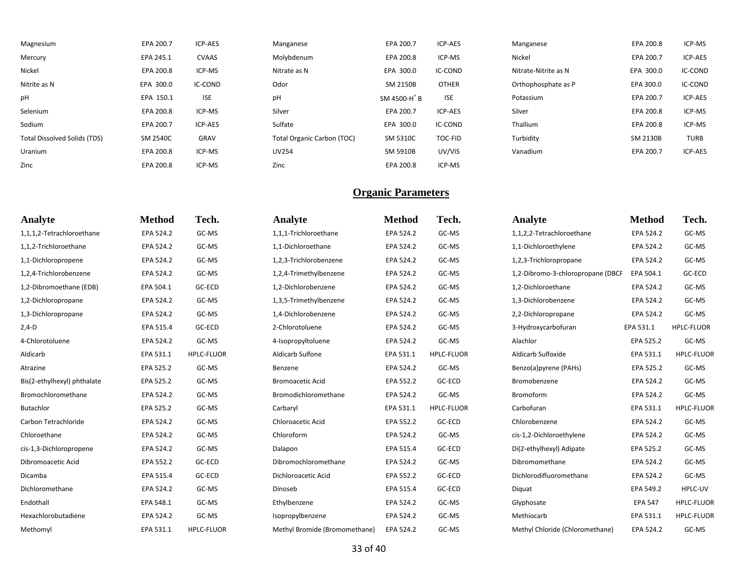| Analyte | Method | Tech. | Analyte | Method | Tech. | Analyte | Method | Tech. |
|---|---|---|---|---|---|---|---|---|
| Magnesium | EPA 200.7 | ICP-AES | Manganese | EPA 200.7 | ICP-AES | Manganese | EPA 200.8 | ICP-MS |
| Mercury | EPA 245.1 | CVAAS | Molybdenum | EPA 200.8 | ICP-MS | Nickel | EPA 200.7 | ICP-AES |
| Nickel | EPA 200.8 | ICP-MS | Nitrate as N | EPA 300.0 | IC-COND | Nitrate-Nitrite as N | EPA 300.0 | IC-COND |
| Nitrite as N | EPA 300.0 | IC-COND | Odor | SM 2150B | OTHER | Orthophosphate as P | EPA 300.0 | IC-COND |
| pH | EPA 150.1 | ISE | pH | SM 4500-$H^+$ B | ISE | Potassium | EPA 200.7 | ICP-AES |
| Selenium | EPA 200.8 | ICP-MS | Silver | EPA 200.7 | ICP-AES | Silver | EPA 200.8 | ICP-MS |
| Sodium | EPA 200.7 | ICP-AES | Sulfate | EPA 300.0 | IC-COND | Thallium | EPA 200.8 | ICP-MS |
| Total Dissolved Solids (TDS) | SM 2540C | GRAV | Total Organic Carbon (TOC) | SM 5310C | TOC-FID | Turbidity | SM 2130B | TURB |
| Uranium | EPA 200.8 | ICP-MS | UV254 | SM 5910B | UV/VIS | Vanadium | EPA 200.7 | ICP-AES |
| Zinc | EPA 200.8 | ICP-MS | Zinc | EPA 200.8 | ICP-MS | | | |

## Organic Parameters

| Analyte | Method | Tech. | Analyte | Method | Tech. | Analyte | Method | Tech. |
|---|---|---|---|---|---|---|---|---|
| 1,1,1,2-Tetrachloroethane | EPA 524.2 | GC-MS | 1,1,1-Trichloroethane | EPA 524.2 | GC-MS | 1,1,2,2-Tetrachloroethane | EPA 524.2 | GC-MS |
| 1,1,2-Trichloroethane | EPA 524.2 | GC-MS | 1,1-Dichloroethane | EPA 524.2 | GC-MS | 1,1-Dichloroethylene | EPA 524.2 | GC-MS |
| 1,1-Dichloropropene | EPA 524.2 | GC-MS | 1,2,3-Trichlorobenzene | EPA 524.2 | GC-MS | 1,2,3-Trichloropropane | EPA 524.2 | GC-MS |
| 1,2,4-Trichlorobenzene | EPA 524.2 | GC-MS | 1,2,4-Trimethylbenzene | EPA 524.2 | GC-MS | 1,2-Dibromo-3-chloropropane (DBCP | EPA 504.1 | GC-ECD |
| 1,2-Dibromoethane (EDB) | EPA 504.1 | GC-ECD | 1,2-Dichlorobenzene | EPA 524.2 | GC-MS | 1,2-Dichloroethane | EPA 524.2 | GC-MS |
| 1,2-Dichloropropane | EPA 524.2 | GC-MS | 1,3,5-Trimethylbenzene | EPA 524.2 | GC-MS | 1,3-Dichlorobenzene | EPA 524.2 | GC-MS |
| 1,3-Dichloropropane | EPA 524.2 | GC-MS | 1,4-Dichlorobenzene | EPA 524.2 | GC-MS | 2,2-Dichloropropane | EPA 524.2 | GC-MS |
| 2,4-D | EPA 515.4 | GC-ECD | 2-Chlorotoluene | EPA 524.2 | GC-MS | 3-Hydroxycarbofuran | EPA 531.1 | HPLC-FLUOR |
| 4-Chlorotoluene | EPA 524.2 | GC-MS | 4-Isopropyltoluene | EPA 524.2 | GC-MS | Alachlor | EPA 525.2 | GC-MS |
| Aldicarb | EPA 531.1 | HPLC-FLUOR | Aldicarb Sulfone | EPA 531.1 | HPLC-FLUOR | Aldicarb Sulfoxide | EPA 531.1 | HPLC-FLUOR |
| Atrazine | EPA 525.2 | GC-MS | Benzene | EPA 524.2 | GC-MS | Benzo(a)pyrene (PAHs) | EPA 525.2 | GC-MS |
| Bis(2-ethylhexyl) phthalate | EPA 525.2 | GC-MS | Bromoacetic Acid | EPA 552.2 | GC-ECD | Bromobenzene | EPA 524.2 | GC-MS |
| Bromochloromethane | EPA 524.2 | GC-MS | Bromodichloromethane | EPA 524.2 | GC-MS | Bromoform | EPA 524.2 | GC-MS |
| Butachlor | EPA 525.2 | GC-MS | Carbaryl | EPA 531.1 | HPLC-FLUOR | Carbofuran | EPA 531.1 | HPLC-FLUOR |
| Carbon Tetrachloride | EPA 524.2 | GC-MS | Chloroacetic Acid | EPA 552.2 | GC-ECD | Chlorobenzene | EPA 524.2 | GC-MS |
| Chloroethane | EPA 524.2 | GC-MS | Chloroform | EPA 524.2 | GC-MS | cis-1,2-Dichloroethylene | EPA 524.2 | GC-MS |
| cis-1,3-Dichloropropene | EPA 524.2 | GC-MS | Dalapon | EPA 515.4 | GC-ECD | Di(2-ethylhexyl) Adipate | EPA 525.2 | GC-MS |
| Dibromoacetic Acid | EPA 552.2 | GC-ECD | Dibromochloromethane | EPA 524.2 | GC-MS | Dibromomethane | EPA 524.2 | GC-MS |
| Dicamba | EPA 515.4 | GC-ECD | Dichloroacetic Acid | EPA 552.2 | GC-ECD | Dichlorodifluoromethane | EPA 524.2 | GC-MS |
| Dichloromethane | EPA 524.2 | GC-MS | Dinoseb | EPA 515.4 | GC-ECD | Diquat | EPA 549.2 | HPLC-UV |
| Endothall | EPA 548.1 | GC-MS | Ethylbenzene | EPA 524.2 | GC-MS | Glyphosate | EPA 547 | HPLC-FLUOR |
| Hexachlorobutadiene | EPA 524.2 | GC-MS | Isopropylbenzene | EPA 524.2 | GC-MS | Methiocarb | EPA 531.1 | HPLC-FLUOR |
| Methomyl | EPA 531.1 | HPLC-FLUOR | Methyl Bromide (Bromomethane) | EPA 524.2 | GC-MS | Methyl Chloride (Chloromethane) | EPA 524.2 | GC-MS |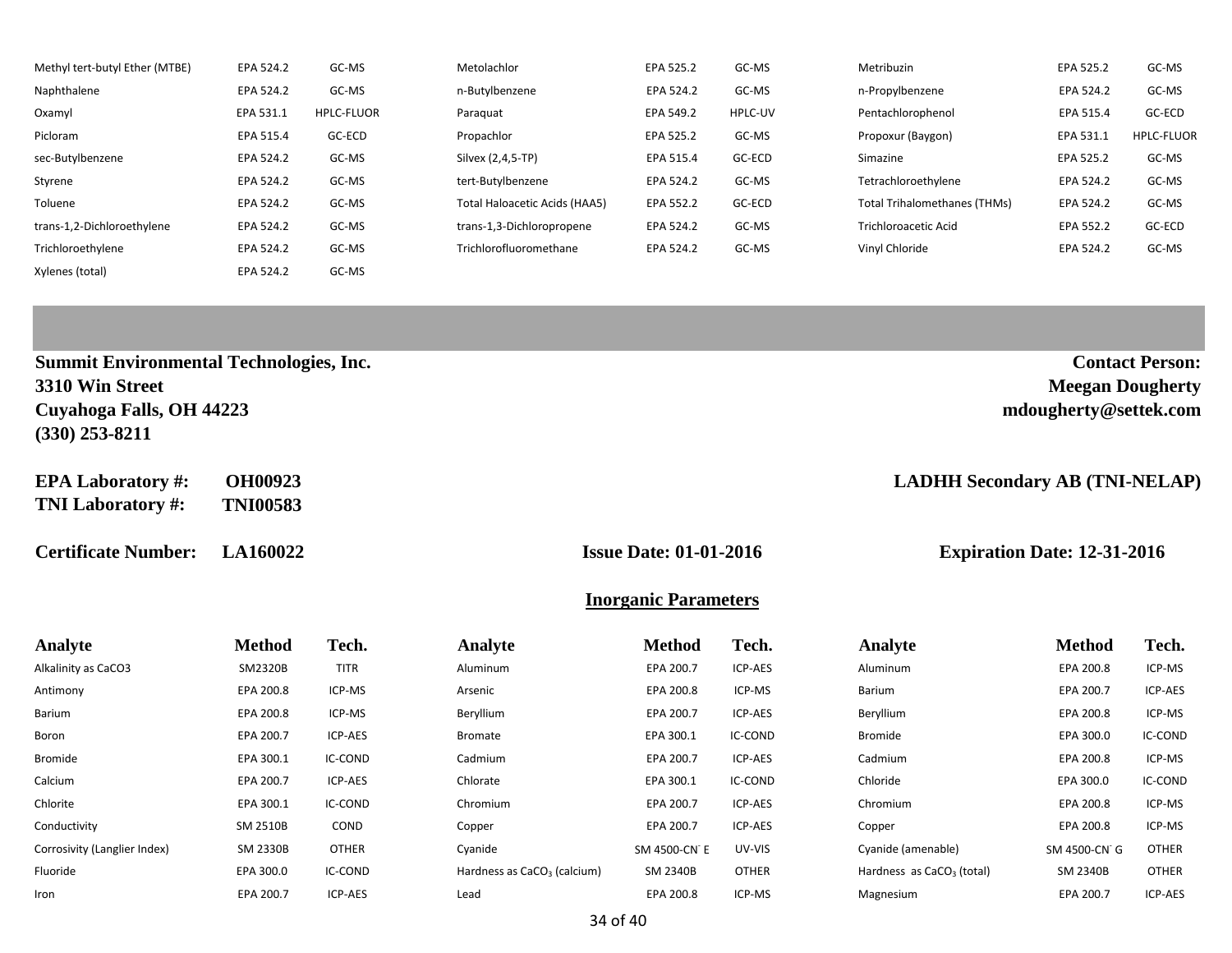| | | | | | | | | |
|---|---|---|---|---|---|---|---|---|
| Methyl tert-butyl Ether (MTBE) | EPA 524.2 | GC-MS | Metolachlor | EPA 525.2 | GC-MS | Metribuzin | EPA 525.2 | GC-MS |
| Naphthalene | EPA 524.2 | GC-MS | n-Butylbenzene | EPA 524.2 | GC-MS | n-Propylbenzene | EPA 524.2 | GC-MS |
| Oxamyl | EPA 531.1 | HPLC-FLUOR | Paraquat | EPA 549.2 | HPLC-UV | Pentachlorophenol | EPA 515.4 | GC-ECD |
| Picloram | EPA 515.4 | GC-ECD | Propachlor | EPA 525.2 | GC-MS | Propoxur (Baygon) | EPA 531.1 | HPLC-FLUOR |
| sec-Butylbenzene | EPA 524.2 | GC-MS | Silvex (2,4,5-TP) | EPA 515.4 | GC-ECD | Simazine | EPA 525.2 | GC-MS |
| Styrene | EPA 524.2 | GC-MS | tert-Butylbenzene | EPA 524.2 | GC-MS | Tetrachloroethylene | EPA 524.2 | GC-MS |
| Toluene | EPA 524.2 | GC-MS | Total Haloacetic Acids (HAA5) | EPA 552.2 | GC-ECD | Total Trihalomethanes (THMs) | EPA 524.2 | GC-MS |
| trans-1,2-Dichloroethylene | EPA 524.2 | GC-MS | trans-1,3-Dichloropropene | EPA 524.2 | GC-MS | Trichloroacetic Acid | EPA 552.2 | GC-ECD |
| Trichloroethylene | EPA 524.2 | GC-MS | Trichlorofluoromethane | EPA 524.2 | GC-MS | Vinyl Chloride | EPA 524.2 | GC-MS |
| Xylenes (total) | EPA 524.2 | GC-MS | | | | | | |

**Summit Environmental Technologies, Inc.**
**3310 Win Street**
**Cuyahoga Falls, OH 44223**
**(330) 253-8211**

**Contact Person:**
**Meegan Dougherty**
**mdougherty@settek.com**

**EPA Laboratory #: OH00923**
**TNI Laboratory #: TNI00583**

**LADHH Secondary AB (TNI-NELAP)**

**Certificate Number: LA160022** **Issue Date: 01-01-2016** **Expiration Date: 12-31-2016**

## Inorganic Parameters

| Analyte | Method | Tech. | Analyte | Method | Tech. | Analyte | Method | Tech. |
|---|---|---|---|---|---|---|---|---|
| Alkalinity as CaCO3 | SM2320B | TITR | Aluminum | EPA 200.7 | ICP-AES | Aluminum | EPA 200.8 | ICP-MS |
| Antimony | EPA 200.8 | ICP-MS | Arsenic | EPA 200.8 | ICP-MS | Barium | EPA 200.7 | ICP-AES |
| Barium | EPA 200.8 | ICP-MS | Beryllium | EPA 200.7 | ICP-AES | Beryllium | EPA 200.8 | ICP-MS |
| Boron | EPA 200.7 | ICP-AES | Bromate | EPA 300.1 | IC-COND | Bromide | EPA 300.0 | IC-COND |
| Bromide | EPA 300.1 | IC-COND | Cadmium | EPA 200.7 | ICP-AES | Cadmium | EPA 200.8 | ICP-MS |
| Calcium | EPA 200.7 | ICP-AES | Chlorate | EPA 300.1 | IC-COND | Chloride | EPA 300.0 | IC-COND |
| Chlorite | EPA 300.1 | IC-COND | Chromium | EPA 200.7 | ICP-AES | Chromium | EPA 200.8 | ICP-MS |
| Conductivity | SM 2510B | COND | Copper | EPA 200.7 | ICP-AES | Copper | EPA 200.8 | ICP-MS |
| Corrosivity (Langlier Index) | SM 2330B | OTHER | Cyanide | SM 4500-$CN^-$ E | UV-VIS | Cyanide (amenable) | SM 4500-$CN^-$ G | OTHER |
| Fluoride | EPA 300.0 | IC-COND | Hardness as $CaCO_3$ (calcium) | SM 2340B | OTHER | Hardness as $CaCO_3$ (total) | SM 2340B | OTHER |
| Iron | EPA 200.7 | ICP-AES | Lead | EPA 200.8 | ICP-MS | Magnesium | EPA 200.7 | ICP-AES |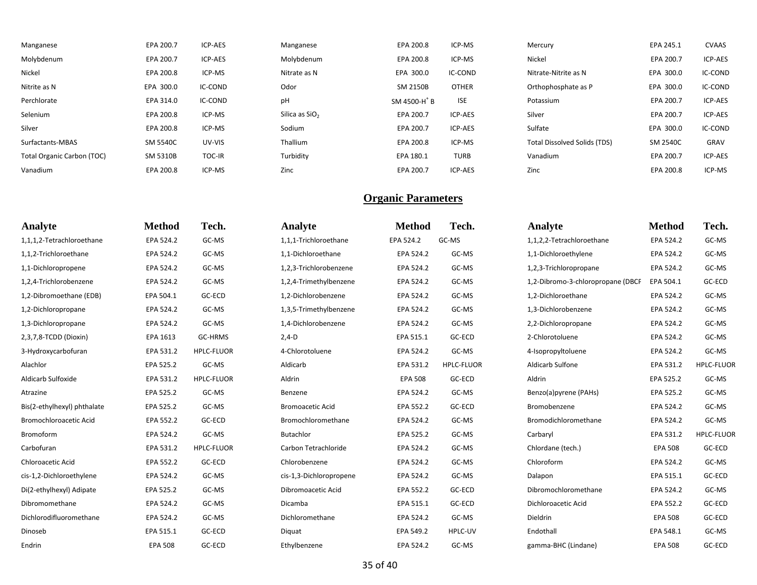| | | | | | | | | |
|---|---|---|---|---|---|---|---|---|
| Manganese | EPA 200.7 | ICP-AES | Manganese | EPA 200.8 | ICP-MS | Mercury | EPA 245.1 | CVAAS |
| Molybdenum | EPA 200.7 | ICP-AES | Molybdenum | EPA 200.8 | ICP-MS | Nickel | EPA 200.7 | ICP-AES |
| Nickel | EPA 200.8 | ICP-MS | Nitrate as N | EPA 300.0 | IC-COND | Nitrate-Nitrite as N | EPA 300.0 | IC-COND |
| Nitrite as N | EPA 300.0 | IC-COND | Odor | SM 2150B | OTHER | Orthophosphate as P | EPA 300.0 | IC-COND |
| Perchlorate | EPA 314.0 | IC-COND | pH | SM 4500-$H^+$ B | ISE | Potassium | EPA 200.7 | ICP-AES |
| Selenium | EPA 200.8 | ICP-MS | Silica as $SiO_2$ | EPA 200.7 | ICP-AES | Silver | EPA 200.7 | ICP-AES |
| Silver | EPA 200.8 | ICP-MS | Sodium | EPA 200.7 | ICP-AES | Sulfate | EPA 300.0 | IC-COND |
| Surfactants-MBAS | SM 5540C | UV-VIS | Thallium | EPA 200.8 | ICP-MS | Total Dissolved Solids (TDS) | SM 2540C | GRAV |
| Total Organic Carbon (TOC) | SM 5310B | TOC-IR | Turbidity | EPA 180.1 | TURB | Vanadium | EPA 200.7 | ICP-AES |
| Vanadium | EPA 200.8 | ICP-MS | Zinc | EPA 200.7 | ICP-AES | Zinc | EPA 200.8 | ICP-MS |

## Organic Parameters

| Analyte | Method | Tech. | Analyte | Method | Tech. | Analyte | Method | Tech. |
|---|---|---|---|---|---|---|---|---|
| 1,1,1,2-Tetrachloroethane | EPA 524.2 | GC-MS | 1,1,1-Trichloroethane | EPA 524.2 | GC-MS | 1,1,2,2-Tetrachloroethane | EPA 524.2 | GC-MS |
| 1,1,2-Trichloroethane | EPA 524.2 | GC-MS | 1,1-Dichloroethane | EPA 524.2 | GC-MS | 1,1-Dichloroethylene | EPA 524.2 | GC-MS |
| 1,1-Dichloropropene | EPA 524.2 | GC-MS | 1,2,3-Trichlorobenzene | EPA 524.2 | GC-MS | 1,2,3-Trichloropropane | EPA 524.2 | GC-MS |
| 1,2,4-Trichlorobenzene | EPA 524.2 | GC-MS | 1,2,4-Trimethylbenzene | EPA 524.2 | GC-MS | 1,2-Dibromo-3-chloropropane (DBCF | EPA 504.1 | GC-ECD |
| 1,2-Dibromoethane (EDB) | EPA 504.1 | GC-ECD | 1,2-Dichlorobenzene | EPA 524.2 | GC-MS | 1,2-Dichloroethane | EPA 524.2 | GC-MS |
| 1,2-Dichloropropane | EPA 524.2 | GC-MS | 1,3,5-Trimethylbenzene | EPA 524.2 | GC-MS | 1,3-Dichlorobenzene | EPA 524.2 | GC-MS |
| 1,3-Dichloropropane | EPA 524.2 | GC-MS | 1,4-Dichlorobenzene | EPA 524.2 | GC-MS | 2,2-Dichloropropane | EPA 524.2 | GC-MS |
| 2,3,7,8-TCDD (Dioxin) | EPA 1613 | GC-HRMS | 2,4-D | EPA 515.1 | GC-ECD | 2-Chlorotoluene | EPA 524.2 | GC-MS |
| 3-Hydroxycarbofuran | EPA 531.2 | HPLC-FLUOR | 4-Chlorotoluene | EPA 524.2 | GC-MS | 4-Isopropyltoluene | EPA 524.2 | GC-MS |
| Alachlor | EPA 525.2 | GC-MS | Aldicarb | EPA 531.2 | HPLC-FLUOR | Aldicarb Sulfone | EPA 531.2 | HPLC-FLUOR |
| Aldicarb Sulfoxide | EPA 531.2 | HPLC-FLUOR | Aldrin | EPA 508 | GC-ECD | Aldrin | EPA 525.2 | GC-MS |
| Atrazine | EPA 525.2 | GC-MS | Benzene | EPA 524.2 | GC-MS | Benzo(a)pyrene (PAHs) | EPA 525.2 | GC-MS |
| Bis(2-ethylhexyl) phthalate | EPA 525.2 | GC-MS | Bromoacetic Acid | EPA 552.2 | GC-ECD | Bromobenzene | EPA 524.2 | GC-MS |
| Bromochloroacetic Acid | EPA 552.2 | GC-ECD | Bromochloromethane | EPA 524.2 | GC-MS | Bromodichloromethane | EPA 524.2 | GC-MS |
| Bromoform | EPA 524.2 | GC-MS | Butachlor | EPA 525.2 | GC-MS | Carbaryl | EPA 531.2 | HPLC-FLUOR |
| Carbofuran | EPA 531.2 | HPLC-FLUOR | Carbon Tetrachloride | EPA 524.2 | GC-MS | Chlordane (tech.) | EPA 508 | GC-ECD |
| Chloroacetic Acid | EPA 552.2 | GC-ECD | Chlorobenzene | EPA 524.2 | GC-MS | Chloroform | EPA 524.2 | GC-MS |
| cis-1,2-Dichloroethylene | EPA 524.2 | GC-MS | cis-1,3-Dichloropropene | EPA 524.2 | GC-MS | Dalapon | EPA 515.1 | GC-ECD |
| Di(2-ethylhexyl) Adipate | EPA 525.2 | GC-MS | Dibromoacetic Acid | EPA 552.2 | GC-ECD | Dibromochloromethane | EPA 524.2 | GC-MS |
| Dibromomethane | EPA 524.2 | GC-MS | Dicamba | EPA 515.1 | GC-ECD | Dichloroacetic Acid | EPA 552.2 | GC-ECD |
| Dichlorodifluoromethane | EPA 524.2 | GC-MS | Dichloromethane | EPA 524.2 | GC-MS | Dieldrin | EPA 508 | GC-ECD |
| Dinoseb | EPA 515.1 | GC-ECD | Diquat | EPA 549.2 | HPLC-UV | Endothall | EPA 548.1 | GC-MS |
| Endrin | EPA 508 | GC-ECD | Ethylbenzene | EPA 524.2 | GC-MS | gamma-BHC (Lindane) | EPA 508 | GC-ECD |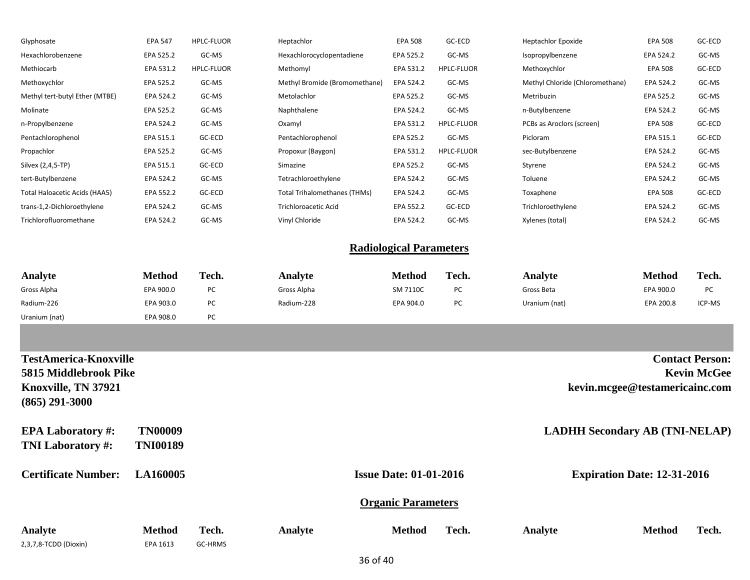| Analyte | Method | Tech. | Analyte | Method | Tech. | Analyte | Method | Tech. |
|---|---|---|---|---|---|---|---|---|
| Glyphosate | EPA 547 | HPLC-FLUOR | Heptachlor | EPA 508 | GC-ECD | Heptachlor Epoxide | EPA 508 | GC-ECD |
| Hexachlorobenzene | EPA 525.2 | GC-MS | Hexachlorocyclopentadiene | EPA 525.2 | GC-MS | Isopropylbenzene | EPA 524.2 | GC-MS |
| Methiocarb | EPA 531.2 | HPLC-FLUOR | Methomyl | EPA 531.2 | HPLC-FLUOR | Methoxychlor | EPA 508 | GC-ECD |
| Methoxychlor | EPA 525.2 | GC-MS | Methyl Bromide (Bromomethane) | EPA 524.2 | GC-MS | Methyl Chloride (Chloromethane) | EPA 524.2 | GC-MS |
| Methyl tert-butyl Ether (MTBE) | EPA 524.2 | GC-MS | Metolachlor | EPA 525.2 | GC-MS | Metribuzin | EPA 525.2 | GC-MS |
| Molinate | EPA 525.2 | GC-MS | Naphthalene | EPA 524.2 | GC-MS | n-Butylbenzene | EPA 524.2 | GC-MS |
| n-Propylbenzene | EPA 524.2 | GC-MS | Oxamyl | EPA 531.2 | HPLC-FLUOR | PCBs as Aroclors (screen) | EPA 508 | GC-ECD |
| Pentachlorophenol | EPA 515.1 | GC-ECD | Pentachlorophenol | EPA 525.2 | GC-MS | Picloram | EPA 515.1 | GC-ECD |
| Propachlor | EPA 525.2 | GC-MS | Propoxur (Baygon) | EPA 531.2 | HPLC-FLUOR | sec-Butylbenzene | EPA 524.2 | GC-MS |
| Silvex (2,4,5-TP) | EPA 515.1 | GC-ECD | Simazine | EPA 525.2 | GC-MS | Styrene | EPA 524.2 | GC-MS |
| tert-Butylbenzene | EPA 524.2 | GC-MS | Tetrachloroethylene | EPA 524.2 | GC-MS | Toluene | EPA 524.2 | GC-MS |
| Total Haloacetic Acids (HAA5) | EPA 552.2 | GC-ECD | Total Trihalomethanes (THMs) | EPA 524.2 | GC-MS | Toxaphene | EPA 508 | GC-ECD |
| trans-1,2-Dichloroethylene | EPA 524.2 | GC-MS | Trichloroacetic Acid | EPA 552.2 | GC-ECD | Trichloroethylene | EPA 524.2 | GC-MS |
| Trichlorofluoromethane | EPA 524.2 | GC-MS | Vinyl Chloride | EPA 524.2 | GC-MS | Xylenes (total) | EPA 524.2 | GC-MS |

## Radiological Parameters

| Analyte | Method | Tech. | Analyte | Method | Tech. | Analyte | Method | Tech. |
|---|---|---|---|---|---|---|---|---|
| Gross Alpha | EPA 900.0 | PC | Gross Alpha | SM 7110C | PC | Gross Beta | EPA 900.0 | PC |
| Radium-226 | EPA 903.0 | PC | Radium-228 | EPA 904.0 | PC | Uranium (nat) | EPA 200.8 | ICP-MS |
| Uranium (nat) | EPA 908.0 | PC | | | | | | |

**TestAmerica-Knoxville**
**5815 Middlebrook Pike**
**Knoxville, TN 37921**
**(865) 291-3000**

**Contact Person:**
**Kevin McGee**
**kevin.mcgee@testamericainc.com**

**EPA Laboratory #:** **TN00009**
**TNI Laboratory #:** **TNI00189**

**LADHH Secondary AB (TNI-NELAP)**

**Certificate Number:** **LA160005** **Issue Date: 01-01-2016** **Expiration Date: 12-31-2016**

## Organic Parameters

| Analyte | Method | Tech. | Analyte | Method | Tech. | Analyte | Method | Tech. |
|---|---|---|---|---|---|---|---|---|
| 2,3,7,8-TCDD (Dioxin) | EPA 1613 | GC-HRMS | | | | | | |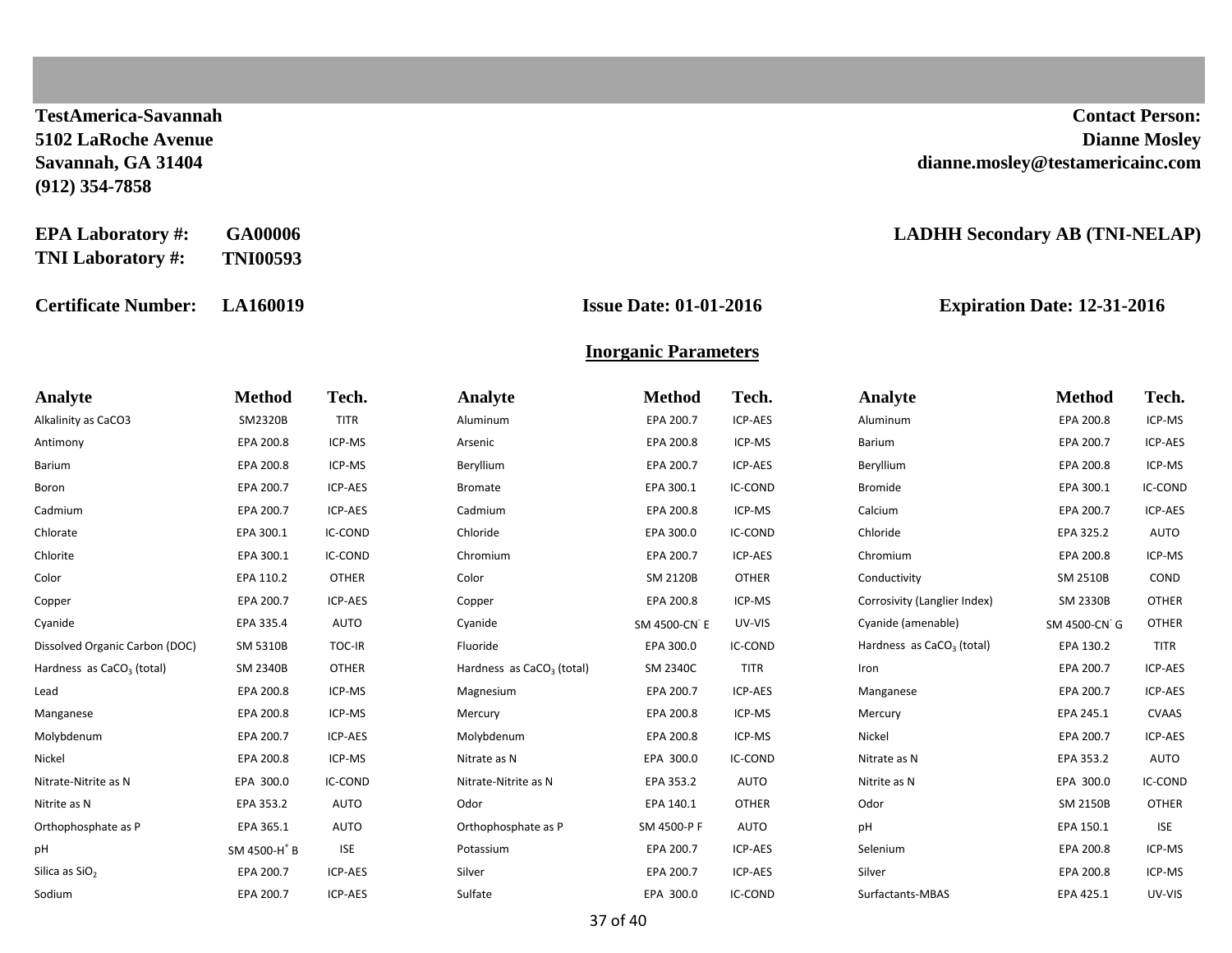**TestAmerica-Savannah**
**5102 LaRoche Avenue**
**Savannah, GA 31404**
**(912) 354-7858**

**Contact Person:**
**Dianne Mosley**
**dianne.mosley@testamericainc.com**

**EPA Laboratory #:** **GA00006**
**TNI Laboratory #:** **TNI00593**

**LADHH Secondary AB (TNI-NELAP)**

**Certificate Number:** **LA160019** **Issue Date: 01-01-2016** **Expiration Date: 12-31-2016**

## Inorganic Parameters

| Analyte | Method | Tech. | Analyte | Method | Tech. | Analyte | Method | Tech. |
|---|---|---|---|---|---|---|---|---|
| Alkalinity as CaCO3 | SM2320B | TITR | Aluminum | EPA 200.7 | ICP-AES | Aluminum | EPA 200.8 | ICP-MS |
| Antimony | EPA 200.8 | ICP-MS | Arsenic | EPA 200.8 | ICP-MS | Barium | EPA 200.7 | ICP-AES |
| Barium | EPA 200.8 | ICP-MS | Beryllium | EPA 200.7 | ICP-AES | Beryllium | EPA 200.8 | ICP-MS |
| Boron | EPA 200.7 | ICP-AES | Bromate | EPA 300.1 | IC-COND | Bromide | EPA 300.1 | IC-COND |
| Cadmium | EPA 200.7 | ICP-AES | Cadmium | EPA 200.8 | ICP-MS | Calcium | EPA 200.7 | ICP-AES |
| Chlorate | EPA 300.1 | IC-COND | Chloride | EPA 300.0 | IC-COND | Chloride | EPA 325.2 | AUTO |
| Chlorite | EPA 300.1 | IC-COND | Chromium | EPA 200.7 | ICP-AES | Chromium | EPA 200.8 | ICP-MS |
| Color | EPA 110.2 | OTHER | Color | SM 2120B | OTHER | Conductivity | SM 2510B | COND |
| Copper | EPA 200.7 | ICP-AES | Copper | EPA 200.8 | ICP-MS | Corrosivity (Langlier Index) | SM 2330B | OTHER |
| Cyanide | EPA 335.4 | AUTO | Cyanide | SM 4500-$CN^-$ E | UV-VIS | Cyanide (amenable) | SM 4500-$CN^-$ G | OTHER |
| Dissolved Organic Carbon (DOC) | SM 5310B | TOC-IR | Fluoride | EPA 300.0 | IC-COND | Hardness as $CaCO_3$ (total) | EPA 130.2 | TITR |
| Hardness as $CaCO_3$ (total) | SM 2340B | OTHER | Hardness as $CaCO_3$ (total) | SM 2340C | TITR | Iron | EPA 200.7 | ICP-AES |
| Lead | EPA 200.8 | ICP-MS | Magnesium | EPA 200.7 | ICP-AES | Manganese | EPA 200.7 | ICP-AES |
| Manganese | EPA 200.8 | ICP-MS | Mercury | EPA 200.8 | ICP-MS | Mercury | EPA 245.1 | CVAAS |
| Molybdenum | EPA 200.7 | ICP-AES | Molybdenum | EPA 200.8 | ICP-MS | Nickel | EPA 200.7 | ICP-AES |
| Nickel | EPA 200.8 | ICP-MS | Nitrate as N | EPA 300.0 | IC-COND | Nitrate as N | EPA 353.2 | AUTO |
| Nitrate-Nitrite as N | EPA 300.0 | IC-COND | Nitrate-Nitrite as N | EPA 353.2 | AUTO | Nitrite as N | EPA 300.0 | IC-COND |
| Nitrite as N | EPA 353.2 | AUTO | Odor | EPA 140.1 | OTHER | Odor | SM 2150B | OTHER |
| Orthophosphate as P | EPA 365.1 | AUTO | Orthophosphate as P | SM 4500-P F | AUTO | pH | EPA 150.1 | ISE |
| pH | SM 4500-$H^+$ B | ISE | Potassium | EPA 200.7 | ICP-AES | Selenium | EPA 200.8 | ICP-MS |
| Silica as $SiO_2$ | EPA 200.7 | ICP-AES | Silver | EPA 200.7 | ICP-AES | Silver | EPA 200.8 | ICP-MS |
| Sodium | EPA 200.7 | ICP-AES | Sulfate | EPA 300.0 | IC-COND | Surfactants-MBAS | EPA 425.1 | UV-VIS |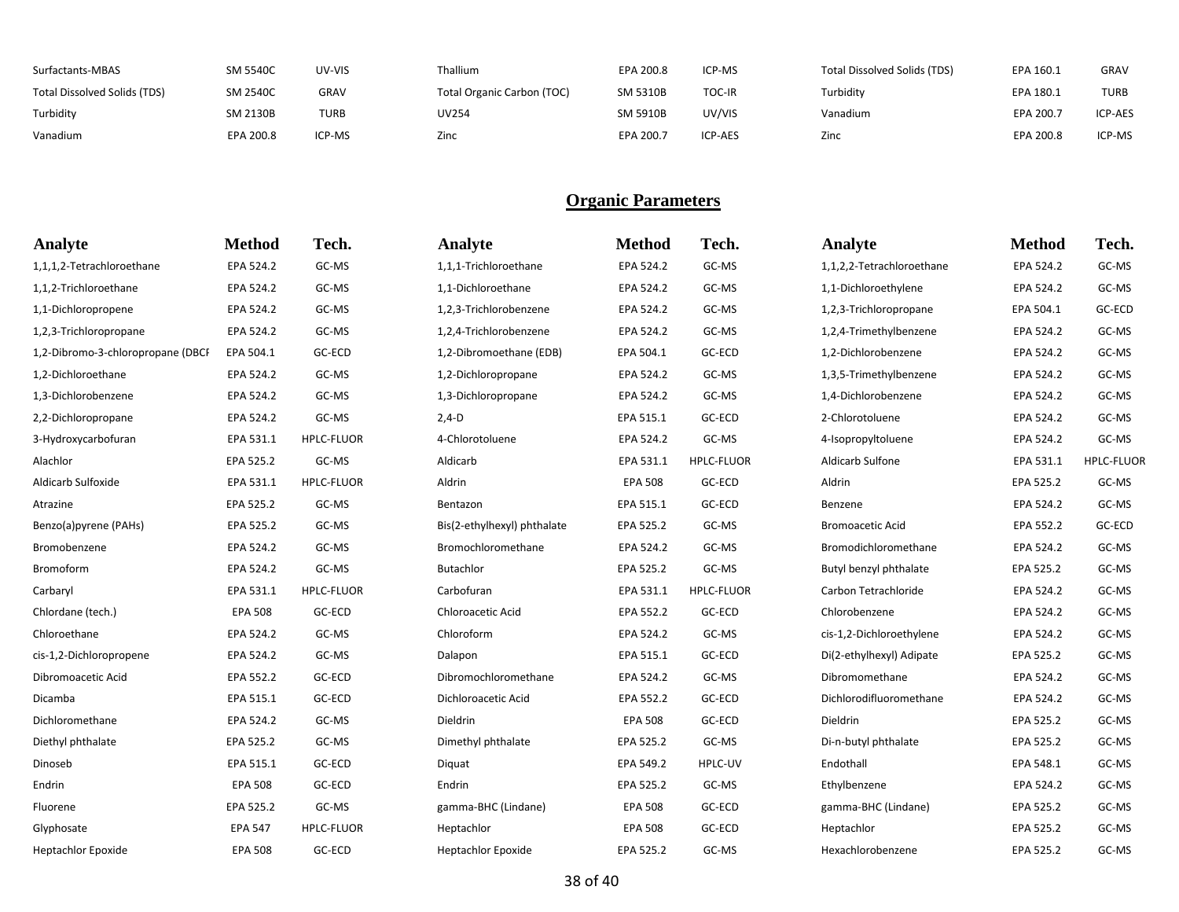| | | | | | | | | |
|---|---|---|---|---|---|---|---|---|
| Surfactants-MBAS | SM 5540C | UV-VIS | Thallium | EPA 200.8 | ICP-MS | Total Dissolved Solids (TDS) | EPA 160.1 | GRAV |
| Total Dissolved Solids (TDS) | SM 2540C | GRAV | Total Organic Carbon (TOC) | SM 5310B | TOC-IR | Turbidity | EPA 180.1 | TURB |
| Turbidity | SM 2130B | TURB | UV254 | SM 5910B | UV/VIS | Vanadium | EPA 200.7 | ICP-AES |
| Vanadium | EPA 200.8 | ICP-MS | Zinc | EPA 200.7 | ICP-AES | Zinc | EPA 200.8 | ICP-MS |

## Organic Parameters

| Analyte | Method | Tech. | Analyte | Method | Tech. | Analyte | Method | Tech. |
|---|---|---|---|---|---|---|---|---|
| 1,1,1,2-Tetrachloroethane | EPA 524.2 | GC-MS | 1,1,1-Trichloroethane | EPA 524.2 | GC-MS | 1,1,2,2-Tetrachloroethane | EPA 524.2 | GC-MS |
| 1,1,2-Trichloroethane | EPA 524.2 | GC-MS | 1,1-Dichloroethane | EPA 524.2 | GC-MS | 1,1-Dichloroethylene | EPA 524.2 | GC-MS |
| 1,1-Dichloropropene | EPA 524.2 | GC-MS | 1,2,3-Trichlorobenzene | EPA 524.2 | GC-MS | 1,2,3-Trichloropropane | EPA 504.1 | GC-ECD |
| 1,2,3-Trichloropropane | EPA 524.2 | GC-MS | 1,2,4-Trichlorobenzene | EPA 524.2 | GC-MS | 1,2,4-Trimethylbenzene | EPA 524.2 | GC-MS |
| 1,2-Dibromo-3-chloropropane (DBCF | EPA 504.1 | GC-ECD | 1,2-Dibromoethane (EDB) | EPA 504.1 | GC-ECD | 1,2-Dichlorobenzene | EPA 524.2 | GC-MS |
| 1,2-Dichloroethane | EPA 524.2 | GC-MS | 1,2-Dichloropropane | EPA 524.2 | GC-MS | 1,3,5-Trimethylbenzene | EPA 524.2 | GC-MS |
| 1,3-Dichlorobenzene | EPA 524.2 | GC-MS | 1,3-Dichloropropane | EPA 524.2 | GC-MS | 1,4-Dichlorobenzene | EPA 524.2 | GC-MS |
| 2,2-Dichloropropane | EPA 524.2 | GC-MS | 2,4-D | EPA 515.1 | GC-ECD | 2-Chlorotoluene | EPA 524.2 | GC-MS |
| 3-Hydroxycarbofuran | EPA 531.1 | HPLC-FLUOR | 4-Chlorotoluene | EPA 524.2 | GC-MS | 4-Isopropyltoluene | EPA 524.2 | GC-MS |
| Alachlor | EPA 525.2 | GC-MS | Aldicarb | EPA 531.1 | HPLC-FLUOR | Aldicarb Sulfone | EPA 531.1 | HPLC-FLUOR |
| Aldicarb Sulfoxide | EPA 531.1 | HPLC-FLUOR | Aldrin | EPA 508 | GC-ECD | Aldrin | EPA 525.2 | GC-MS |
| Atrazine | EPA 525.2 | GC-MS | Bentazon | EPA 515.1 | GC-ECD | Benzene | EPA 524.2 | GC-MS |
| Benzo(a)pyrene (PAHs) | EPA 525.2 | GC-MS | Bis(2-ethylhexyl) phthalate | EPA 525.2 | GC-MS | Bromoacetic Acid | EPA 552.2 | GC-ECD |
| Bromobenzene | EPA 524.2 | GC-MS | Bromochloromethane | EPA 524.2 | GC-MS | Bromodichloromethane | EPA 524.2 | GC-MS |
| Bromoform | EPA 524.2 | GC-MS | Butachlor | EPA 525.2 | GC-MS | Butyl benzyl phthalate | EPA 525.2 | GC-MS |
| Carbaryl | EPA 531.1 | HPLC-FLUOR | Carbofuran | EPA 531.1 | HPLC-FLUOR | Carbon Tetrachloride | EPA 524.2 | GC-MS |
| Chlordane (tech.) | EPA 508 | GC-ECD | Chloroacetic Acid | EPA 552.2 | GC-ECD | Chlorobenzene | EPA 524.2 | GC-MS |
| Chloroethane | EPA 524.2 | GC-MS | Chloroform | EPA 524.2 | GC-MS | cis-1,2-Dichloroethylene | EPA 524.2 | GC-MS |
| cis-1,2-Dichloropropene | EPA 524.2 | GC-MS | Dalapon | EPA 515.1 | GC-ECD | Di(2-ethylhexyl) Adipate | EPA 525.2 | GC-MS |
| Dibromoacetic Acid | EPA 552.2 | GC-ECD | Dibromochloromethane | EPA 524.2 | GC-MS | Dibromomethane | EPA 524.2 | GC-MS |
| Dicamba | EPA 515.1 | GC-ECD | Dichloroacetic Acid | EPA 552.2 | GC-ECD | Dichlorodifluoromethane | EPA 524.2 | GC-MS |
| Dichloromethane | EPA 524.2 | GC-MS | Dieldrin | EPA 508 | GC-ECD | Dieldrin | EPA 525.2 | GC-MS |
| Diethyl phthalate | EPA 525.2 | GC-MS | Dimethyl phthalate | EPA 525.2 | GC-MS | Di-n-butyl phthalate | EPA 525.2 | GC-MS |
| Dinoseb | EPA 515.1 | GC-ECD | Diquat | EPA 549.2 | HPLC-UV | Endothall | EPA 548.1 | GC-MS |
| Endrin | EPA 508 | GC-ECD | Endrin | EPA 525.2 | GC-MS | Ethylbenzene | EPA 524.2 | GC-MS |
| Fluorene | EPA 525.2 | GC-MS | gamma-BHC (Lindane) | EPA 508 | GC-ECD | gamma-BHC (Lindane) | EPA 525.2 | GC-MS |
| Glyphosate | EPA 547 | HPLC-FLUOR | Heptachlor | EPA 508 | GC-ECD | Heptachlor | EPA 525.2 | GC-MS |
| Heptachlor Epoxide | EPA 508 | GC-ECD | Heptachlor Epoxide | EPA 525.2 | GC-MS | Hexachlorobenzene | EPA 525.2 | GC-MS |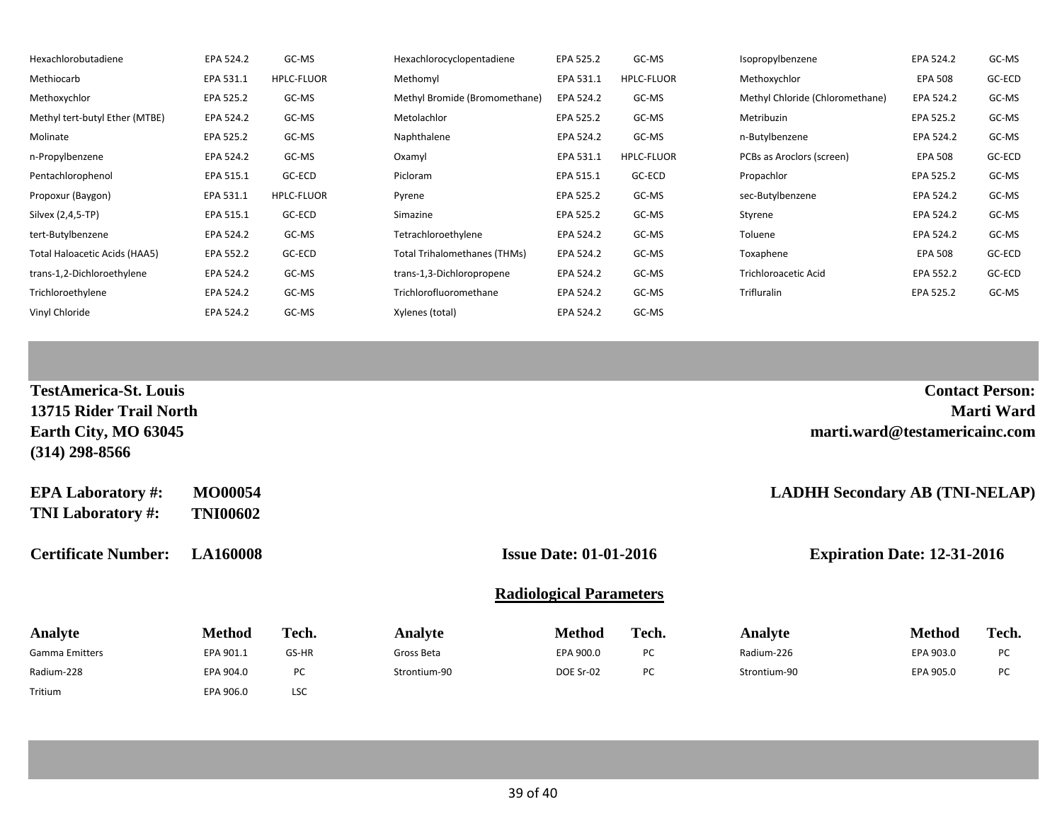| Analyte | Method | Tech. | Analyte | Method | Tech. | Analyte | Method | Tech. |
|---|---|---|---|---|---|---|---|---|
| Hexachlorobutadiene | EPA 524.2 | GC-MS | Hexachlorocyclopentadiene | EPA 525.2 | GC-MS | Isopropylbenzene | EPA 524.2 | GC-MS |
| Methiocarb | EPA 531.1 | HPLC-FLUOR | Methomyl | EPA 531.1 | HPLC-FLUOR | Methoxychlor | EPA 508 | GC-ECD |
| Methoxychlor | EPA 525.2 | GC-MS | Methyl Bromide (Bromomethane) | EPA 524.2 | GC-MS | Methyl Chloride (Chloromethane) | EPA 524.2 | GC-MS |
| Methyl tert-butyl Ether (MTBE) | EPA 524.2 | GC-MS | Metolachlor | EPA 525.2 | GC-MS | Metribuzin | EPA 525.2 | GC-MS |
| Molinate | EPA 525.2 | GC-MS | Naphthalene | EPA 524.2 | GC-MS | n-Butylbenzene | EPA 524.2 | GC-MS |
| n-Propylbenzene | EPA 524.2 | GC-MS | Oxamyl | EPA 531.1 | HPLC-FLUOR | PCBs as Aroclors (screen) | EPA 508 | GC-ECD |
| Pentachlorophenol | EPA 515.1 | GC-ECD | Picloram | EPA 515.1 | GC-ECD | Propachlor | EPA 525.2 | GC-MS |
| Propoxur (Baygon) | EPA 531.1 | HPLC-FLUOR | Pyrene | EPA 525.2 | GC-MS | sec-Butylbenzene | EPA 524.2 | GC-MS |
| Silvex (2,4,5-TP) | EPA 515.1 | GC-ECD | Simazine | EPA 525.2 | GC-MS | Styrene | EPA 524.2 | GC-MS |
| tert-Butylbenzene | EPA 524.2 | GC-MS | Tetrachloroethylene | EPA 524.2 | GC-MS | Toluene | EPA 524.2 | GC-MS |
| Total Haloacetic Acids (HAA5) | EPA 552.2 | GC-ECD | Total Trihalomethanes (THMs) | EPA 524.2 | GC-MS | Toxaphene | EPA 508 | GC-ECD |
| trans-1,2-Dichloroethylene | EPA 524.2 | GC-MS | trans-1,3-Dichloropropene | EPA 524.2 | GC-MS | Trichloroacetic Acid | EPA 552.2 | GC-ECD |
| Trichloroethylene | EPA 524.2 | GC-MS | Trichlorofluoromethane | EPA 524.2 | GC-MS | Trifluralin | EPA 525.2 | GC-MS |
| Vinyl Chloride | EPA 524.2 | GC-MS | Xylenes (total) | EPA 524.2 | GC-MS | | | |

**TestAmerica-St. Louis**
**13715 Rider Trail North**
**Earth City, MO 63045**
**(314) 298-8566**

**Contact Person:**
**Marti Ward**
**marti.ward@testamericainc.com**

**EPA Laboratory #:** **MO00054**
**TNI Laboratory #:** **TNI00602**

**LADHH Secondary AB (TNI-NELAP)**

**Certificate Number:** **LA160008**

**Issue Date: 01-01-2016**

**Expiration Date: 12-31-2016**

## Radiological Parameters

| Analyte | Method | Tech. | Analyte | Method | Tech. | Analyte | Method | Tech. |
|---|---|---|---|---|---|---|---|---|
| Gamma Emitters | EPA 901.1 | GS-HR | Gross Beta | EPA 900.0 | PC | Radium-226 | EPA 903.0 | PC |
| Radium-228 | EPA 904.0 | PC | Strontium-90 | DOE Sr-02 | PC | Strontium-90 | EPA 905.0 | PC |
| Tritium | EPA 906.0 | LSC | | | | | | |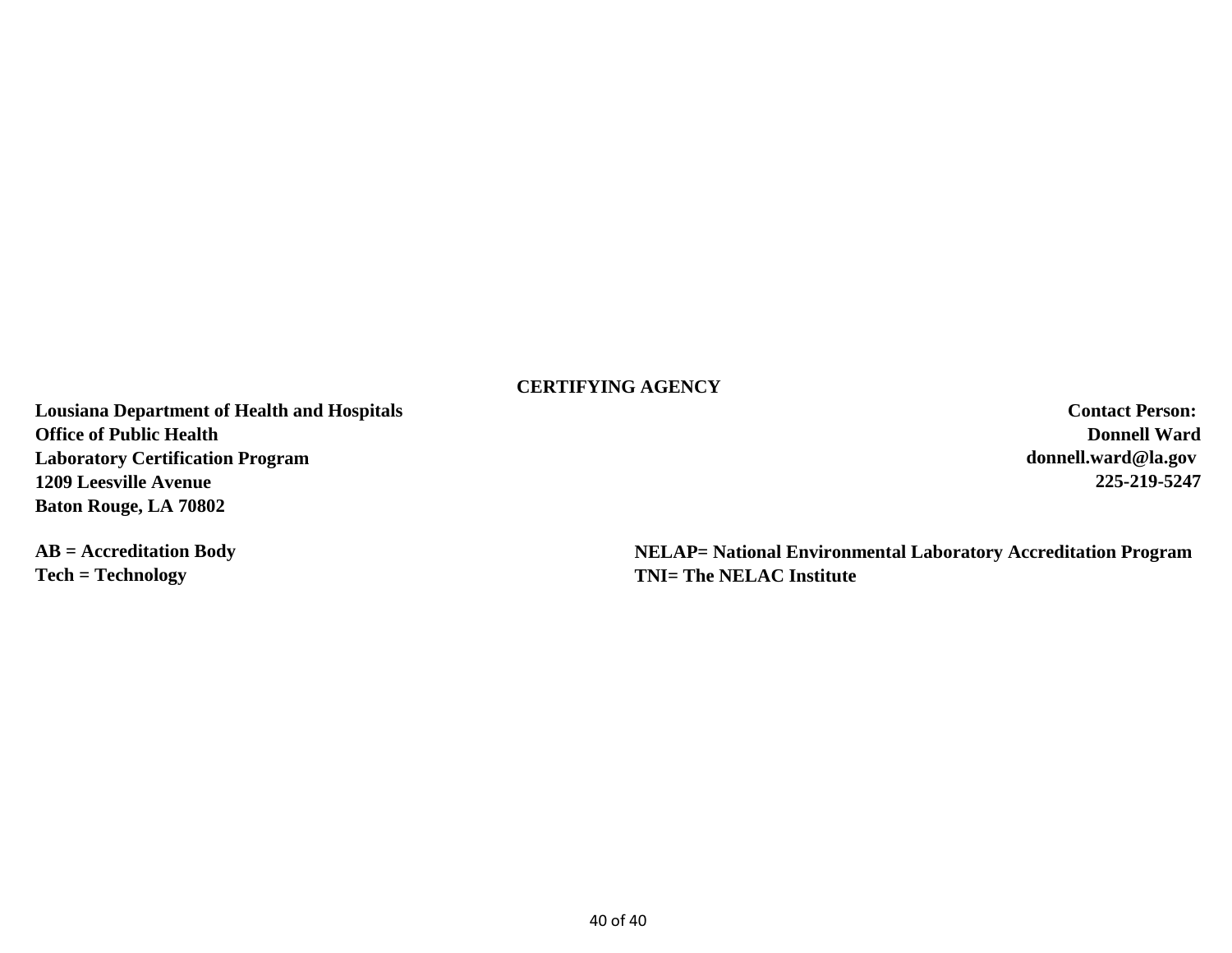**CERTIFYING AGENCY**

**Lousiana Department of Health and Hospitals**
**Office of Public Health**
**Laboratory Certification Program**
**1209 Leesville Avenue**
**Baton Rouge, LA 70802**

**Contact Person:**
**Donnell Ward**
**donnell.ward@la.gov**
**225-219-5247**

**AB = Accreditation Body**
**Tech = Technology**

**NELAP= National Environmental Laboratory Accreditation Program**
**TNI= The NELAC Institute**